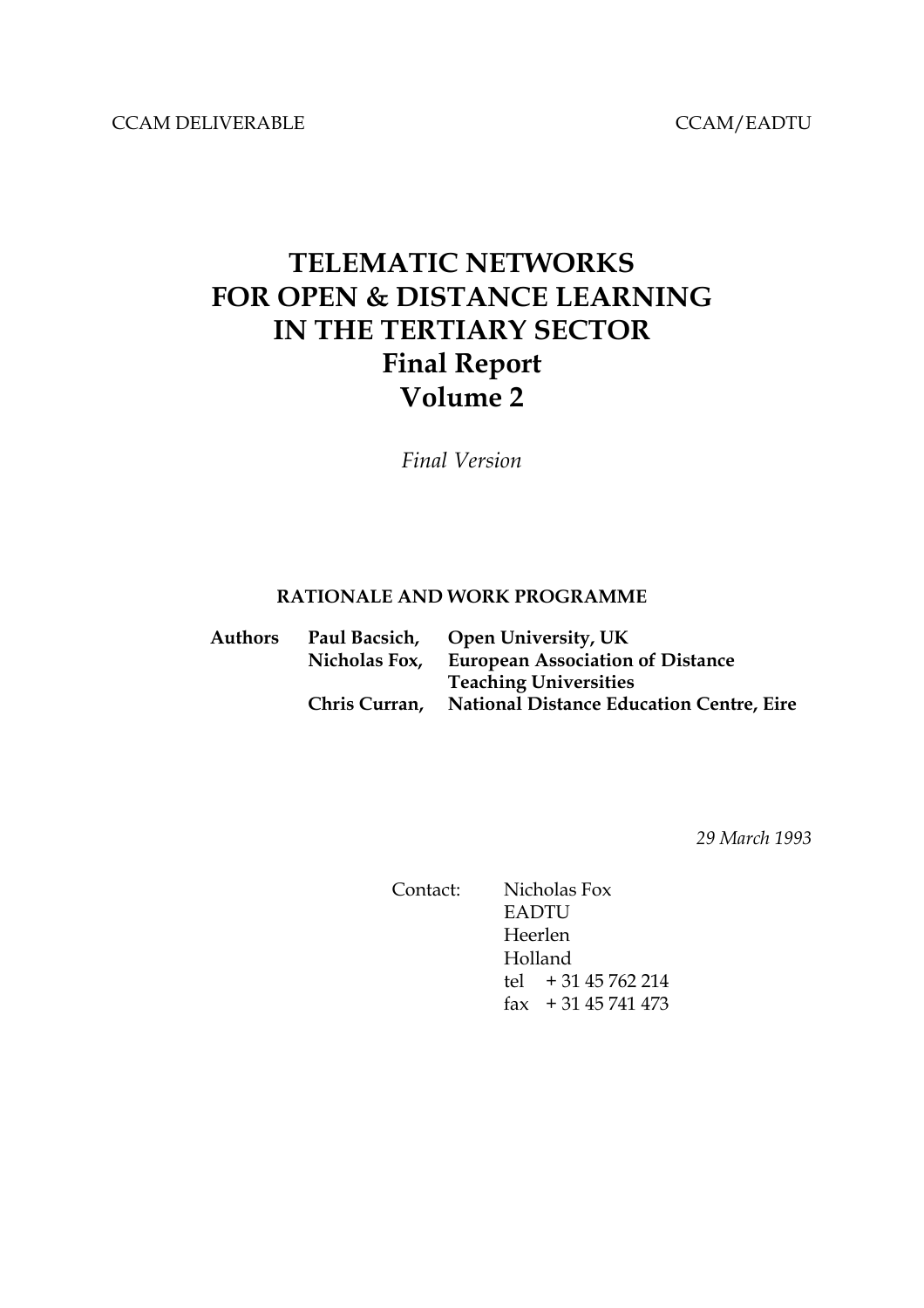CCAM DELIVERABLE CCAM/EADTU

# TELEMATIC NETWORKS FOR OPEN & DISTANCE LEARNING IN THE TERTIARY SECTOR
# Final Report
# Volume 2

*Final Version*

**RATIONALE AND WORK PROGRAMME**

| | | |
|---|---|---|
| **Authors** | **Paul Bacsich,** | **Open University, UK** |
| | **Nicholas Fox,** | **European Association of Distance Teaching Universities** |
| | **Chris Curran,** | **National Distance Education Centre, Eire** |

*29 March 1993*

Contact: Nicholas Fox
EADTU
Heerlen
Holland
tel + 31 45 762 214
fax + 31 45 741 473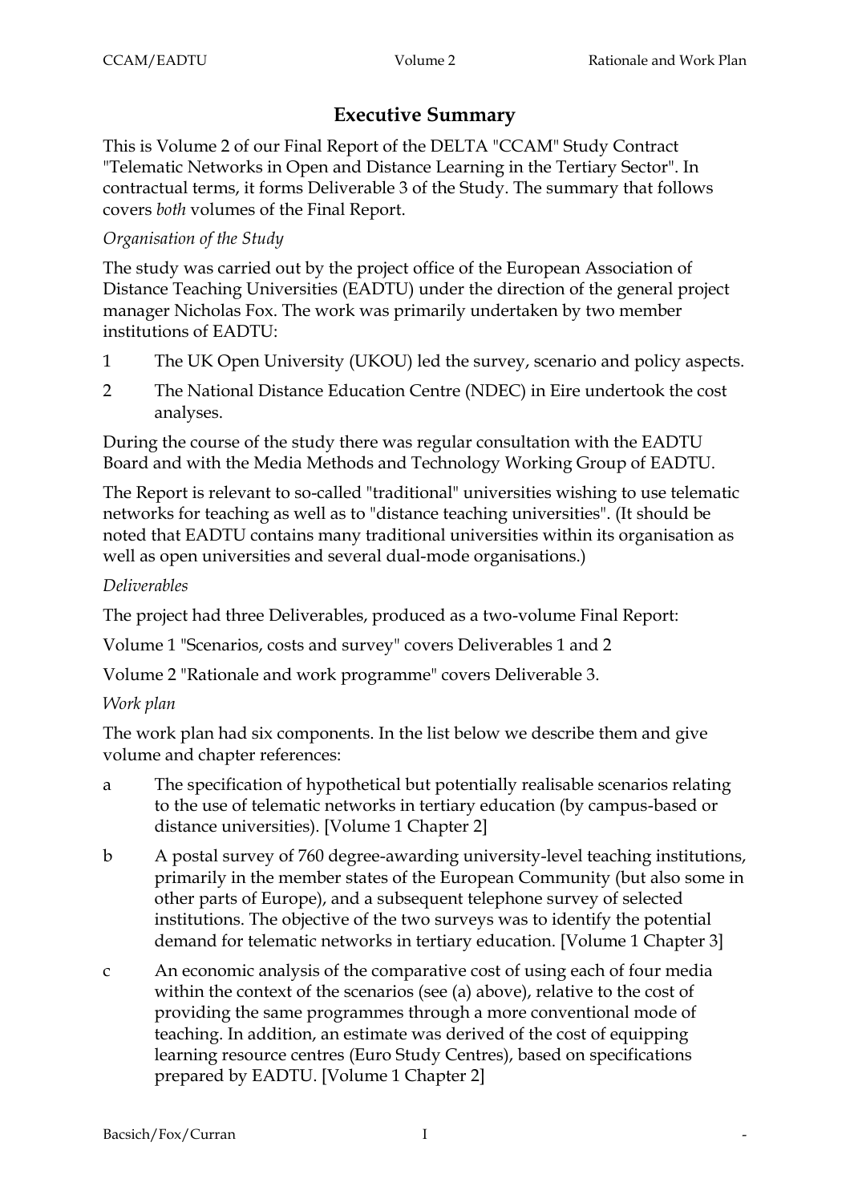# Executive Summary

This is Volume 2 of our Final Report of the DELTA "CCAM" Study Contract "Telematic Networks in Open and Distance Learning in the Tertiary Sector". In contractual terms, it forms Deliverable 3 of the Study. The summary that follows covers *both* volumes of the Final Report.

*Organisation of the Study*

The study was carried out by the project office of the European Association of Distance Teaching Universities (EADTU) under the direction of the general project manager Nicholas Fox. The work was primarily undertaken by two member institutions of EADTU:

1. The UK Open University (UKOU) led the survey, scenario and policy aspects.
2. The National Distance Education Centre (NDEC) in Eire undertook the cost analyses.

During the course of the study there was regular consultation with the EADTU Board and with the Media Methods and Technology Working Group of EADTU.

The Report is relevant to so-called "traditional" universities wishing to use telematic networks for teaching as well as to "distance teaching universities". (It should be noted that EADTU contains many traditional universities within its organisation as well as open universities and several dual-mode organisations.)

*Deliverables*

The project had three Deliverables, produced as a two-volume Final Report:

Volume 1 "Scenarios, costs and survey" covers Deliverables 1 and 2

Volume 2 "Rationale and work programme" covers Deliverable 3.

*Work plan*

The work plan had six components. In the list below we describe them and give volume and chapter references:

- a The specification of hypothetical but potentially realisable scenarios relating to the use of telematic networks in tertiary education (by campus-based or distance universities). [Volume 1 Chapter 2]
- b A postal survey of 760 degree-awarding university-level teaching institutions, primarily in the member states of the European Community (but also some in other parts of Europe), and a subsequent telephone survey of selected institutions. The objective of the two surveys was to identify the potential demand for telematic networks in tertiary education. [Volume 1 Chapter 3]
- c An economic analysis of the comparative cost of using each of four media within the context of the scenarios (see (a) above), relative to the cost of providing the same programmes through a more conventional mode of teaching. In addition, an estimate was derived of the cost of equipping learning resource centres (Euro Study Centres), based on specifications prepared by EADTU. [Volume 1 Chapter 2]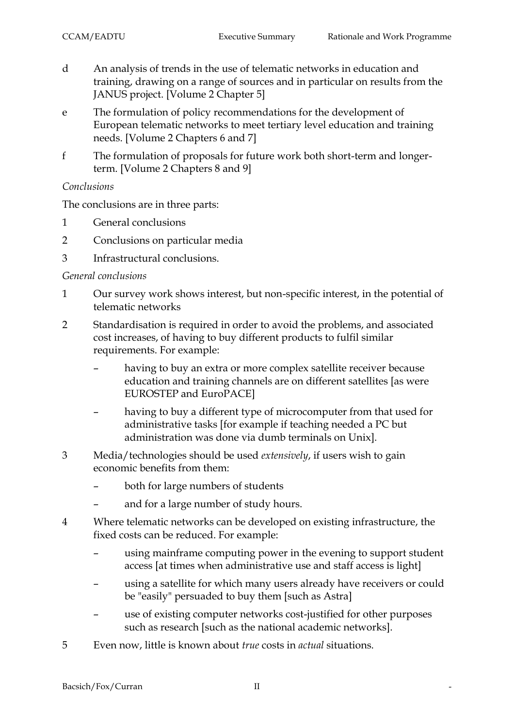d An analysis of trends in the use of telematic networks in education and training, drawing on a range of sources and in particular on results from the JANUS project. [Volume 2 Chapter 5]

e The formulation of policy recommendations for the development of European telematic networks to meet tertiary level education and training needs. [Volume 2 Chapters 6 and 7]

f The formulation of proposals for future work both short-term and longer-term. [Volume 2 Chapters 8 and 9]

*Conclusions*

The conclusions are in three parts:

1 General conclusions

2 Conclusions on particular media

3 Infrastructural conclusions.

*General conclusions*

1 Our survey work shows interest, but non-specific interest, in the potential of telematic networks

2 Standardisation is required in order to avoid the problems, and associated cost increases, of having to buy different products to fulfil similar requirements. For example:

   – having to buy an extra or more complex satellite receiver because education and training channels are on different satellites [as were EUROSTEP and EuroPACE]

   – having to buy a different type of microcomputer from that used for administrative tasks [for example if teaching needed a PC but administration was done via dumb terminals on Unix].

3 Media/technologies should be used *extensively*, if users wish to gain economic benefits from them:

   – both for large numbers of students

   – and for a large number of study hours.

4 Where telematic networks can be developed on existing infrastructure, the fixed costs can be reduced. For example:

   – using mainframe computing power in the evening to support student access [at times when administrative use and staff access is light]

   – using a satellite for which many users already have receivers or could be "easily" persuaded to buy them [such as Astra]

   – use of existing computer networks cost-justified for other purposes such as research [such as the national academic networks].

5 Even now, little is known about *true* costs in *actual* situations.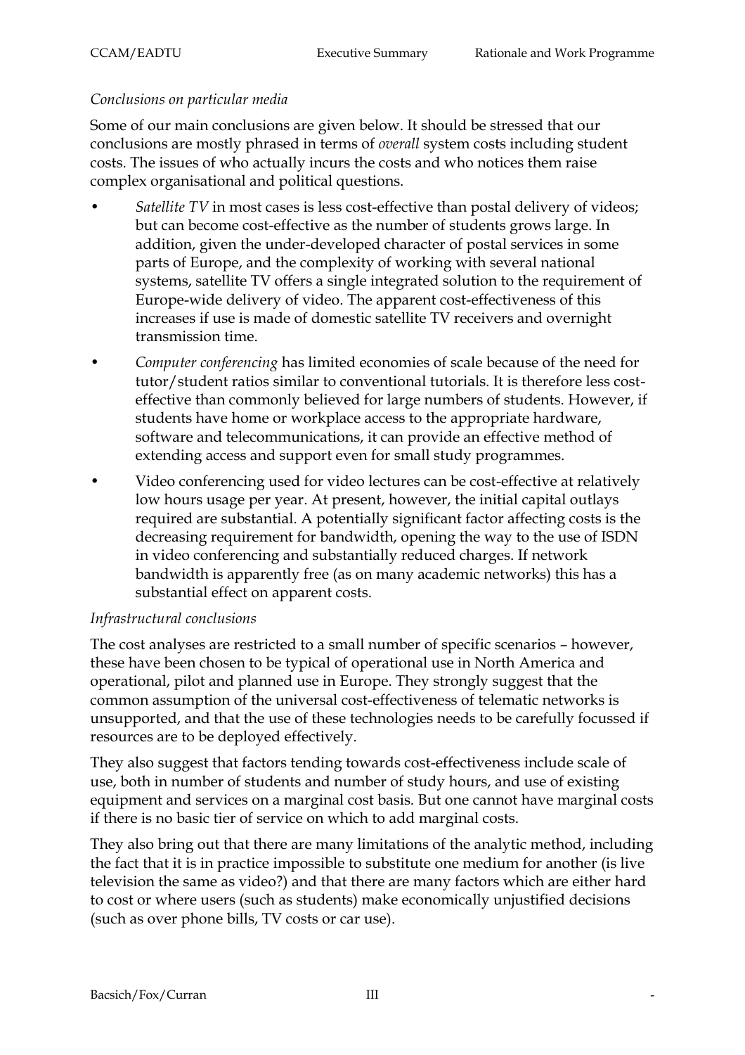*Conclusions on particular media*

Some of our main conclusions are given below. It should be stressed that our conclusions are mostly phrased in terms of *overall* system costs including student costs. The issues of who actually incurs the costs and who notices them raise complex organisational and political questions.

- *Satellite TV* in most cases is less cost-effective than postal delivery of videos; but can become cost-effective as the number of students grows large. In addition, given the under-developed character of postal services in some parts of Europe, and the complexity of working with several national systems, satellite TV offers a single integrated solution to the requirement of Europe-wide delivery of video. The apparent cost-effectiveness of this increases if use is made of domestic satellite TV receivers and overnight transmission time.
- *Computer conferencing* has limited economies of scale because of the need for tutor/student ratios similar to conventional tutorials. It is therefore less cost-effective than commonly believed for large numbers of students. However, if students have home or workplace access to the appropriate hardware, software and telecommunications, it can provide an effective method of extending access and support even for small study programmes.
- Video conferencing used for video lectures can be cost-effective at relatively low hours usage per year. At present, however, the initial capital outlays required are substantial. A potentially significant factor affecting costs is the decreasing requirement for bandwidth, opening the way to the use of ISDN in video conferencing and substantially reduced charges. If network bandwidth is apparently free (as on many academic networks) this has a substantial effect on apparent costs.

*Infrastructural conclusions*

The cost analyses are restricted to a small number of specific scenarios – however, these have been chosen to be typical of operational use in North America and operational, pilot and planned use in Europe. They strongly suggest that the common assumption of the universal cost-effectiveness of telematic networks is unsupported, and that the use of these technologies needs to be carefully focussed if resources are to be deployed effectively.

They also suggest that factors tending towards cost-effectiveness include scale of use, both in number of students and number of study hours, and use of existing equipment and services on a marginal cost basis. But one cannot have marginal costs if there is no basic tier of service on which to add marginal costs.

They also bring out that there are many limitations of the analytic method, including the fact that it is in practice impossible to substitute one medium for another (is live television the same as video?) and that there are many factors which are either hard to cost or where users (such as students) make economically unjustified decisions (such as over phone bills, TV costs or car use).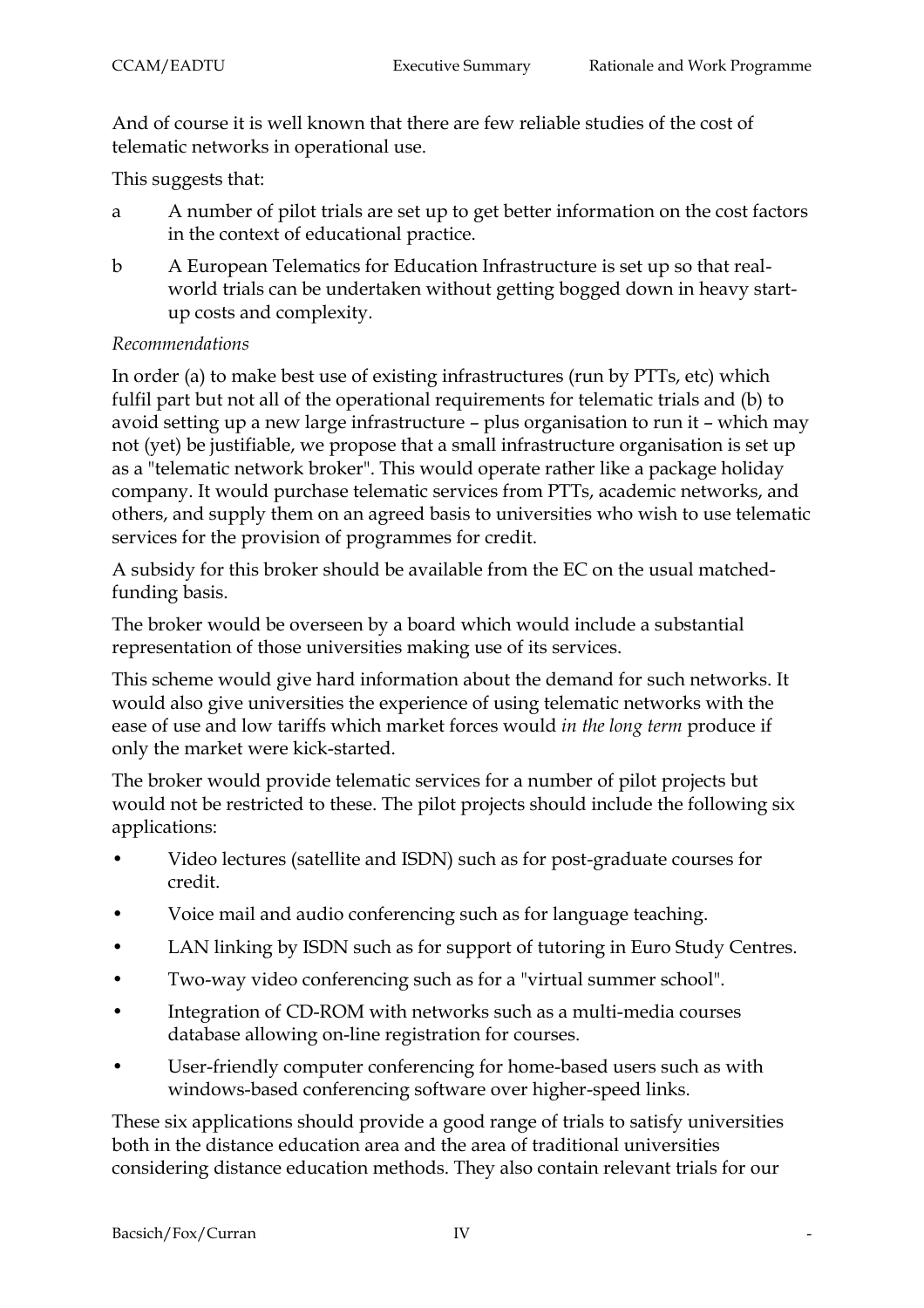And of course it is well known that there are few reliable studies of the cost of telematic networks in operational use.

This suggests that:

a A number of pilot trials are set up to get better information on the cost factors in the context of educational practice.

b A European Telematics for Education Infrastructure is set up so that real-world trials can be undertaken without getting bogged down in heavy start-up costs and complexity.

*Recommendations*

In order (a) to make best use of existing infrastructures (run by PTTs, etc) which fulfil part but not all of the operational requirements for telematic trials and (b) to avoid setting up a new large infrastructure – plus organisation to run it – which may not (yet) be justifiable, we propose that a small infrastructure organisation is set up as a "telematic network broker". This would operate rather like a package holiday company. It would purchase telematic services from PTTs, academic networks, and others, and supply them on an agreed basis to universities who wish to use telematic services for the provision of programmes for credit.

A subsidy for this broker should be available from the EC on the usual matched-funding basis.

The broker would be overseen by a board which would include a substantial representation of those universities making use of its services.

This scheme would give hard information about the demand for such networks. It would also give universities the experience of using telematic networks with the ease of use and low tariffs which market forces would *in the long term* produce if only the market were kick-started.

The broker would provide telematic services for a number of pilot projects but would not be restricted to these. The pilot projects should include the following six applications:

- Video lectures (satellite and ISDN) such as for post-graduate courses for credit.
- Voice mail and audio conferencing such as for language teaching.
- LAN linking by ISDN such as for support of tutoring in Euro Study Centres.
- Two-way video conferencing such as for a "virtual summer school".
- Integration of CD-ROM with networks such as a multi-media courses database allowing on-line registration for courses.
- User-friendly computer conferencing for home-based users such as with windows-based conferencing software over higher-speed links.

These six applications should provide a good range of trials to satisfy universities both in the distance education area and the area of traditional universities considering distance education methods. They also contain relevant trials for our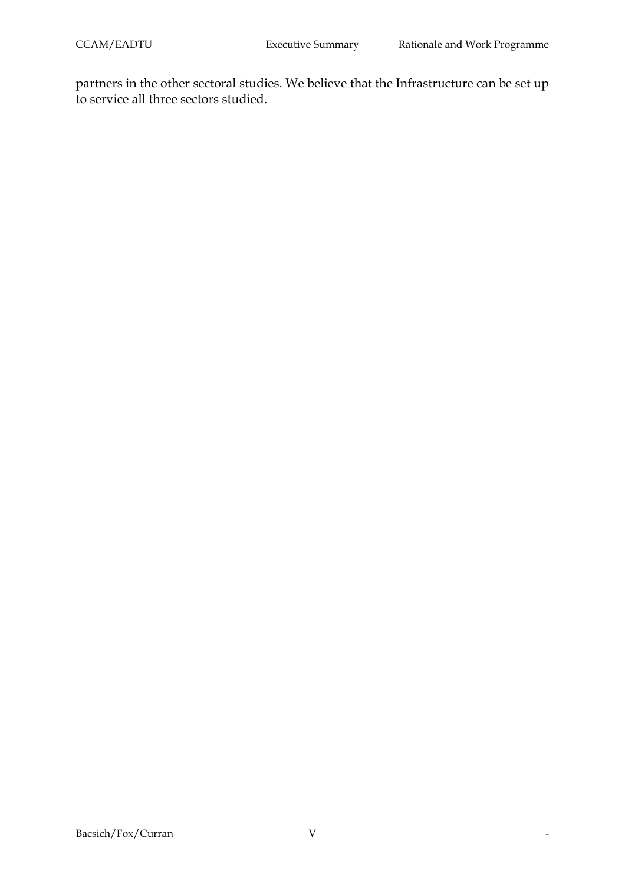partners in the other sectoral studies. We believe that the Infrastructure can be set up to service all three sectors studied.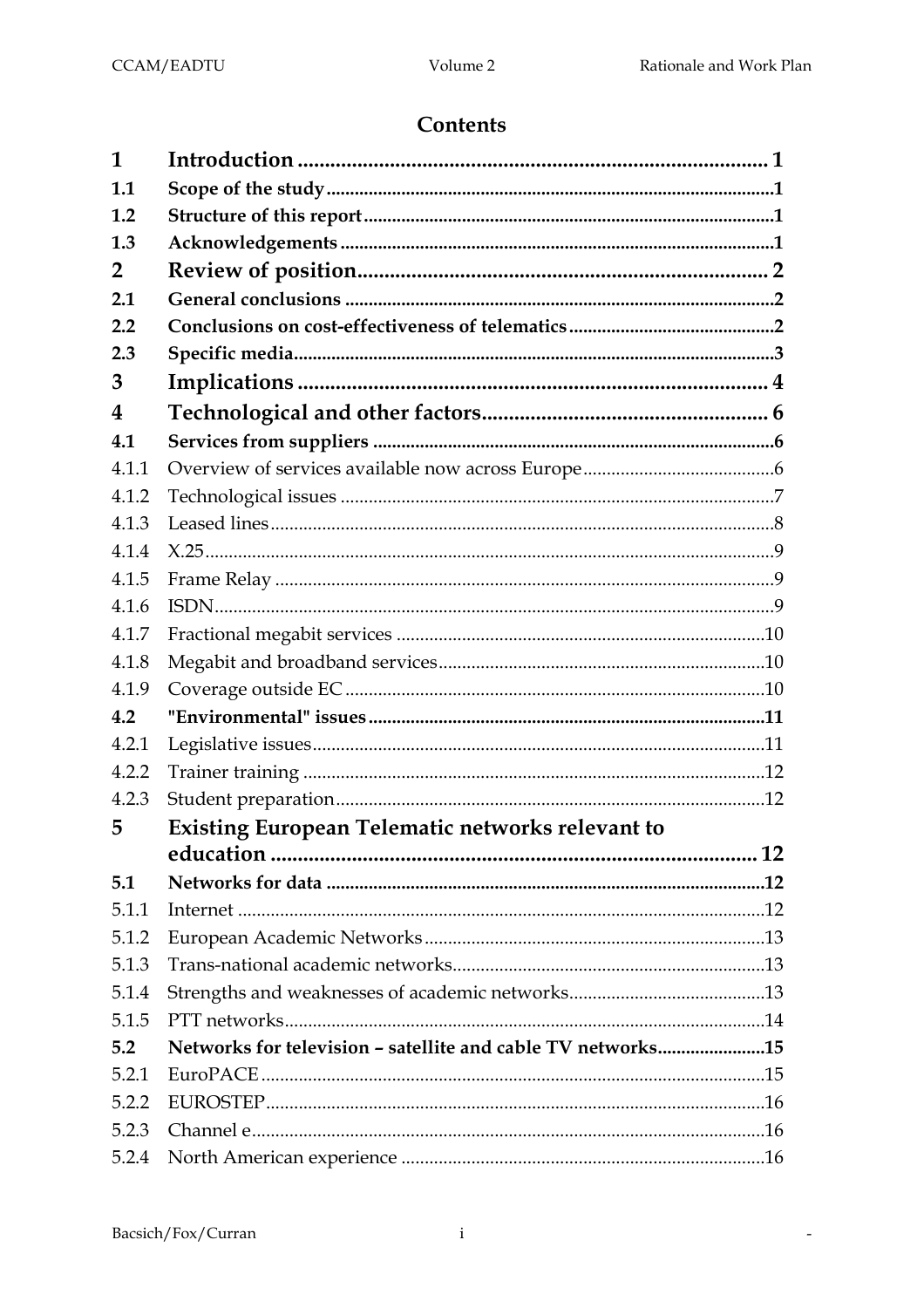# Contents

| | | |
|---|---|---|
| **1** | **Introduction** | **1** |
| **1.1** | **Scope of the study** | **1** |
| **1.2** | **Structure of this report** | **1** |
| **1.3** | **Acknowledgements** | **1** |
| **2** | **Review of position** | **2** |
| **2.1** | **General conclusions** | **2** |
| **2.2** | **Conclusions on cost-effectiveness of telematics** | **2** |
| **2.3** | **Specific media** | **3** |
| **3** | **Implications** | **4** |
| **4** | **Technological and other factors** | **6** |
| **4.1** | **Services from suppliers** | **6** |
| 4.1.1 | Overview of services available now across Europe | 6 |
| 4.1.2 | Technological issues | 7 |
| 4.1.3 | Leased lines | 8 |
| 4.1.4 | X.25 | 9 |
| 4.1.5 | Frame Relay | 9 |
| 4.1.6 | ISDN | 9 |
| 4.1.7 | Fractional megabit services | 10 |
| 4.1.8 | Megabit and broadband services | 10 |
| 4.1.9 | Coverage outside EC | 10 |
| **4.2** | **"Environmental" issues** | **11** |
| 4.2.1 | Legislative issues | 11 |
| 4.2.2 | Trainer training | 12 |
| 4.2.3 | Student preparation | 12 |
| **5** | **Existing European Telematic networks relevant to education** | **12** |
| **5.1** | **Networks for data** | **12** |
| 5.1.1 | Internet | 12 |
| 5.1.2 | European Academic Networks | 13 |
| 5.1.3 | Trans-national academic networks | 13 |
| 5.1.4 | Strengths and weaknesses of academic networks | 13 |
| 5.1.5 | PTT networks | 14 |
| **5.2** | **Networks for television – satellite and cable TV networks** | **15** |
| 5.2.1 | EuroPACE | 15 |
| 5.2.2 | EUROSTEP | 16 |
| 5.2.3 | Channel e | 16 |
| 5.2.4 | North American experience | 16 |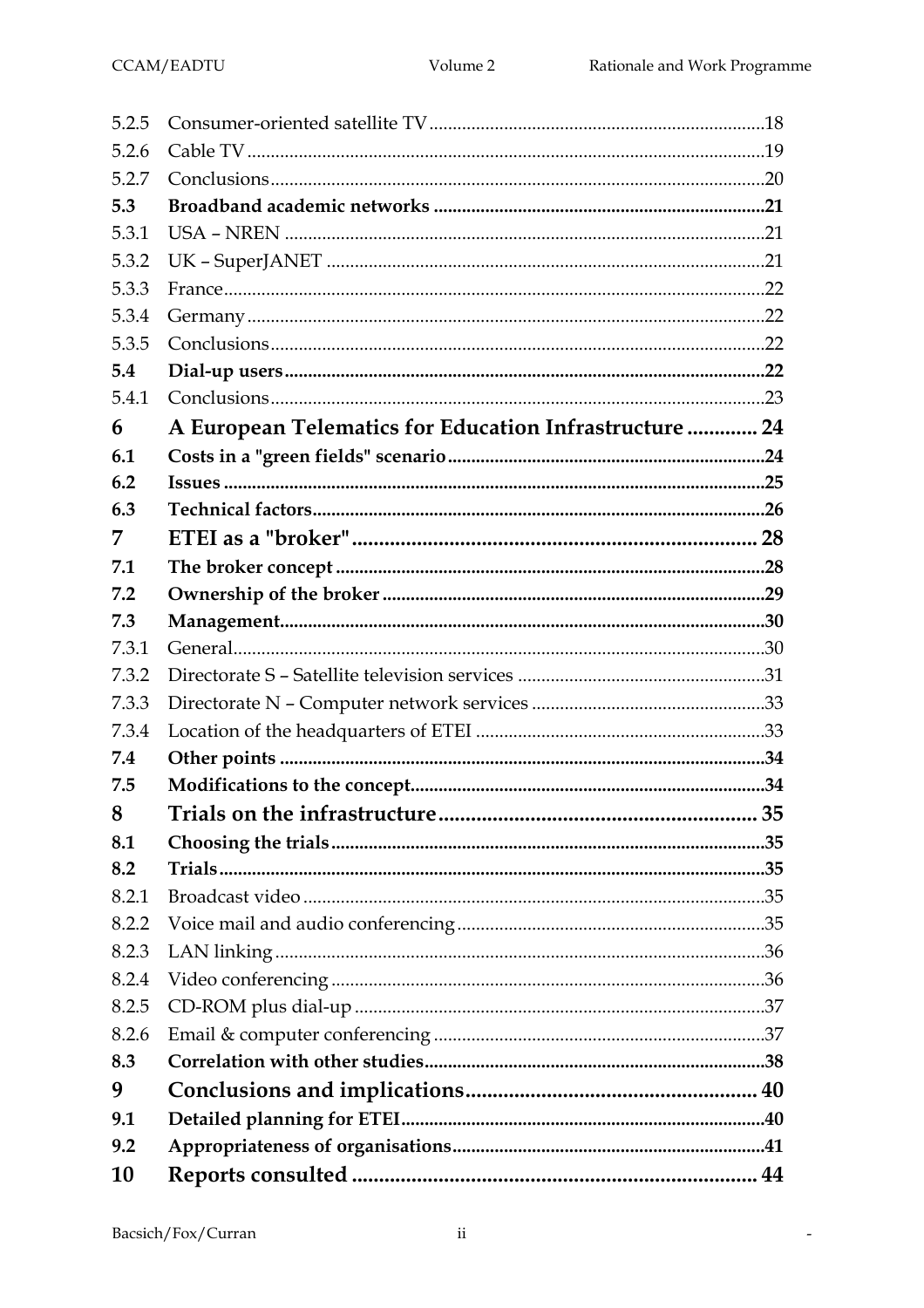| | | |
|---|---|---|
| 5.2.5 | Consumer-oriented satellite TV | 18 |
| 5.2.6 | Cable TV | 19 |
| 5.2.7 | Conclusions | 20 |
| **5.3** | **Broadband academic networks** | **21** |
| 5.3.1 | USA – NREN | 21 |
| 5.3.2 | UK – SuperJANET | 21 |
| 5.3.3 | France | 22 |
| 5.3.4 | Germany | 22 |
| 5.3.5 | Conclusions | 22 |
| **5.4** | **Dial-up users** | **22** |
| 5.4.1 | Conclusions | 23 |
| **6** | **A European Telematics for Education Infrastructure** | **24** |
| **6.1** | **Costs in a "green fields" scenario** | **24** |
| **6.2** | **Issues** | **25** |
| **6.3** | **Technical factors** | **26** |
| **7** | **ETEI as a "broker"** | **28** |
| **7.1** | **The broker concept** | **28** |
| **7.2** | **Ownership of the broker** | **29** |
| **7.3** | **Management** | **30** |
| 7.3.1 | General | 30 |
| 7.3.2 | Directorate S – Satellite television services | 31 |
| 7.3.3 | Directorate N – Computer network services | 33 |
| 7.3.4 | Location of the headquarters of ETEI | 33 |
| **7.4** | **Other points** | **34** |
| **7.5** | **Modifications to the concept** | **34** |
| **8** | **Trials on the infrastructure** | **35** |
| **8.1** | **Choosing the trials** | **35** |
| **8.2** | **Trials** | **35** |
| 8.2.1 | Broadcast video | 35 |
| 8.2.2 | Voice mail and audio conferencing | 35 |
| 8.2.3 | LAN linking | 36 |
| 8.2.4 | Video conferencing | 36 |
| 8.2.5 | CD-ROM plus dial-up | 37 |
| 8.2.6 | Email & computer conferencing | 37 |
| **8.3** | **Correlation with other studies** | **38** |
| **9** | **Conclusions and implications** | **40** |
| **9.1** | **Detailed planning for ETEI** | **40** |
| **9.2** | **Appropriateness of organisations** | **41** |
| **10** | **Reports consulted** | **44** |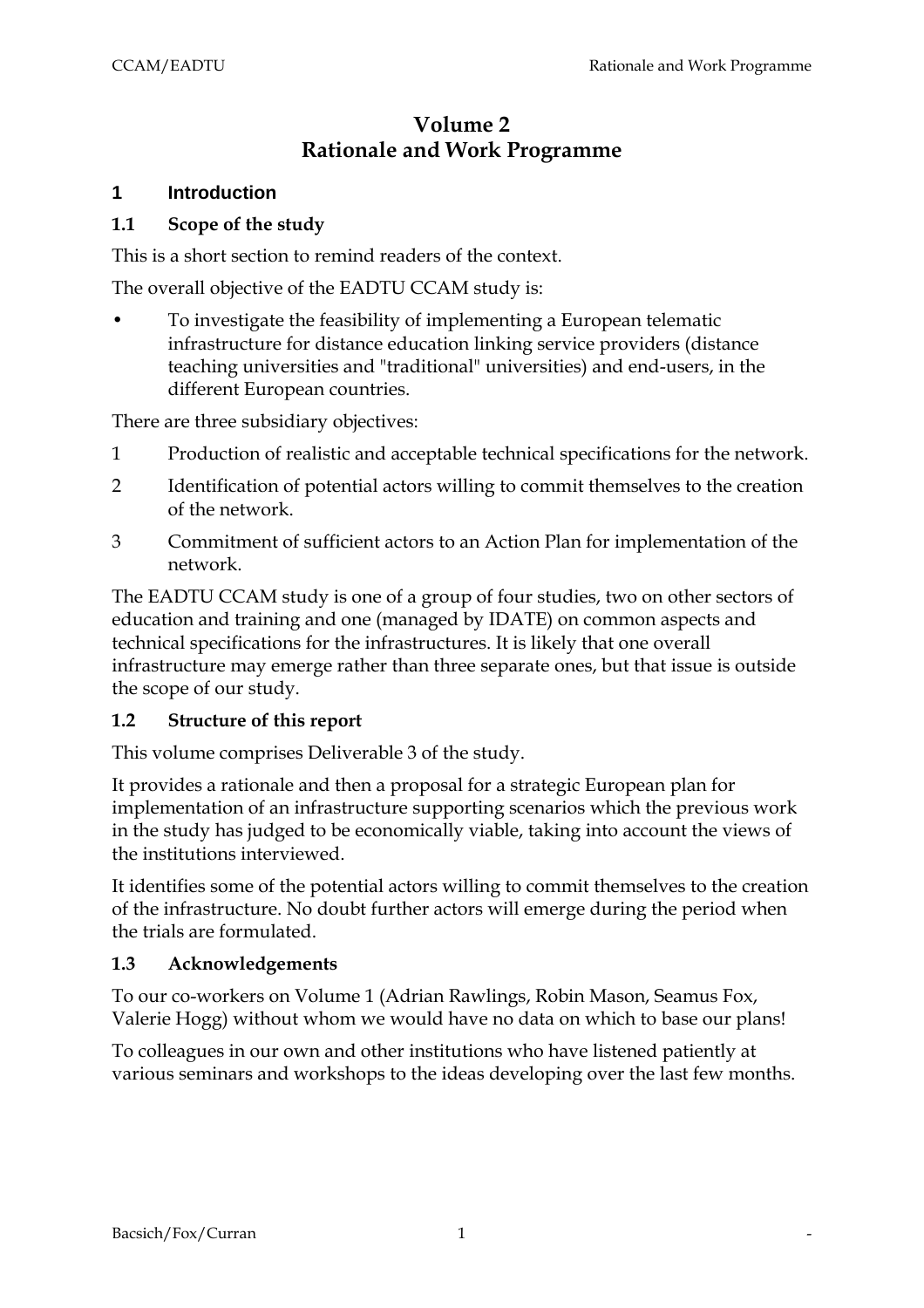# Volume 2
# Rationale and Work Programme

## 1 Introduction

### 1.1 Scope of the study

This is a short section to remind readers of the context.

The overall objective of the EADTU CCAM study is:

- To investigate the feasibility of implementing a European telematic infrastructure for distance education linking service providers (distance teaching universities and "traditional" universities) and end-users, in the different European countries.

There are three subsidiary objectives:

1. Production of realistic and acceptable technical specifications for the network.
2. Identification of potential actors willing to commit themselves to the creation of the network.
3. Commitment of sufficient actors to an Action Plan for implementation of the network.

The EADTU CCAM study is one of a group of four studies, two on other sectors of education and training and one (managed by IDATE) on common aspects and technical specifications for the infrastructures. It is likely that one overall infrastructure may emerge rather than three separate ones, but that issue is outside the scope of our study.

### 1.2 Structure of this report

This volume comprises Deliverable 3 of the study.

It provides a rationale and then a proposal for a strategic European plan for implementation of an infrastructure supporting scenarios which the previous work in the study has judged to be economically viable, taking into account the views of the institutions interviewed.

It identifies some of the potential actors willing to commit themselves to the creation of the infrastructure. No doubt further actors will emerge during the period when the trials are formulated.

### 1.3 Acknowledgements

To our co-workers on Volume 1 (Adrian Rawlings, Robin Mason, Seamus Fox, Valerie Hogg) without whom we would have no data on which to base our plans!

To colleagues in our own and other institutions who have listened patiently at various seminars and workshops to the ideas developing over the last few months.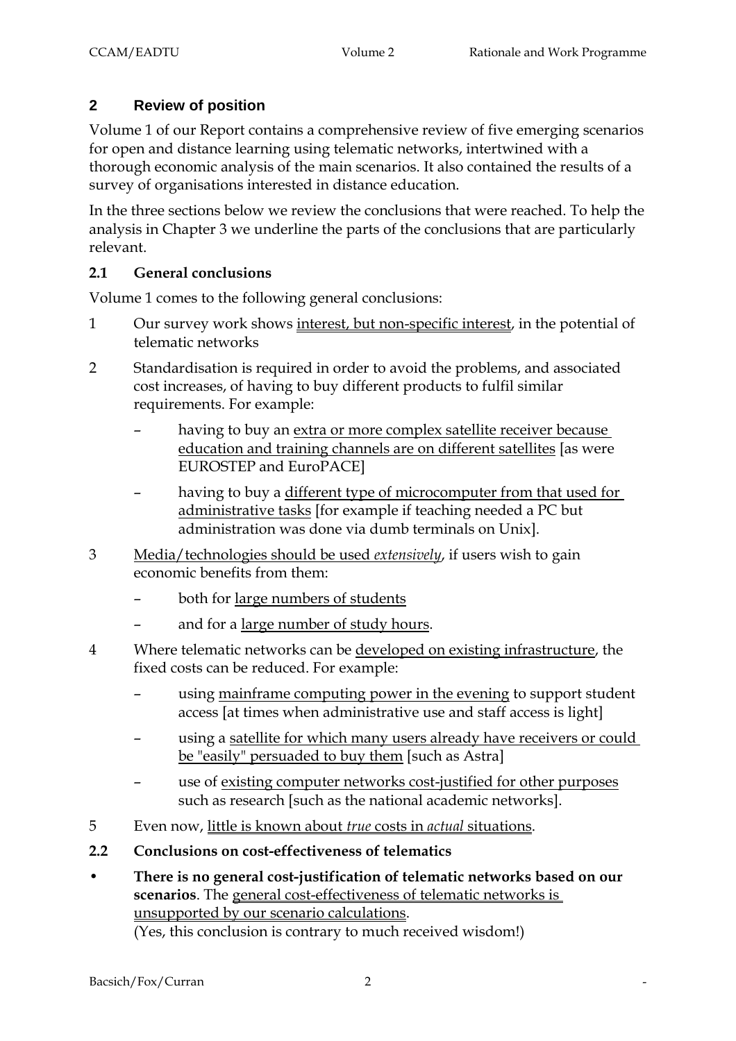## 2 Review of position

Volume 1 of our Report contains a comprehensive review of five emerging scenarios for open and distance learning using telematic networks, intertwined with a thorough economic analysis of the main scenarios. It also contained the results of a survey of organisations interested in distance education.

In the three sections below we review the conclusions that were reached. To help the analysis in Chapter 3 we underline the parts of the conclusions that are particularly relevant.

### 2.1 General conclusions

Volume 1 comes to the following general conclusions:

1. Our survey work shows <u>interest, but non-specific interest</u>, in the potential of telematic networks
2. Standardisation is required in order to avoid the problems, and associated cost increases, of having to buy different products to fulfil similar requirements. For example:
   - having to buy an <u>extra or more complex satellite receiver because education and training channels are on different satellites</u> [as were EUROSTEP and EuroPACE]
   - having to buy a <u>different type of microcomputer from that used for administrative tasks</u> [for example if teaching needed a PC but administration was done via dumb terminals on Unix].
3. <u>Media/technologies should be used *extensively*</u>, if users wish to gain economic benefits from them:
   - both for <u>large numbers of students</u>
   - and for a <u>large number of study hours</u>.
4. Where telematic networks can be <u>developed on existing infrastructure</u>, the fixed costs can be reduced. For example:
   - using <u>mainframe computing power in the evening</u> to support student access [at times when administrative use and staff access is light]
   - using a <u>satellite for which many users already have receivers or could be "easily" persuaded to buy them</u> [such as Astra]
   - use of <u>existing computer networks cost-justified for other purposes</u> such as research [such as the national academic networks].
5. Even now, <u>little is known about *true* costs in *actual* situations</u>.

### 2.2 Conclusions on cost-effectiveness of telematics

- **There is no general cost-justification of telematic networks based on our scenarios**. The <u>general cost-effectiveness of telematic networks is unsupported by our scenario calculations</u>.
  (Yes, this conclusion is contrary to much received wisdom!)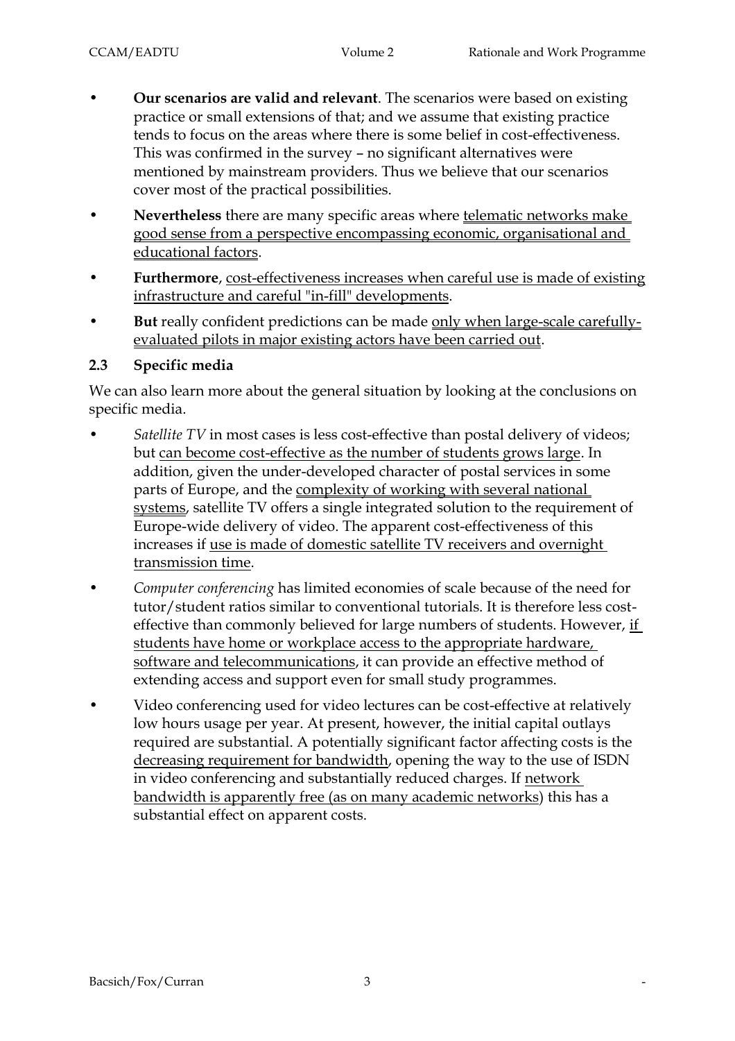- **Our scenarios are valid and relevant**. The scenarios were based on existing practice or small extensions of that; and we assume that existing practice tends to focus on the areas where there is some belief in cost-effectiveness. This was confirmed in the survey – no significant alternatives were mentioned by mainstream providers. Thus we believe that our scenarios cover most of the practical possibilities.
- **Nevertheless** there are many specific areas where <u>telematic networks make good sense from a perspective encompassing economic, organisational and educational factors</u>.
- **Furthermore**, <u>cost-effectiveness increases when careful use is made of existing infrastructure and careful "in-fill" developments</u>.
- **But** really confident predictions can be made <u>only when large-scale carefully-evaluated pilots in major existing actors have been carried out</u>.

## 2.3 Specific media

We can also learn more about the general situation by looking at the conclusions on specific media.

- *Satellite TV* in most cases is less cost-effective than postal delivery of videos; but <u>can become cost-effective as the number of students grows large</u>. In addition, given the under-developed character of postal services in some parts of Europe, and the <u>complexity of working with several national systems</u>, satellite TV offers a single integrated solution to the requirement of Europe-wide delivery of video. The apparent cost-effectiveness of this increases if <u>use is made of domestic satellite TV receivers and overnight transmission time</u>.
- *Computer conferencing* has limited economies of scale because of the need for tutor/student ratios similar to conventional tutorials. It is therefore less cost-effective than commonly believed for large numbers of students. However, <u>if students have home or workplace access to the appropriate hardware, software and telecommunications</u>, it can provide an effective method of extending access and support even for small study programmes.
- Video conferencing used for video lectures can be cost-effective at relatively low hours usage per year. At present, however, the initial capital outlays required are substantial. A potentially significant factor affecting costs is the <u>decreasing requirement for bandwidth</u>, opening the way to the use of ISDN in video conferencing and substantially reduced charges. If <u>network bandwidth is apparently free (as on many academic networks)</u> this has a substantial effect on apparent costs.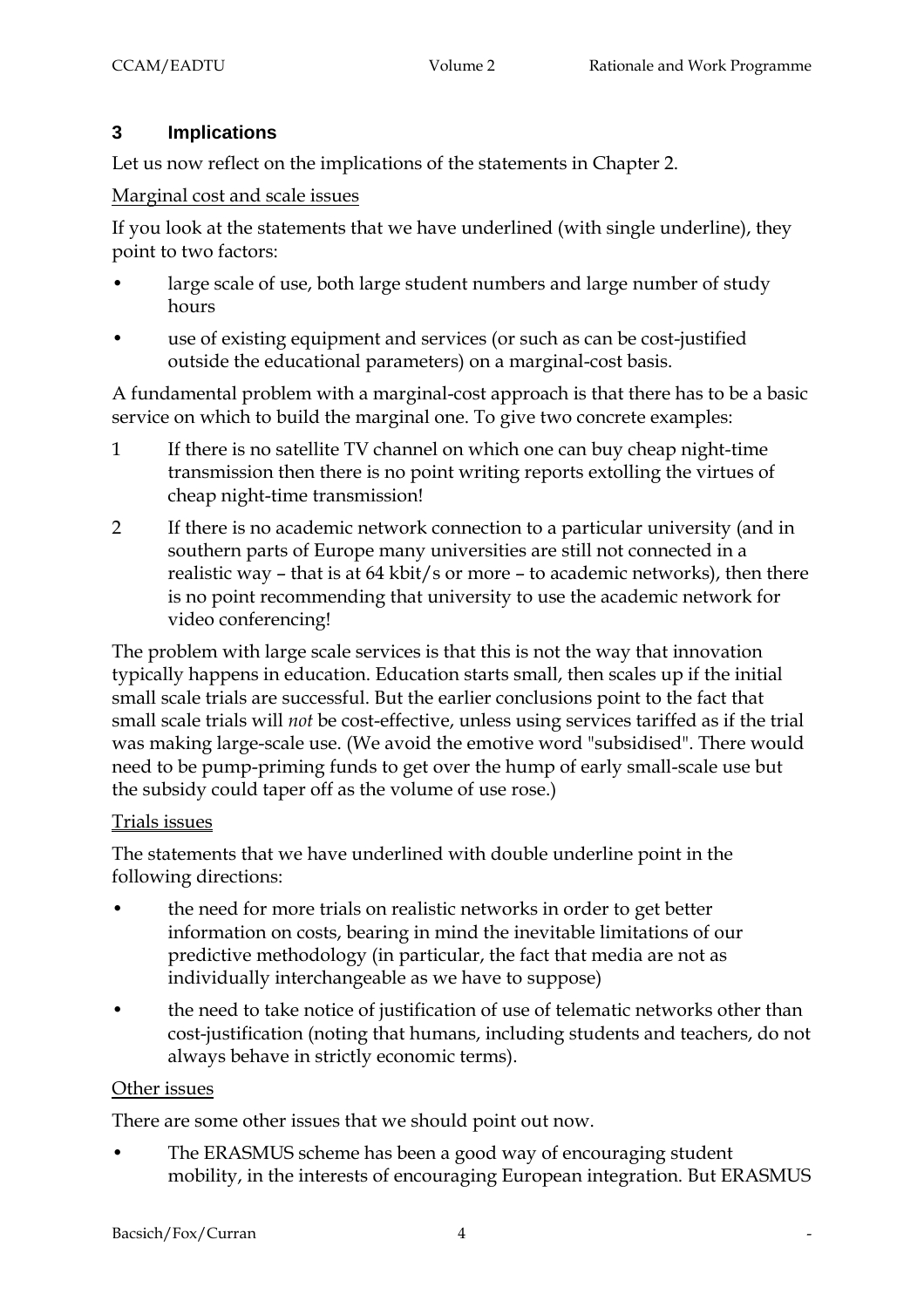## 3 Implications

Let us now reflect on the implications of the statements in Chapter 2.

Marginal cost and scale issues

If you look at the statements that we have underlined (with single underline), they point to two factors:

- large scale of use, both large student numbers and large number of study hours
- use of existing equipment and services (or such as can be cost-justified outside the educational parameters) on a marginal-cost basis.

A fundamental problem with a marginal-cost approach is that there has to be a basic service on which to build the marginal one. To give two concrete examples:

1. If there is no satellite TV channel on which one can buy cheap night-time transmission then there is no point writing reports extolling the virtues of cheap night-time transmission!
2. If there is no academic network connection to a particular university (and in southern parts of Europe many universities are still not connected in a realistic way – that is at 64 kbit/s or more – to academic networks), then there is no point recommending that university to use the academic network for video conferencing!

The problem with large scale services is that this is not the way that innovation typically happens in education. Education starts small, then scales up if the initial small scale trials are successful. But the earlier conclusions point to the fact that small scale trials will *not* be cost-effective, unless using services tariffed as if the trial was making large-scale use. (We avoid the emotive word "subsidised". There would need to be pump-priming funds to get over the hump of early small-scale use but the subsidy could taper off as the volume of use rose.)

Trials issues

The statements that we have underlined with double underline point in the following directions:

- the need for more trials on realistic networks in order to get better information on costs, bearing in mind the inevitable limitations of our predictive methodology (in particular, the fact that media are not as individually interchangeable as we have to suppose)
- the need to take notice of justification of use of telematic networks other than cost-justification (noting that humans, including students and teachers, do not always behave in strictly economic terms).

Other issues

There are some other issues that we should point out now.

- The ERASMUS scheme has been a good way of encouraging student mobility, in the interests of encouraging European integration. But ERASMUS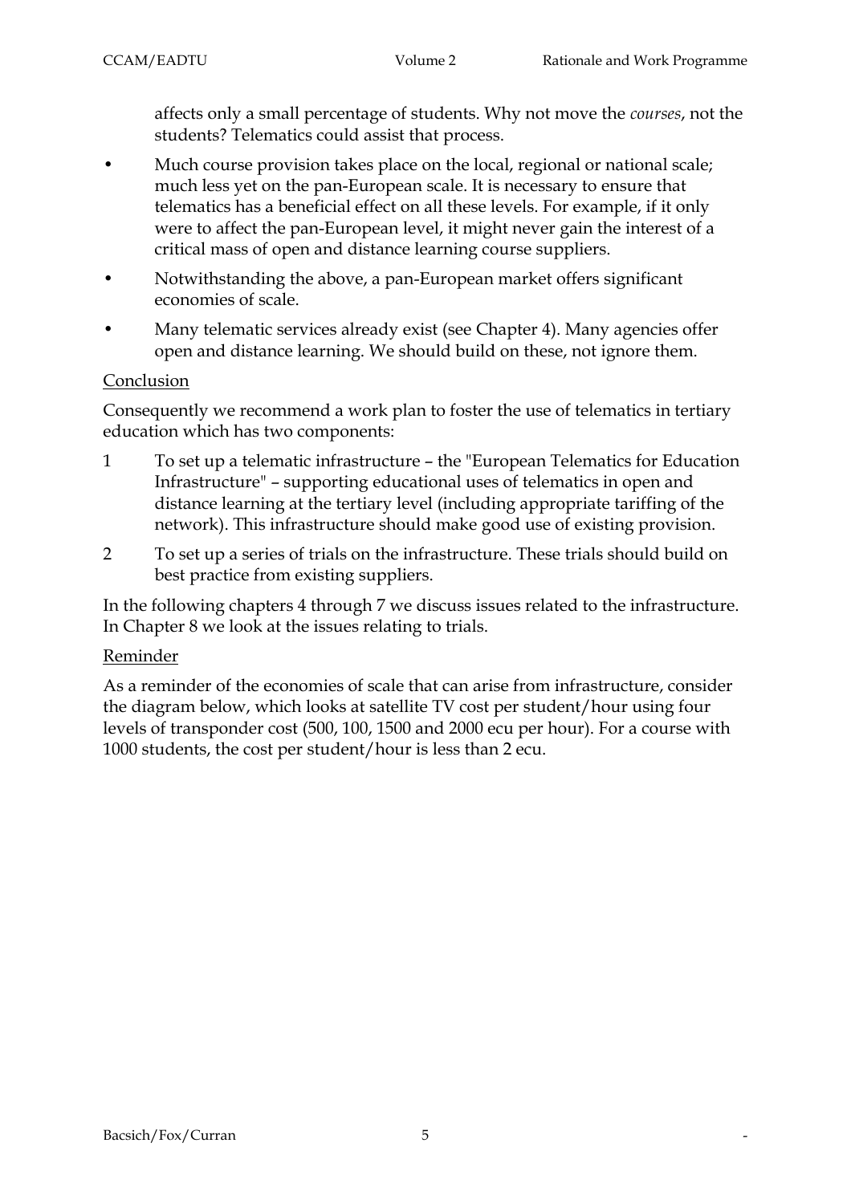affects only a small percentage of students. Why not move the *courses*, not the students? Telematics could assist that process.

- Much course provision takes place on the local, regional or national scale; much less yet on the pan-European scale. It is necessary to ensure that telematics has a beneficial effect on all these levels. For example, if it only were to affect the pan-European level, it might never gain the interest of a critical mass of open and distance learning course suppliers.
- Notwithstanding the above, a pan-European market offers significant economies of scale.
- Many telematic services already exist (see Chapter 4). Many agencies offer open and distance learning. We should build on these, not ignore them.

<u>Conclusion</u>

Consequently we recommend a work plan to foster the use of telematics in tertiary education which has two components:

1. To set up a telematic infrastructure – the "European Telematics for Education Infrastructure" – supporting educational uses of telematics in open and distance learning at the tertiary level (including appropriate tariffing of the network). This infrastructure should make good use of existing provision.
2. To set up a series of trials on the infrastructure. These trials should build on best practice from existing suppliers.

In the following chapters 4 through 7 we discuss issues related to the infrastructure. In Chapter 8 we look at the issues relating to trials.

<u>Reminder</u>

As a reminder of the economies of scale that can arise from infrastructure, consider the diagram below, which looks at satellite TV cost per student/hour using four levels of transponder cost (500, 100, 1500 and 2000 ecu per hour). For a course with 1000 students, the cost per student/hour is less than 2 ecu.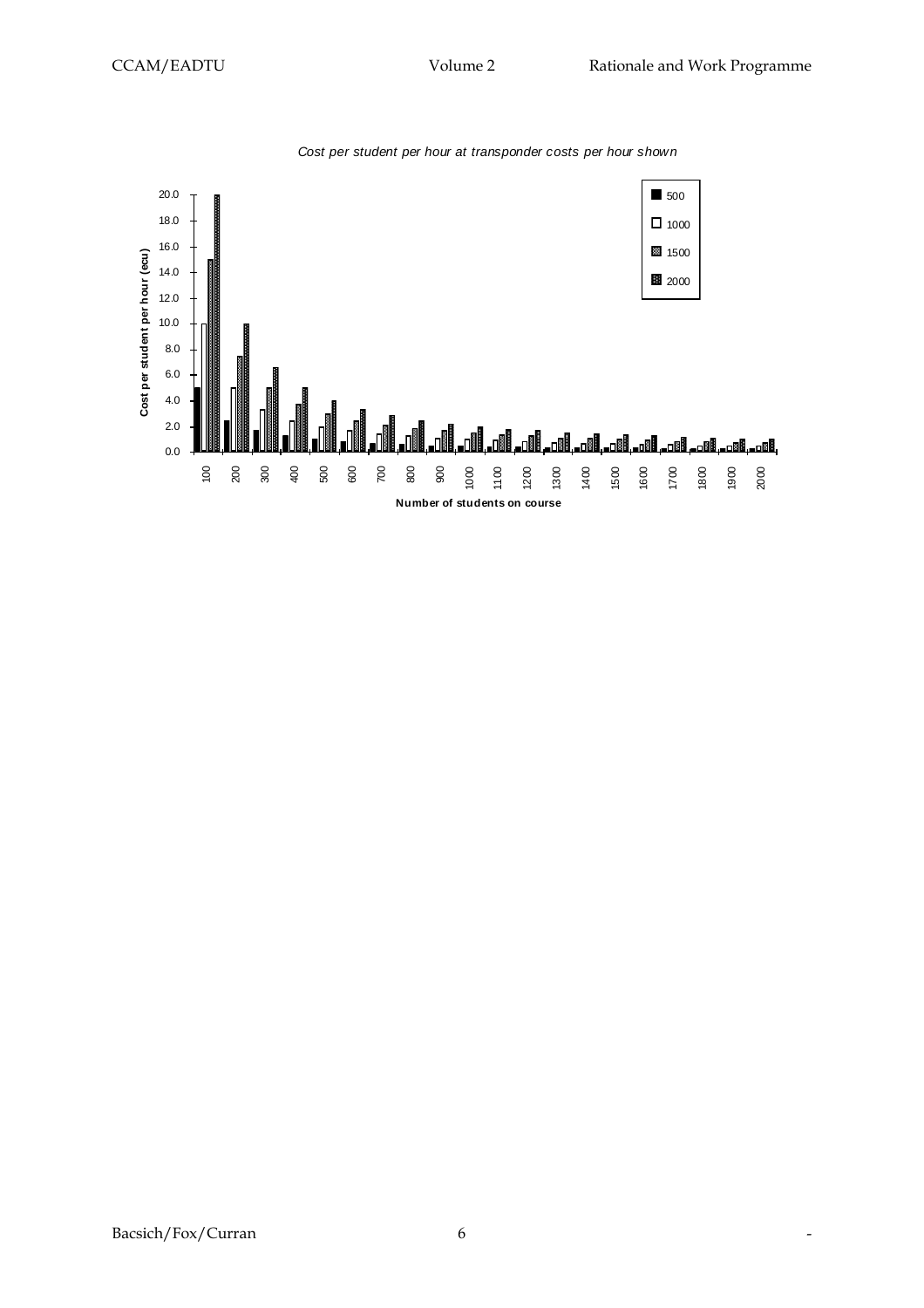*Cost per student per hour at transponder costs per hour shown*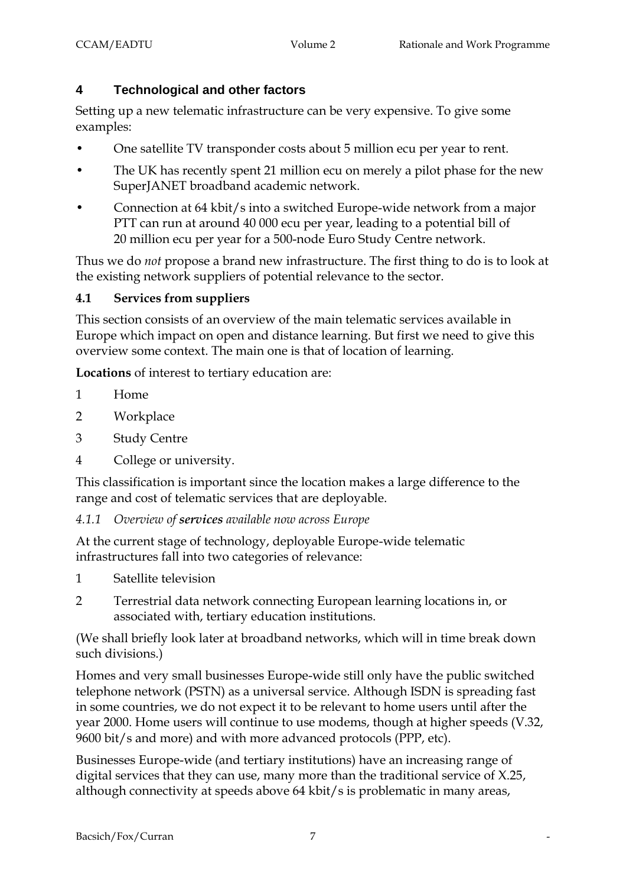## 4 Technological and other factors

Setting up a new telematic infrastructure can be very expensive. To give some examples:

- One satellite TV transponder costs about 5 million ecu per year to rent.
- The UK has recently spent 21 million ecu on merely a pilot phase for the new SuperJANET broadband academic network.
- Connection at 64 kbit/s into a switched Europe-wide network from a major PTT can run at around 40 000 ecu per year, leading to a potential bill of 20 million ecu per year for a 500-node Euro Study Centre network.

Thus we do *not* propose a brand new infrastructure. The first thing to do is to look at the existing network suppliers of potential relevance to the sector.

### 4.1 Services from suppliers

This section consists of an overview of the main telematic services available in Europe which impact on open and distance learning. But first we need to give this overview some context. The main one is that of location of learning.

**Locations** of interest to tertiary education are:

1. Home
2. Workplace
3. Study Centre
4. College or university.

This classification is important since the location makes a large difference to the range and cost of telematic services that are deployable.

#### *4.1.1 Overview of **services** available now across Europe*

At the current stage of technology, deployable Europe-wide telematic infrastructures fall into two categories of relevance:

1. Satellite television
2. Terrestrial data network connecting European learning locations in, or associated with, tertiary education institutions.

(We shall briefly look later at broadband networks, which will in time break down such divisions.)

Homes and very small businesses Europe-wide still only have the public switched telephone network (PSTN) as a universal service. Although ISDN is spreading fast in some countries, we do not expect it to be relevant to home users until after the year 2000. Home users will continue to use modems, though at higher speeds (V.32, 9600 bit/s and more) and with more advanced protocols (PPP, etc).

Businesses Europe-wide (and tertiary institutions) have an increasing range of digital services that they can use, many more than the traditional service of X.25, although connectivity at speeds above 64 kbit/s is problematic in many areas,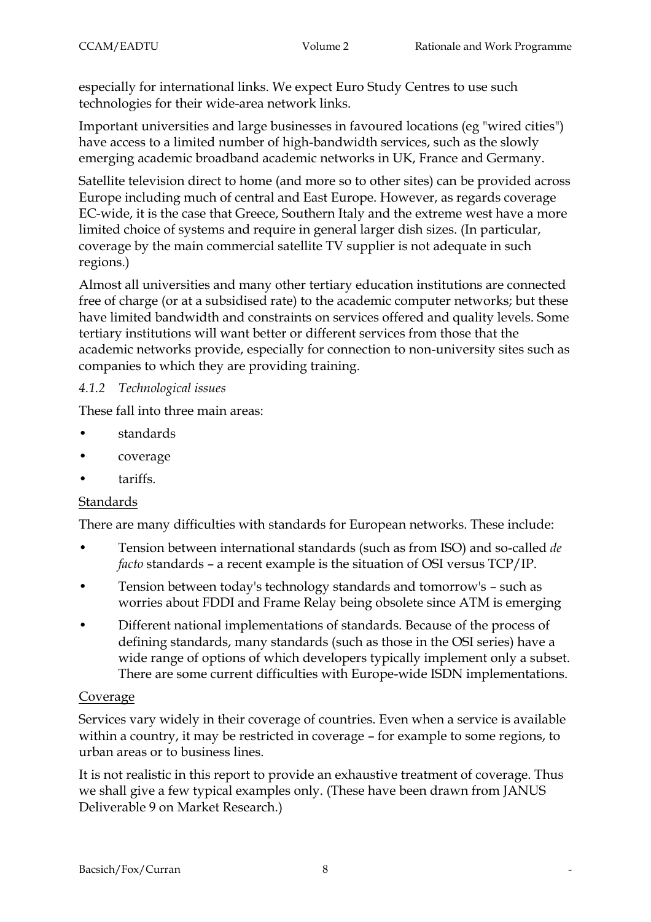especially for international links. We expect Euro Study Centres to use such technologies for their wide-area network links.

Important universities and large businesses in favoured locations (eg "wired cities") have access to a limited number of high-bandwidth services, such as the slowly emerging academic broadband academic networks in UK, France and Germany.

Satellite television direct to home (and more so to other sites) can be provided across Europe including much of central and East Europe. However, as regards coverage EC-wide, it is the case that Greece, Southern Italy and the extreme west have a more limited choice of systems and require in general larger dish sizes. (In particular, coverage by the main commercial satellite TV supplier is not adequate in such regions.)

Almost all universities and many other tertiary education institutions are connected free of charge (or at a subsidised rate) to the academic computer networks; but these have limited bandwidth and constraints on services offered and quality levels. Some tertiary institutions will want better or different services from those that the academic networks provide, especially for connection to non-university sites such as companies to which they are providing training.

#### *4.1.2 Technological issues*

These fall into three main areas:

- standards
- coverage
- tariffs.

<u>Standards</u>

There are many difficulties with standards for European networks. These include:

- Tension between international standards (such as from ISO) and so-called *de facto* standards – a recent example is the situation of OSI versus TCP/IP.
- Tension between today's technology standards and tomorrow's – such as worries about FDDI and Frame Relay being obsolete since ATM is emerging
- Different national implementations of standards. Because of the process of defining standards, many standards (such as those in the OSI series) have a wide range of options of which developers typically implement only a subset. There are some current difficulties with Europe-wide ISDN implementations.

<u>Coverage</u>

Services vary widely in their coverage of countries. Even when a service is available within a country, it may be restricted in coverage – for example to some regions, to urban areas or to business lines.

It is not realistic in this report to provide an exhaustive treatment of coverage. Thus we shall give a few typical examples only. (These have been drawn from JANUS Deliverable 9 on Market Research.)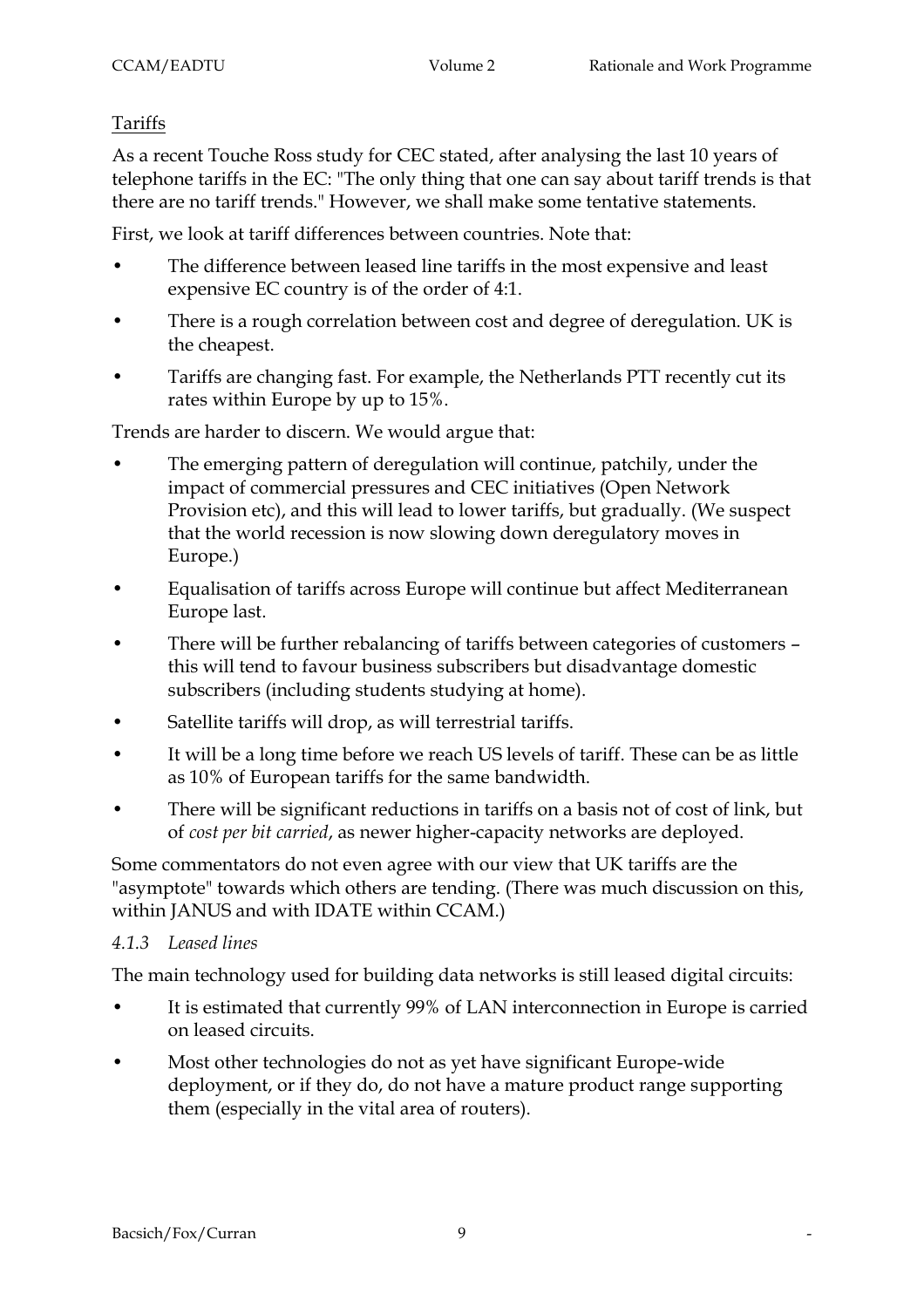Tariffs

As a recent Touche Ross study for CEC stated, after analysing the last 10 years of telephone tariffs in the EC: "The only thing that one can say about tariff trends is that there are no tariff trends." However, we shall make some tentative statements.

First, we look at tariff differences between countries. Note that:

- The difference between leased line tariffs in the most expensive and least expensive EC country is of the order of 4:1.
- There is a rough correlation between cost and degree of deregulation. UK is the cheapest.
- Tariffs are changing fast. For example, the Netherlands PTT recently cut its rates within Europe by up to 15%.

Trends are harder to discern. We would argue that:

- The emerging pattern of deregulation will continue, patchily, under the impact of commercial pressures and CEC initiatives (Open Network Provision etc), and this will lead to lower tariffs, but gradually. (We suspect that the world recession is now slowing down deregulatory moves in Europe.)
- Equalisation of tariffs across Europe will continue but affect Mediterranean Europe last.
- There will be further rebalancing of tariffs between categories of customers – this will tend to favour business subscribers but disadvantage domestic subscribers (including students studying at home).
- Satellite tariffs will drop, as will terrestrial tariffs.
- It will be a long time before we reach US levels of tariff. These can be as little as 10% of European tariffs for the same bandwidth.
- There will be significant reductions in tariffs on a basis not of cost of link, but of *cost per bit carried*, as newer higher-capacity networks are deployed.

Some commentators do not even agree with our view that UK tariffs are the "asymptote" towards which others are tending. (There was much discussion on this, within JANUS and with IDATE within CCAM.)

### *4.1.3 Leased lines*

The main technology used for building data networks is still leased digital circuits:

- It is estimated that currently 99% of LAN interconnection in Europe is carried on leased circuits.
- Most other technologies do not as yet have significant Europe-wide deployment, or if they do, do not have a mature product range supporting them (especially in the vital area of routers).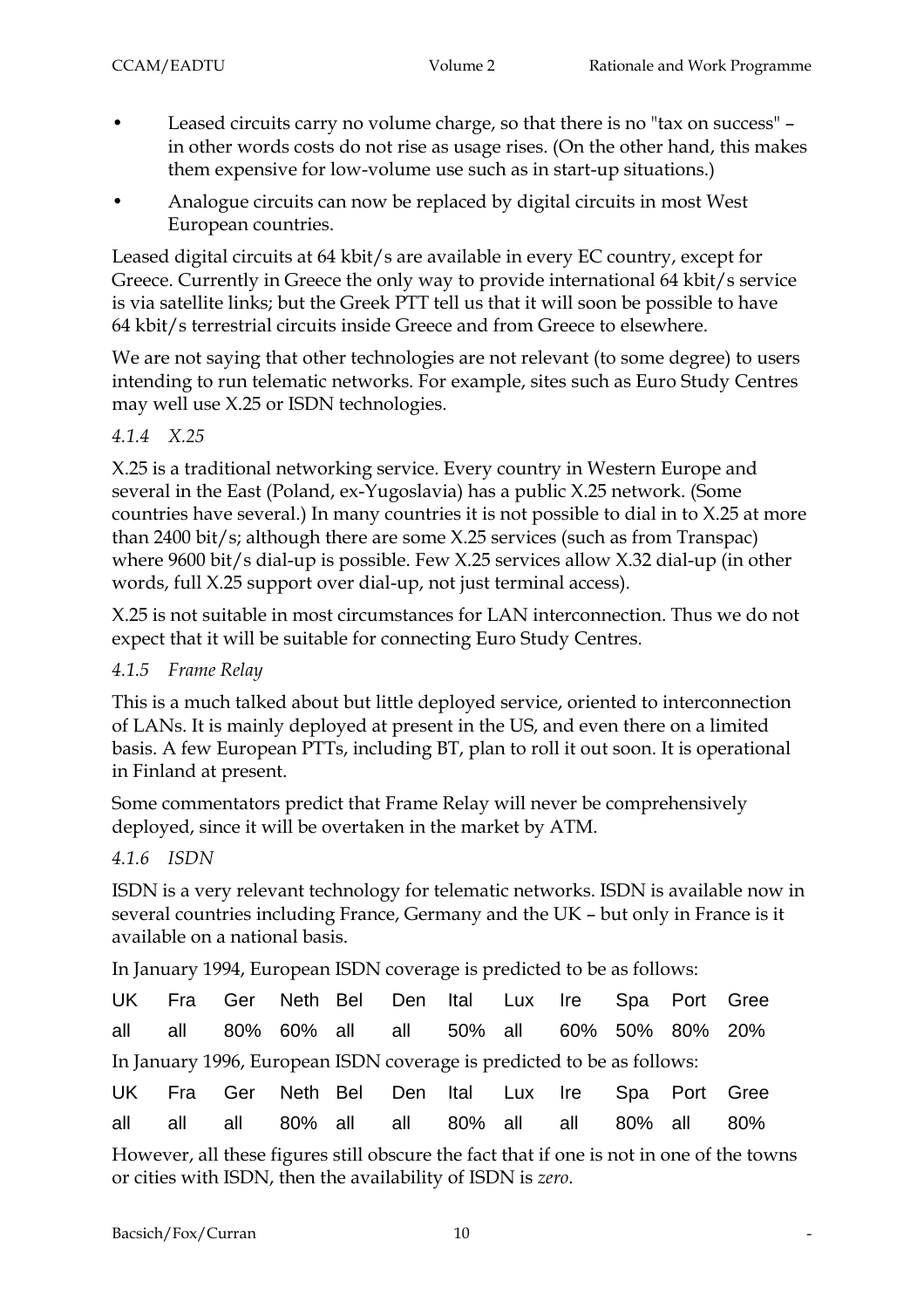- Leased circuits carry no volume charge, so that there is no "tax on success" – in other words costs do not rise as usage rises. (On the other hand, this makes them expensive for low-volume use such as in start-up situations.)
- Analogue circuits can now be replaced by digital circuits in most West European countries.

Leased digital circuits at 64 kbit/s are available in every EC country, except for Greece. Currently in Greece the only way to provide international 64 kbit/s service is via satellite links; but the Greek PTT tell us that it will soon be possible to have 64 kbit/s terrestrial circuits inside Greece and from Greece to elsewhere.

We are not saying that other technologies are not relevant (to some degree) to users intending to run telematic networks. For example, sites such as Euro Study Centres may well use X.25 or ISDN technologies.

### *4.1.4 X.25*

X.25 is a traditional networking service. Every country in Western Europe and several in the East (Poland, ex-Yugoslavia) has a public X.25 network. (Some countries have several.) In many countries it is not possible to dial in to X.25 at more than 2400 bit/s; although there are some X.25 services (such as from Transpac) where 9600 bit/s dial-up is possible. Few X.25 services allow X.32 dial-up (in other words, full X.25 support over dial-up, not just terminal access).

X.25 is not suitable in most circumstances for LAN interconnection. Thus we do not expect that it will be suitable for connecting Euro Study Centres.

### *4.1.5 Frame Relay*

This is a much talked about but little deployed service, oriented to interconnection of LANs. It is mainly deployed at present in the US, and even there on a limited basis. A few European PTTs, including BT, plan to roll it out soon. It is operational in Finland at present.

Some commentators predict that Frame Relay will never be comprehensively deployed, since it will be overtaken in the market by ATM.

### *4.1.6 ISDN*

ISDN is a very relevant technology for telematic networks. ISDN is available now in several countries including France, Germany and the UK – but only in France is it available on a national basis.

In January 1994, European ISDN coverage is predicted to be as follows:

| UK | Fra | Ger | Neth | Bel | Den | Ital | Lux | Ire | Spa | Port | Gree |
|---|---|---|---|---|---|---|---|---|---|---|---|
| all | all | 80% | 60% | all | all | 50% | all | 60% | 50% | 80% | 20% |

In January 1996, European ISDN coverage is predicted to be as follows:

| UK | Fra | Ger | Neth | Bel | Den | Ital | Lux | Ire | Spa | Port | Gree |
|---|---|---|---|---|---|---|---|---|---|---|---|
| all | all | all | 80% | all | all | 80% | all | all | 80% | all | 80% |

However, all these figures still obscure the fact that if one is not in one of the towns or cities with ISDN, then the availability of ISDN is *zero*.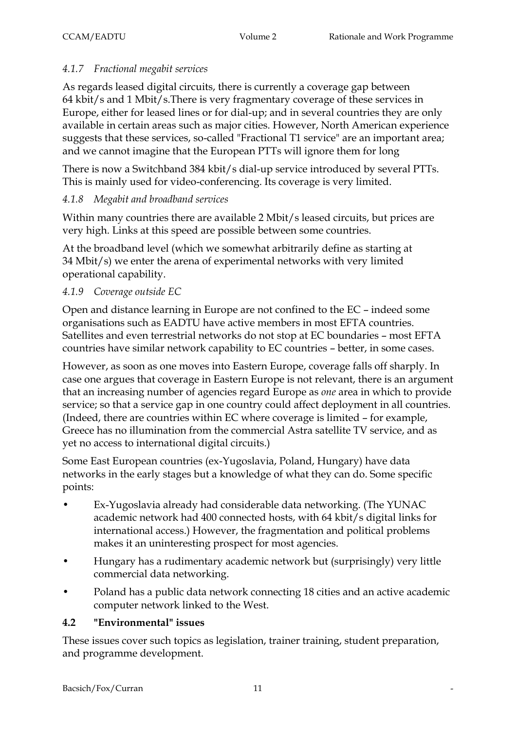#### *4.1.7 Fractional megabit services*

As regards leased digital circuits, there is currently a coverage gap between 64 kbit/s and 1 Mbit/s.There is very fragmentary coverage of these services in Europe, either for leased lines or for dial-up; and in several countries they are only available in certain areas such as major cities. However, North American experience suggests that these services, so-called "Fractional T1 service" are an important area; and we cannot imagine that the European PTTs will ignore them for long

There is now a Switchband 384 kbit/s dial-up service introduced by several PTTs. This is mainly used for video-conferencing. Its coverage is very limited.

#### *4.1.8 Megabit and broadband services*

Within many countries there are available 2 Mbit/s leased circuits, but prices are very high. Links at this speed are possible between some countries.

At the broadband level (which we somewhat arbitrarily define as starting at 34 Mbit/s) we enter the arena of experimental networks with very limited operational capability.

#### *4.1.9 Coverage outside EC*

Open and distance learning in Europe are not confined to the EC – indeed some organisations such as EADTU have active members in most EFTA countries. Satellites and even terrestrial networks do not stop at EC boundaries – most EFTA countries have similar network capability to EC countries – better, in some cases.

However, as soon as one moves into Eastern Europe, coverage falls off sharply. In case one argues that coverage in Eastern Europe is not relevant, there is an argument that an increasing number of agencies regard Europe as *one* area in which to provide service; so that a service gap in one country could affect deployment in all countries. (Indeed, there are countries within EC where coverage is limited – for example, Greece has no illumination from the commercial Astra satellite TV service, and as yet no access to international digital circuits.)

Some East European countries (ex-Yugoslavia, Poland, Hungary) have data networks in the early stages but a knowledge of what they can do. Some specific points:

- Ex-Yugoslavia already had considerable data networking. (The YUNAC academic network had 400 connected hosts, with 64 kbit/s digital links for international access.) However, the fragmentation and political problems makes it an uninteresting prospect for most agencies.
- Hungary has a rudimentary academic network but (surprisingly) very little commercial data networking.
- Poland has a public data network connecting 18 cities and an active academic computer network linked to the West.

### 4.2 "Environmental" issues

These issues cover such topics as legislation, trainer training, student preparation, and programme development.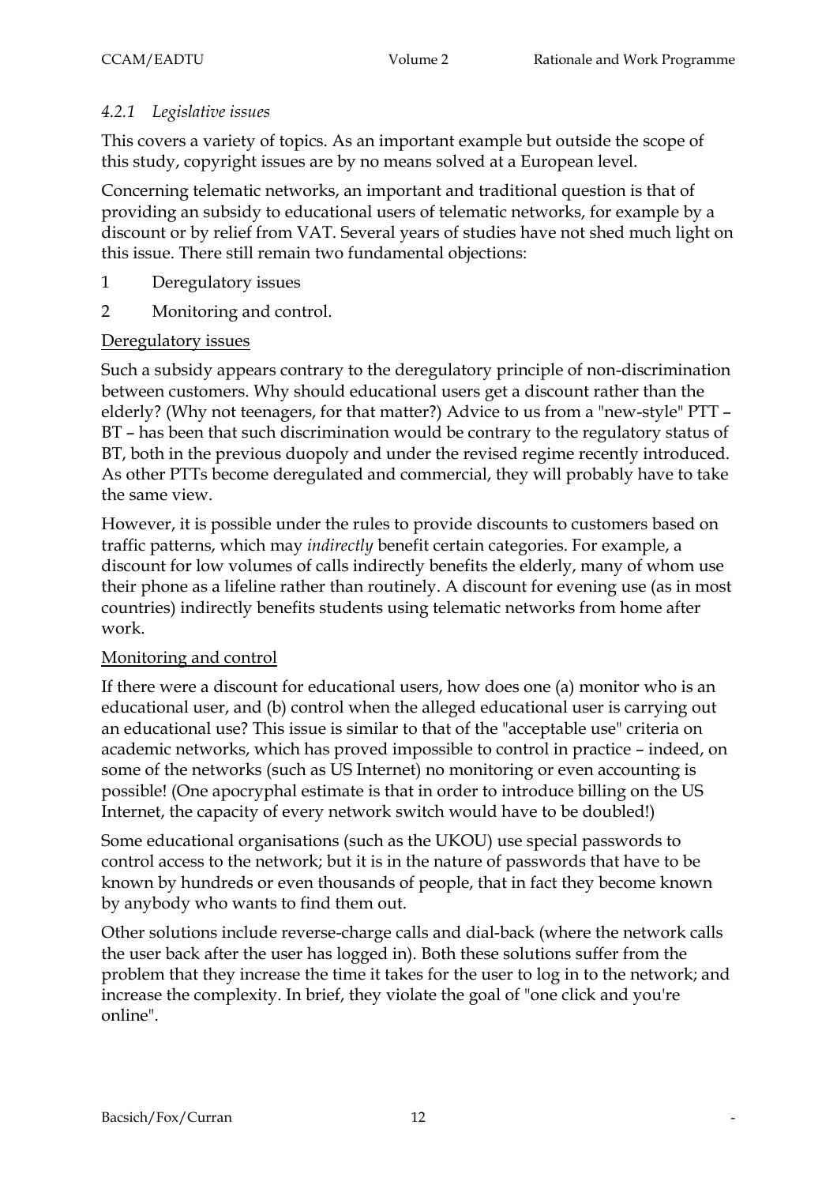#### *4.2.1 Legislative issues*

This covers a variety of topics. As an important example but outside the scope of this study, copyright issues are by no means solved at a European level.

Concerning telematic networks, an important and traditional question is that of providing an subsidy to educational users of telematic networks, for example by a discount or by relief from VAT. Several years of studies have not shed much light on this issue. There still remain two fundamental objections:

1 Deregulatory issues

2 Monitoring and control.

<u>Deregulatory issues</u>

Such a subsidy appears contrary to the deregulatory principle of non-discrimination between customers. Why should educational users get a discount rather than the elderly? (Why not teenagers, for that matter?) Advice to us from a "new-style" PTT – BT – has been that such discrimination would be contrary to the regulatory status of BT, both in the previous duopoly and under the revised regime recently introduced. As other PTTs become deregulated and commercial, they will probably have to take the same view.

However, it is possible under the rules to provide discounts to customers based on traffic patterns, which may *indirectly* benefit certain categories. For example, a discount for low volumes of calls indirectly benefits the elderly, many of whom use their phone as a lifeline rather than routinely. A discount for evening use (as in most countries) indirectly benefits students using telematic networks from home after work.

<u>Monitoring and control</u>

If there were a discount for educational users, how does one (a) monitor who is an educational user, and (b) control when the alleged educational user is carrying out an educational use? This issue is similar to that of the "acceptable use" criteria on academic networks, which has proved impossible to control in practice – indeed, on some of the networks (such as US Internet) no monitoring or even accounting is possible! (One apocryphal estimate is that in order to introduce billing on the US Internet, the capacity of every network switch would have to be doubled!)

Some educational organisations (such as the UKOU) use special passwords to control access to the network; but it is in the nature of passwords that have to be known by hundreds or even thousands of people, that in fact they become known by anybody who wants to find them out.

Other solutions include reverse-charge calls and dial-back (where the network calls the user back after the user has logged in). Both these solutions suffer from the problem that they increase the time it takes for the user to log in to the network; and increase the complexity. In brief, they violate the goal of "one click and you're online".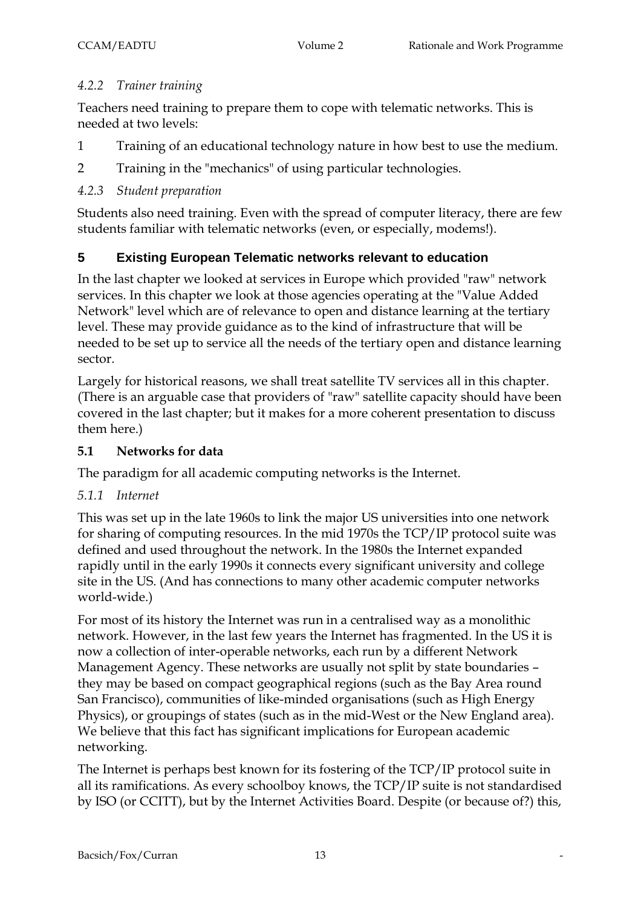#### 4.2.2 *Trainer training*

Teachers need training to prepare them to cope with telematic networks. This is needed at two levels:

1 Training of an educational technology nature in how best to use the medium.

2 Training in the "mechanics" of using particular technologies.

#### 4.2.3 *Student preparation*

Students also need training. Even with the spread of computer literacy, there are few students familiar with telematic networks (even, or especially, modems!).

## 5 Existing European Telematic networks relevant to education

In the last chapter we looked at services in Europe which provided "raw" network services. In this chapter we look at those agencies operating at the "Value Added Network" level which are of relevance to open and distance learning at the tertiary level. These may provide guidance as to the kind of infrastructure that will be needed to be set up to service all the needs of the tertiary open and distance learning sector.

Largely for historical reasons, we shall treat satellite TV services all in this chapter. (There is an arguable case that providers of "raw" satellite capacity should have been covered in the last chapter; but it makes for a more coherent presentation to discuss them here.)

### 5.1 Networks for data

The paradigm for all academic computing networks is the Internet.

#### 5.1.1 *Internet*

This was set up in the late 1960s to link the major US universities into one network for sharing of computing resources. In the mid 1970s the TCP/IP protocol suite was defined and used throughout the network. In the 1980s the Internet expanded rapidly until in the early 1990s it connects every significant university and college site in the US. (And has connections to many other academic computer networks world-wide.)

For most of its history the Internet was run in a centralised way as a monolithic network. However, in the last few years the Internet has fragmented. In the US it is now a collection of inter-operable networks, each run by a different Network Management Agency. These networks are usually not split by state boundaries – they may be based on compact geographical regions (such as the Bay Area round San Francisco), communities of like-minded organisations (such as High Energy Physics), or groupings of states (such as in the mid-West or the New England area). We believe that this fact has significant implications for European academic networking.

The Internet is perhaps best known for its fostering of the TCP/IP protocol suite in all its ramifications. As every schoolboy knows, the TCP/IP suite is not standardised by ISO (or CCITT), but by the Internet Activities Board. Despite (or because of?) this,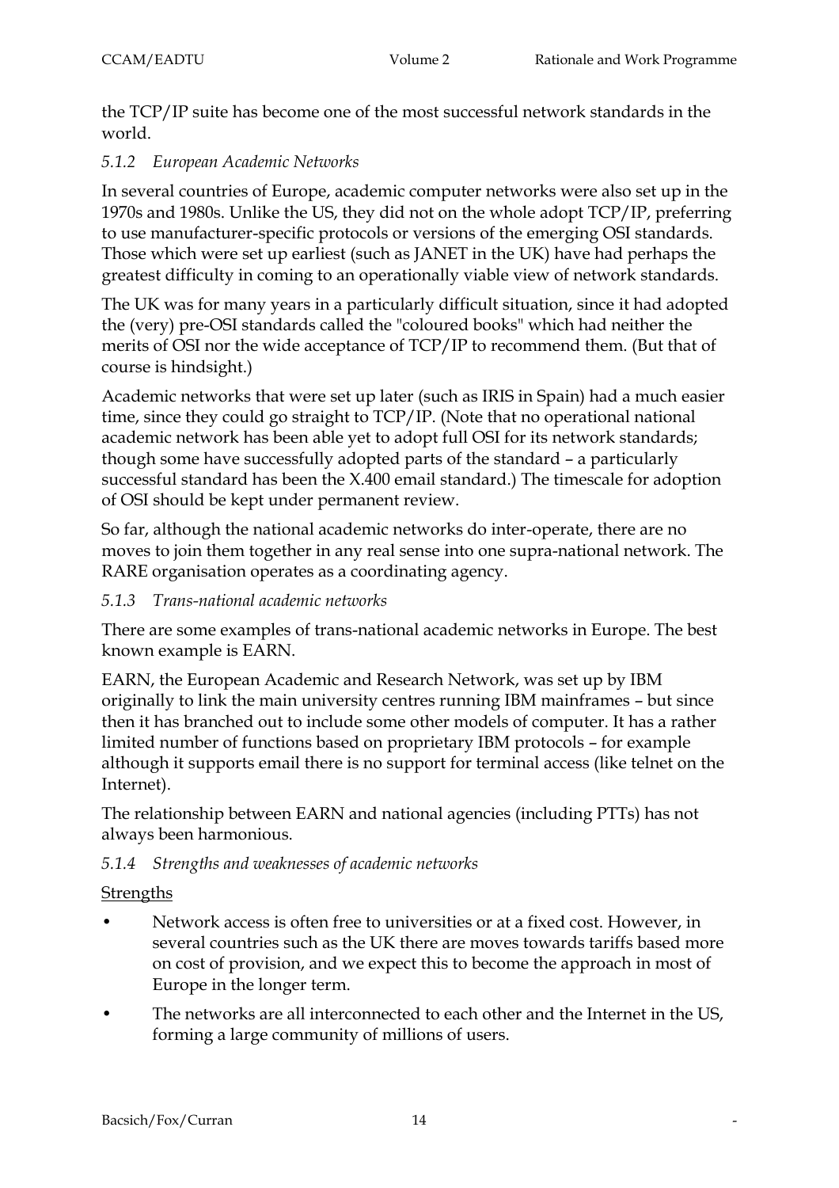the TCP/IP suite has become one of the most successful network standards in the world.

### *5.1.2 European Academic Networks*

In several countries of Europe, academic computer networks were also set up in the 1970s and 1980s. Unlike the US, they did not on the whole adopt TCP/IP, preferring to use manufacturer-specific protocols or versions of the emerging OSI standards. Those which were set up earliest (such as JANET in the UK) have had perhaps the greatest difficulty in coming to an operationally viable view of network standards.

The UK was for many years in a particularly difficult situation, since it had adopted the (very) pre-OSI standards called the "coloured books" which had neither the merits of OSI nor the wide acceptance of TCP/IP to recommend them. (But that of course is hindsight.)

Academic networks that were set up later (such as IRIS in Spain) had a much easier time, since they could go straight to TCP/IP. (Note that no operational national academic network has been able yet to adopt full OSI for its network standards; though some have successfully adopted parts of the standard – a particularly successful standard has been the X.400 email standard.) The timescale for adoption of OSI should be kept under permanent review.

So far, although the national academic networks do inter-operate, there are no moves to join them together in any real sense into one supra-national network. The RARE organisation operates as a coordinating agency.

### *5.1.3 Trans-national academic networks*

There are some examples of trans-national academic networks in Europe. The best known example is EARN.

EARN, the European Academic and Research Network, was set up by IBM originally to link the main university centres running IBM mainframes – but since then it has branched out to include some other models of computer. It has a rather limited number of functions based on proprietary IBM protocols – for example although it supports email there is no support for terminal access (like telnet on the Internet).

The relationship between EARN and national agencies (including PTTs) has not always been harmonious.

### *5.1.4 Strengths and weaknesses of academic networks*

<u>Strengths</u>

- Network access is often free to universities or at a fixed cost. However, in several countries such as the UK there are moves towards tariffs based more on cost of provision, and we expect this to become the approach in most of Europe in the longer term.
- The networks are all interconnected to each other and the Internet in the US, forming a large community of millions of users.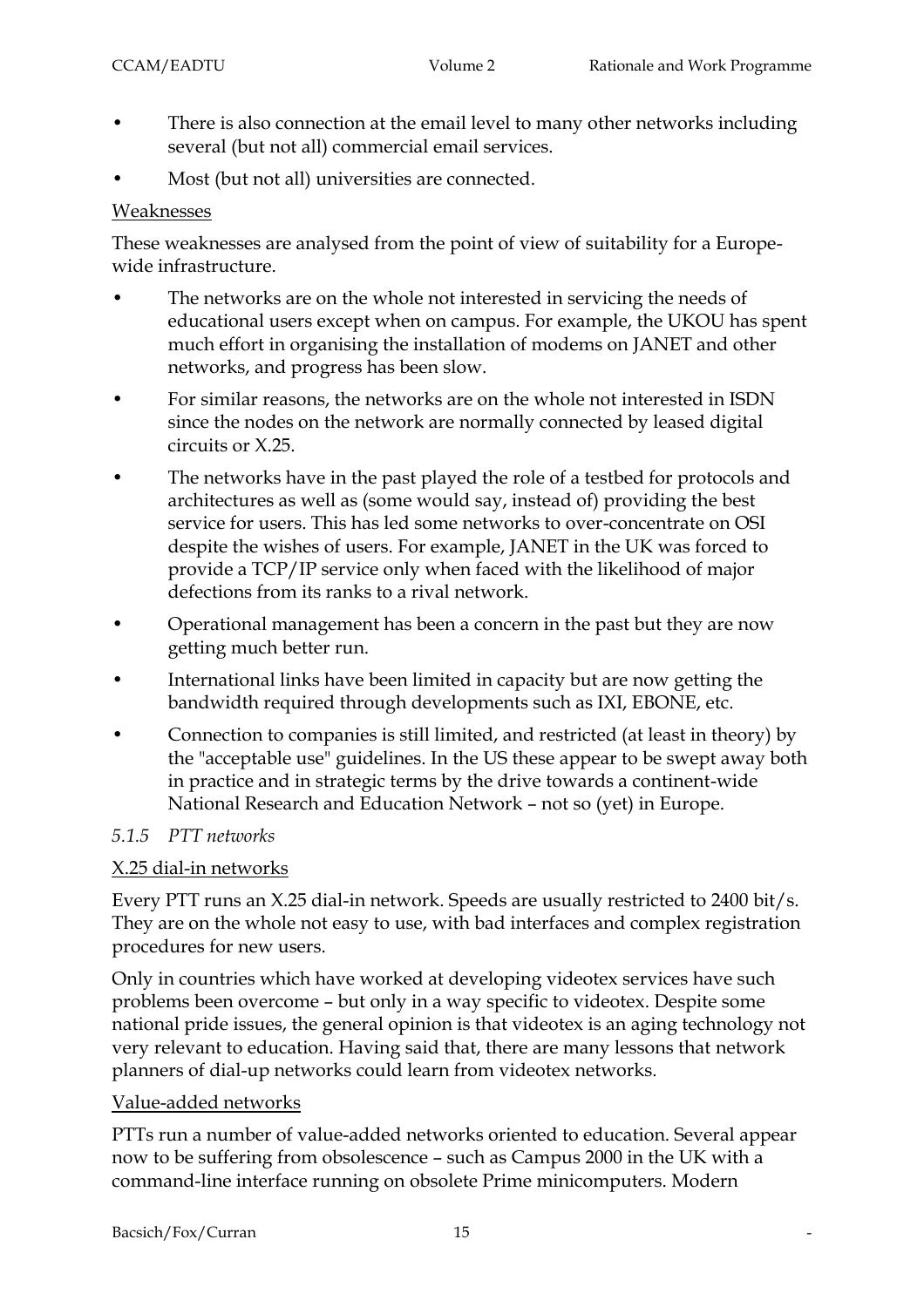- There is also connection at the email level to many other networks including several (but not all) commercial email services.
- Most (but not all) universities are connected.

<u>Weaknesses</u>

These weaknesses are analysed from the point of view of suitability for a Europe-wide infrastructure.

- The networks are on the whole not interested in servicing the needs of educational users except when on campus. For example, the UKOU has spent much effort in organising the installation of modems on JANET and other networks, and progress has been slow.
- For similar reasons, the networks are on the whole not interested in ISDN since the nodes on the network are normally connected by leased digital circuits or X.25.
- The networks have in the past played the role of a testbed for protocols and architectures as well as (some would say, instead of) providing the best service for users. This has led some networks to over-concentrate on OSI despite the wishes of users. For example, JANET in the UK was forced to provide a TCP/IP service only when faced with the likelihood of major defections from its ranks to a rival network.
- Operational management has been a concern in the past but they are now getting much better run.
- International links have been limited in capacity but are now getting the bandwidth required through developments such as IXI, EBONE, etc.
- Connection to companies is still limited, and restricted (at least in theory) by the "acceptable use" guidelines. In the US these appear to be swept away both in practice and in strategic terms by the drive towards a continent-wide National Research and Education Network – not so (yet) in Europe.

### *5.1.5 PTT networks*

<u>X.25 dial-in networks</u>

Every PTT runs an X.25 dial-in network. Speeds are usually restricted to 2400 bit/s. They are on the whole not easy to use, with bad interfaces and complex registration procedures for new users.

Only in countries which have worked at developing videotex services have such problems been overcome – but only in a way specific to videotex. Despite some national pride issues, the general opinion is that videotex is an aging technology not very relevant to education. Having said that, there are many lessons that network planners of dial-up networks could learn from videotex networks.

<u>Value-added networks</u>

PTTs run a number of value-added networks oriented to education. Several appear now to be suffering from obsolescence – such as Campus 2000 in the UK with a command-line interface running on obsolete Prime minicomputers. Modern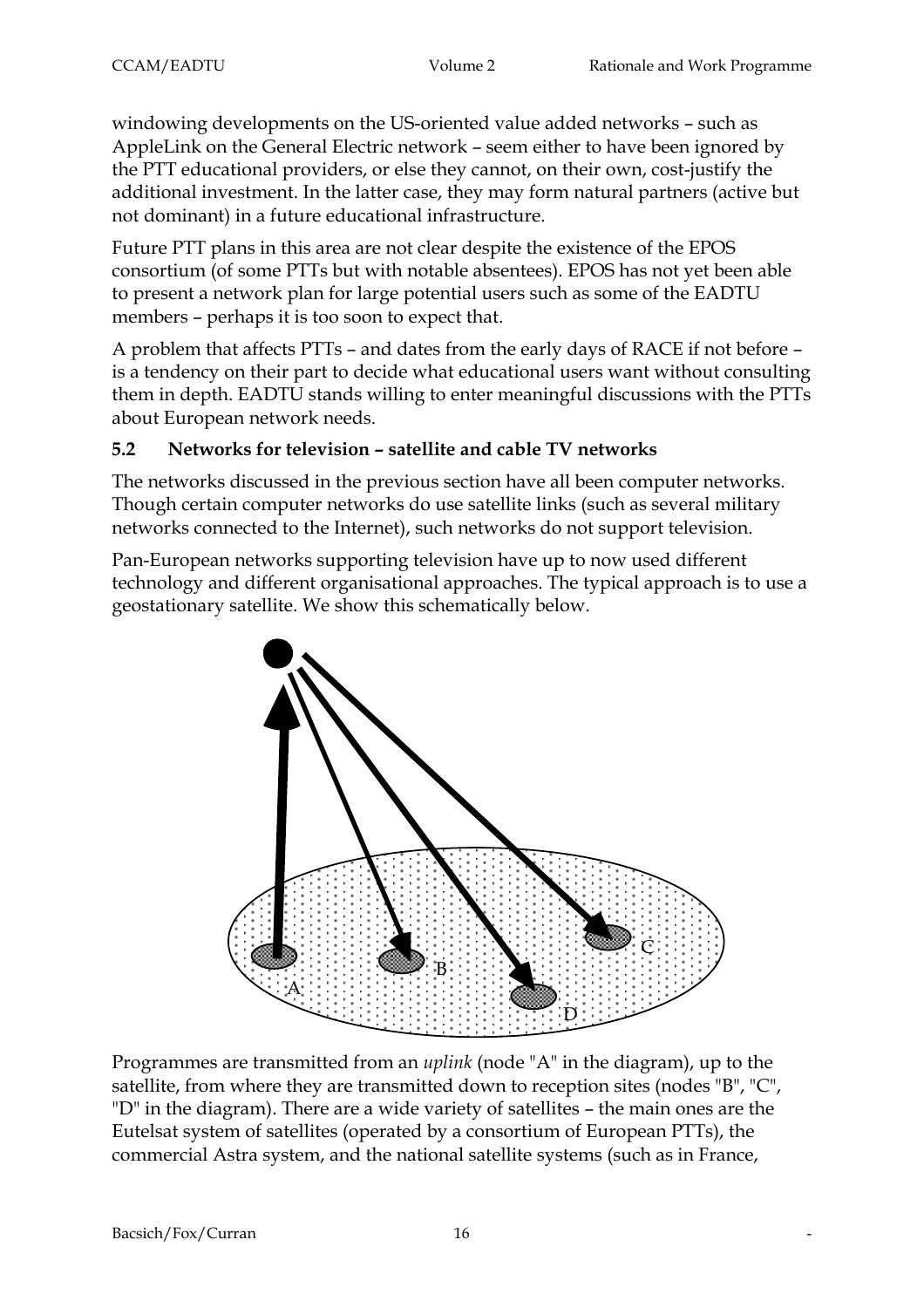windowing developments on the US-oriented value added networks – such as AppleLink on the General Electric network – seem either to have been ignored by the PTT educational providers, or else they cannot, on their own, cost-justify the additional investment. In the latter case, they may form natural partners (active but not dominant) in a future educational infrastructure.

Future PTT plans in this area are not clear despite the existence of the EPOS consortium (of some PTTs but with notable absentees). EPOS has not yet been able to present a network plan for large potential users such as some of the EADTU members – perhaps it is too soon to expect that.

A problem that affects PTTs – and dates from the early days of RACE if not before – is a tendency on their part to decide what educational users want without consulting them in depth. EADTU stands willing to enter meaningful discussions with the PTTs about European network needs.

### 5.2 Networks for television – satellite and cable TV networks

The networks discussed in the previous section have all been computer networks. Though certain computer networks do use satellite links (such as several military networks connected to the Internet), such networks do not support television.

Pan-European networks supporting television have up to now used different technology and different organisational approaches. The typical approach is to use a geostationary satellite. We show this schematically below.

Programmes are transmitted from an *uplink* (node "A" in the diagram), up to the satellite, from where they are transmitted down to reception sites (nodes "B", "C", "D" in the diagram). There are a wide variety of satellites – the main ones are the Eutelsat system of satellites (operated by a consortium of European PTTs), the commercial Astra system, and the national satellite systems (such as in France,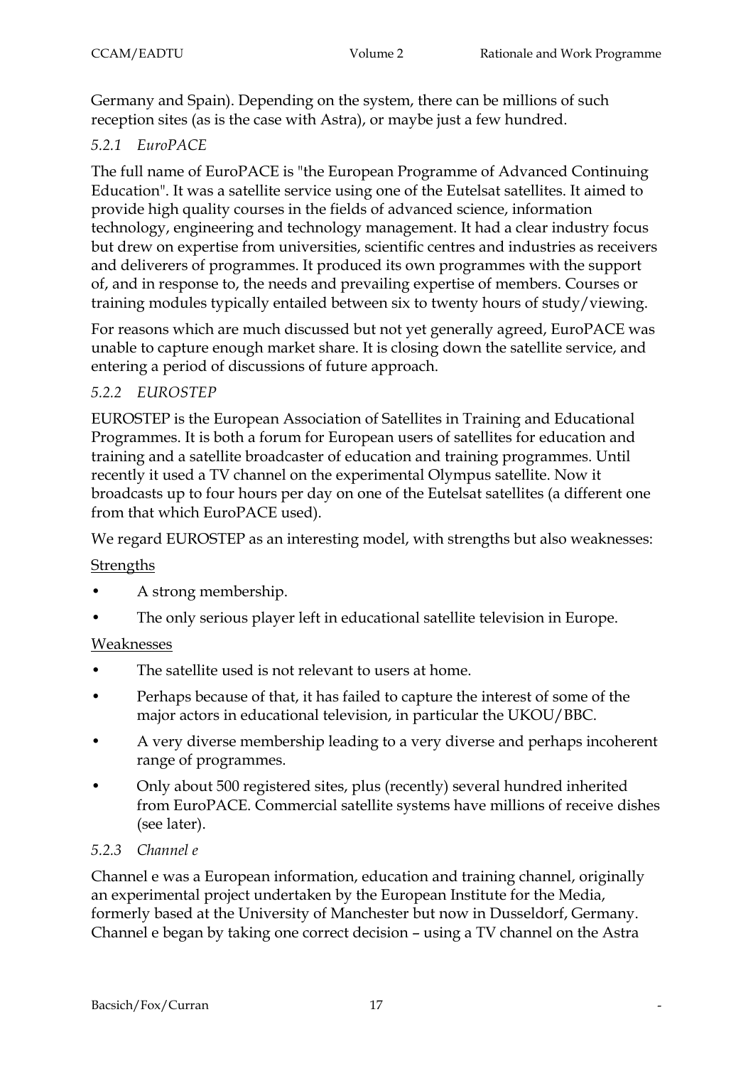Germany and Spain). Depending on the system, there can be millions of such reception sites (as is the case with Astra), or maybe just a few hundred.

### *5.2.1 EuroPACE*

The full name of EuroPACE is "the European Programme of Advanced Continuing Education". It was a satellite service using one of the Eutelsat satellites. It aimed to provide high quality courses in the fields of advanced science, information technology, engineering and technology management. It had a clear industry focus but drew on expertise from universities, scientific centres and industries as receivers and deliverers of programmes. It produced its own programmes with the support of, and in response to, the needs and prevailing expertise of members. Courses or training modules typically entailed between six to twenty hours of study/viewing.

For reasons which are much discussed but not yet generally agreed, EuroPACE was unable to capture enough market share. It is closing down the satellite service, and entering a period of discussions of future approach.

### *5.2.2 EUROSTEP*

EUROSTEP is the European Association of Satellites in Training and Educational Programmes. It is both a forum for European users of satellites for education and training and a satellite broadcaster of education and training programmes. Until recently it used a TV channel on the experimental Olympus satellite. Now it broadcasts up to four hours per day on one of the Eutelsat satellites (a different one from that which EuroPACE used).

We regard EUROSTEP as an interesting model, with strengths but also weaknesses:

Strengths

- A strong membership.
- The only serious player left in educational satellite television in Europe.

Weaknesses

- The satellite used is not relevant to users at home.
- Perhaps because of that, it has failed to capture the interest of some of the major actors in educational television, in particular the UKOU/BBC.
- A very diverse membership leading to a very diverse and perhaps incoherent range of programmes.
- Only about 500 registered sites, plus (recently) several hundred inherited from EuroPACE. Commercial satellite systems have millions of receive dishes (see later).

### *5.2.3 Channel e*

Channel e was a European information, education and training channel, originally an experimental project undertaken by the European Institute for the Media, formerly based at the University of Manchester but now in Dusseldorf, Germany. Channel e began by taking one correct decision – using a TV channel on the Astra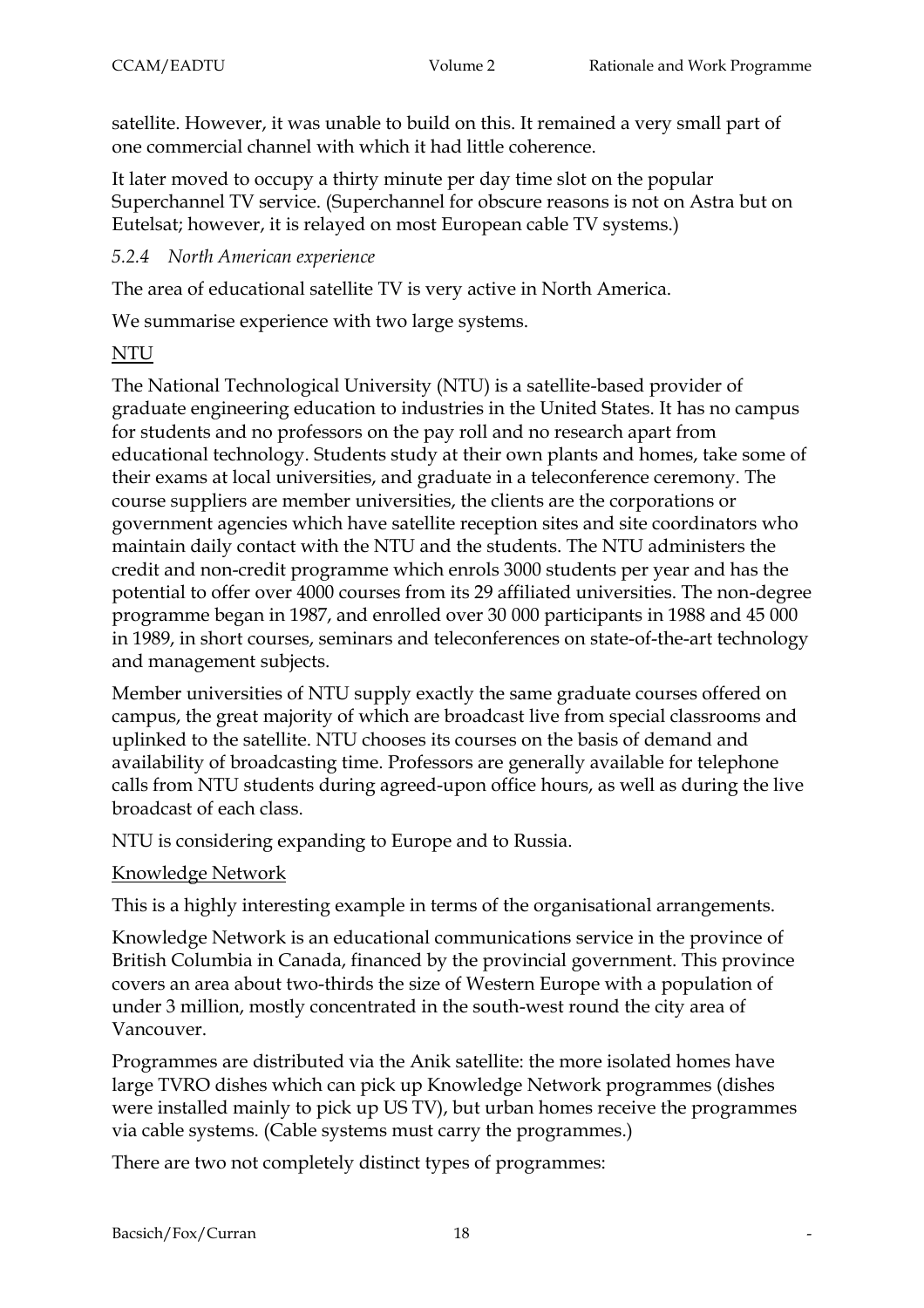satellite. However, it was unable to build on this. It remained a very small part of one commercial channel with which it had little coherence.

It later moved to occupy a thirty minute per day time slot on the popular Superchannel TV service. (Superchannel for obscure reasons is not on Astra but on Eutelsat; however, it is relayed on most European cable TV systems.)

### *5.2.4 North American experience*

The area of educational satellite TV is very active in North America.

We summarise experience with two large systems.

<u>NTU</u>

The National Technological University (NTU) is a satellite-based provider of graduate engineering education to industries in the United States. It has no campus for students and no professors on the pay roll and no research apart from educational technology. Students study at their own plants and homes, take some of their exams at local universities, and graduate in a teleconference ceremony. The course suppliers are member universities, the clients are the corporations or government agencies which have satellite reception sites and site coordinators who maintain daily contact with the NTU and the students. The NTU administers the credit and non-credit programme which enrols 3000 students per year and has the potential to offer over 4000 courses from its 29 affiliated universities. The non-degree programme began in 1987, and enrolled over 30 000 participants in 1988 and 45 000 in 1989, in short courses, seminars and teleconferences on state-of-the-art technology and management subjects.

Member universities of NTU supply exactly the same graduate courses offered on campus, the great majority of which are broadcast live from special classrooms and uplinked to the satellite. NTU chooses its courses on the basis of demand and availability of broadcasting time. Professors are generally available for telephone calls from NTU students during agreed-upon office hours, as well as during the live broadcast of each class.

NTU is considering expanding to Europe and to Russia.

<u>Knowledge Network</u>

This is a highly interesting example in terms of the organisational arrangements.

Knowledge Network is an educational communications service in the province of British Columbia in Canada, financed by the provincial government. This province covers an area about two-thirds the size of Western Europe with a population of under 3 million, mostly concentrated in the south-west round the city area of Vancouver.

Programmes are distributed via the Anik satellite: the more isolated homes have large TVRO dishes which can pick up Knowledge Network programmes (dishes were installed mainly to pick up US TV), but urban homes receive the programmes via cable systems. (Cable systems must carry the programmes.)

There are two not completely distinct types of programmes: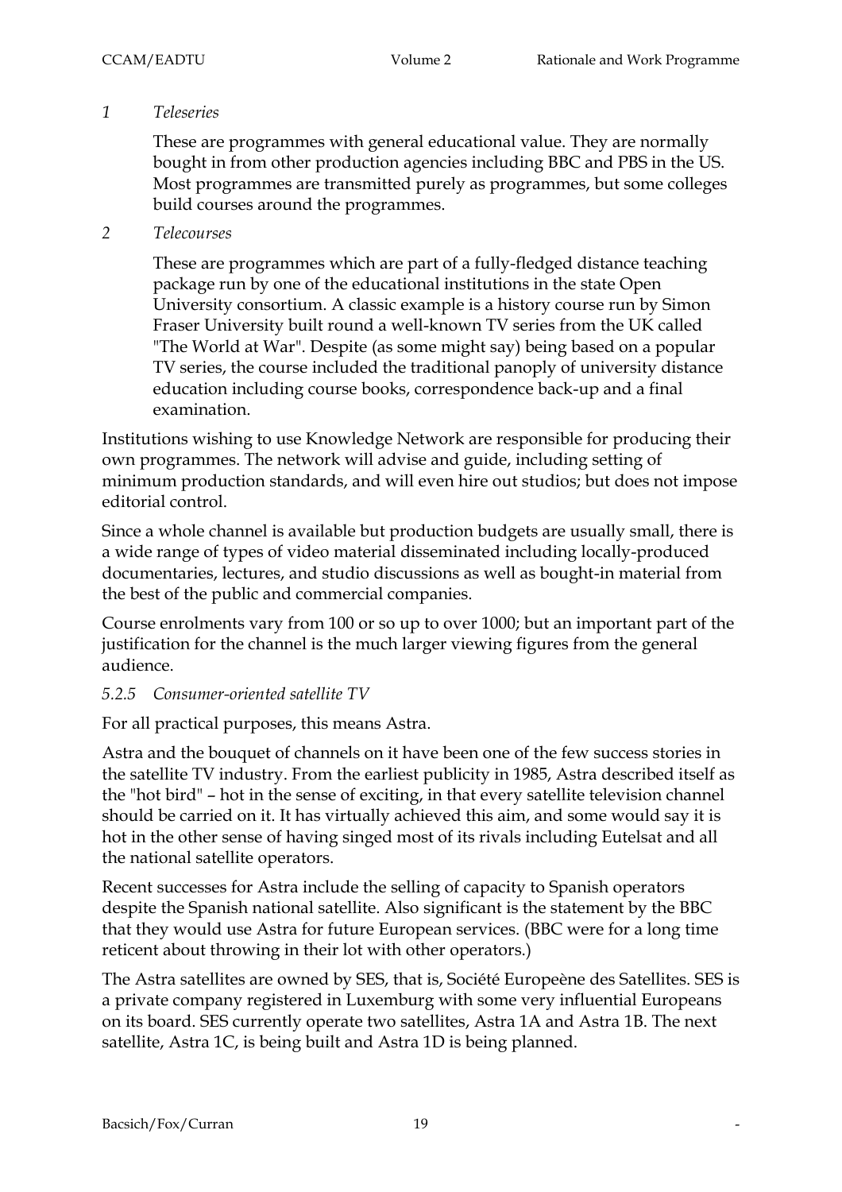*1 Teleseries*

These are programmes with general educational value. They are normally bought in from other production agencies including BBC and PBS in the US. Most programmes are transmitted purely as programmes, but some colleges build courses around the programmes.

*2 Telecourses*

These are programmes which are part of a fully-fledged distance teaching package run by one of the educational institutions in the state Open University consortium. A classic example is a history course run by Simon Fraser University built round a well-known TV series from the UK called "The World at War". Despite (as some might say) being based on a popular TV series, the course included the traditional panoply of university distance education including course books, correspondence back-up and a final examination.

Institutions wishing to use Knowledge Network are responsible for producing their own programmes. The network will advise and guide, including setting of minimum production standards, and will even hire out studios; but does not impose editorial control.

Since a whole channel is available but production budgets are usually small, there is a wide range of types of video material disseminated including locally-produced documentaries, lectures, and studio discussions as well as bought-in material from the best of the public and commercial companies.

Course enrolments vary from 100 or so up to over 1000; but an important part of the justification for the channel is the much larger viewing figures from the general audience.

### *5.2.5 Consumer-oriented satellite TV*

For all practical purposes, this means Astra.

Astra and the bouquet of channels on it have been one of the few success stories in the satellite TV industry. From the earliest publicity in 1985, Astra described itself as the "hot bird" – hot in the sense of exciting, in that every satellite television channel should be carried on it. It has virtually achieved this aim, and some would say it is hot in the other sense of having singed most of its rivals including Eutelsat and all the national satellite operators.

Recent successes for Astra include the selling of capacity to Spanish operators despite the Spanish national satellite. Also significant is the statement by the BBC that they would use Astra for future European services. (BBC were for a long time reticent about throwing in their lot with other operators.)

The Astra satellites are owned by SES, that is, Société Europeène des Satellites. SES is a private company registered in Luxemburg with some very influential Europeans on its board. SES currently operate two satellites, Astra 1A and Astra 1B. The next satellite, Astra 1C, is being built and Astra 1D is being planned.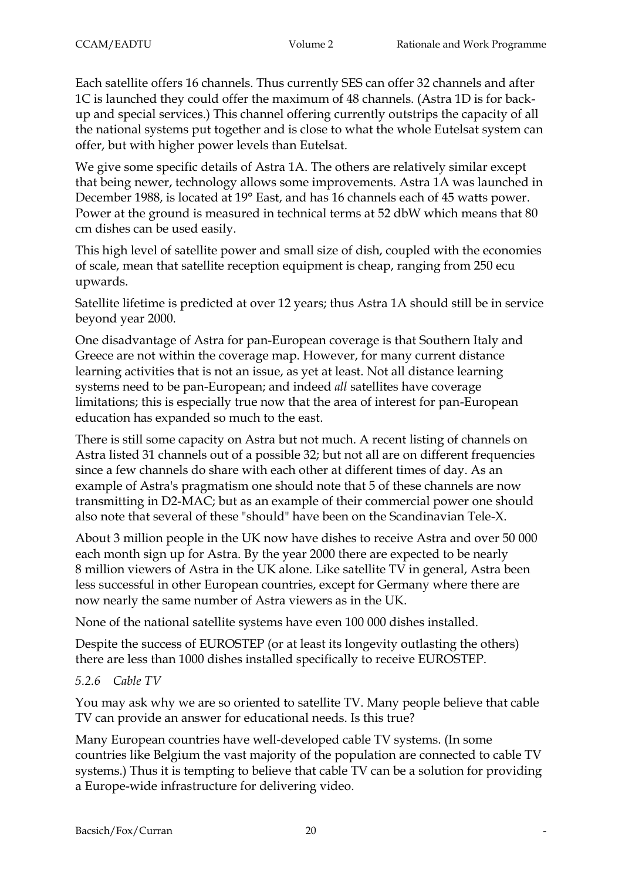Each satellite offers 16 channels. Thus currently SES can offer 32 channels and after 1C is launched they could offer the maximum of 48 channels. (Astra 1D is for back-up and special services.) This channel offering currently outstrips the capacity of all the national systems put together and is close to what the whole Eutelsat system can offer, but with higher power levels than Eutelsat.

We give some specific details of Astra 1A. The others are relatively similar except that being newer, technology allows some improvements. Astra 1A was launched in December 1988, is located at 19° East, and has 16 channels each of 45 watts power. Power at the ground is measured in technical terms at 52 dbW which means that 80 cm dishes can be used easily.

This high level of satellite power and small size of dish, coupled with the economies of scale, mean that satellite reception equipment is cheap, ranging from 250 ecu upwards.

Satellite lifetime is predicted at over 12 years; thus Astra 1A should still be in service beyond year 2000.

One disadvantage of Astra for pan-European coverage is that Southern Italy and Greece are not within the coverage map. However, for many current distance learning activities that is not an issue, as yet at least. Not all distance learning systems need to be pan-European; and indeed *all* satellites have coverage limitations; this is especially true now that the area of interest for pan-European education has expanded so much to the east.

There is still some capacity on Astra but not much. A recent listing of channels on Astra listed 31 channels out of a possible 32; but not all are on different frequencies since a few channels do share with each other at different times of day. As an example of Astra's pragmatism one should note that 5 of these channels are now transmitting in D2-MAC; but as an example of their commercial power one should also note that several of these "should" have been on the Scandinavian Tele-X.

About 3 million people in the UK now have dishes to receive Astra and over 50 000 each month sign up for Astra. By the year 2000 there are expected to be nearly 8 million viewers of Astra in the UK alone. Like satellite TV in general, Astra been less successful in other European countries, except for Germany where there are now nearly the same number of Astra viewers as in the UK.

None of the national satellite systems have even 100 000 dishes installed.

Despite the success of EUROSTEP (or at least its longevity outlasting the others) there are less than 1000 dishes installed specifically to receive EUROSTEP.

### *5.2.6 Cable TV*

You may ask why we are so oriented to satellite TV. Many people believe that cable TV can provide an answer for educational needs. Is this true?

Many European countries have well-developed cable TV systems. (In some countries like Belgium the vast majority of the population are connected to cable TV systems.) Thus it is tempting to believe that cable TV can be a solution for providing a Europe-wide infrastructure for delivering video.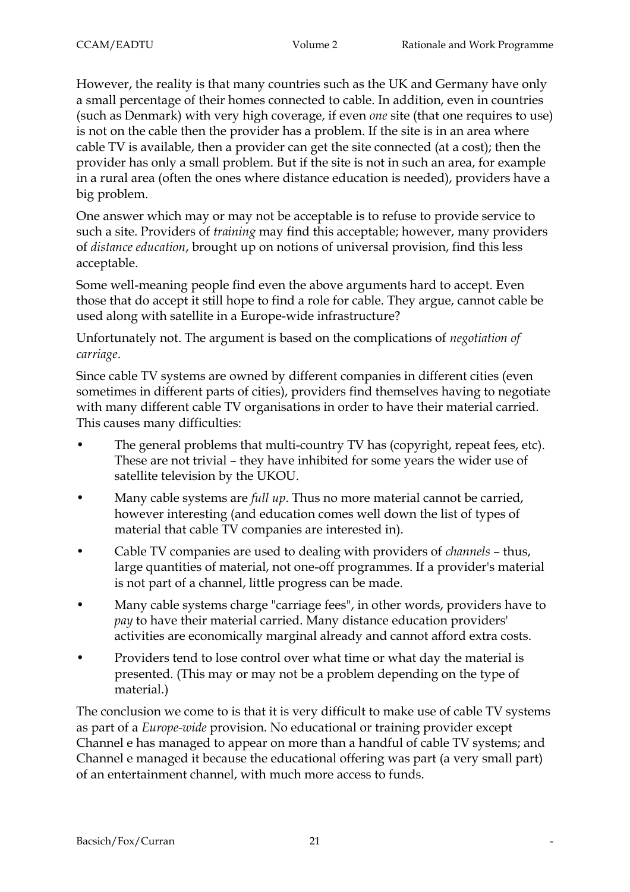However, the reality is that many countries such as the UK and Germany have only a small percentage of their homes connected to cable. In addition, even in countries (such as Denmark) with very high coverage, if even *one* site (that one requires to use) is not on the cable then the provider has a problem. If the site is in an area where cable TV is available, then a provider can get the site connected (at a cost); then the provider has only a small problem. But if the site is not in such an area, for example in a rural area (often the ones where distance education is needed), providers have a big problem.

One answer which may or may not be acceptable is to refuse to provide service to such a site. Providers of *training* may find this acceptable; however, many providers of *distance education*, brought up on notions of universal provision, find this less acceptable.

Some well-meaning people find even the above arguments hard to accept. Even those that do accept it still hope to find a role for cable. They argue, cannot cable be used along with satellite in a Europe-wide infrastructure?

Unfortunately not. The argument is based on the complications of *negotiation of carriage*.

Since cable TV systems are owned by different companies in different cities (even sometimes in different parts of cities), providers find themselves having to negotiate with many different cable TV organisations in order to have their material carried. This causes many difficulties:

- The general problems that multi-country TV has (copyright, repeat fees, etc). These are not trivial – they have inhibited for some years the wider use of satellite television by the UKOU.
- Many cable systems are *full up*. Thus no more material cannot be carried, however interesting (and education comes well down the list of types of material that cable TV companies are interested in).
- Cable TV companies are used to dealing with providers of *channels* – thus, large quantities of material, not one-off programmes. If a provider's material is not part of a channel, little progress can be made.
- Many cable systems charge "carriage fees", in other words, providers have to *pay* to have their material carried. Many distance education providers' activities are economically marginal already and cannot afford extra costs.
- Providers tend to lose control over what time or what day the material is presented. (This may or may not be a problem depending on the type of material.)

The conclusion we come to is that it is very difficult to make use of cable TV systems as part of a *Europe-wide* provision. No educational or training provider except Channel e has managed to appear on more than a handful of cable TV systems; and Channel e managed it because the educational offering was part (a very small part) of an entertainment channel, with much more access to funds.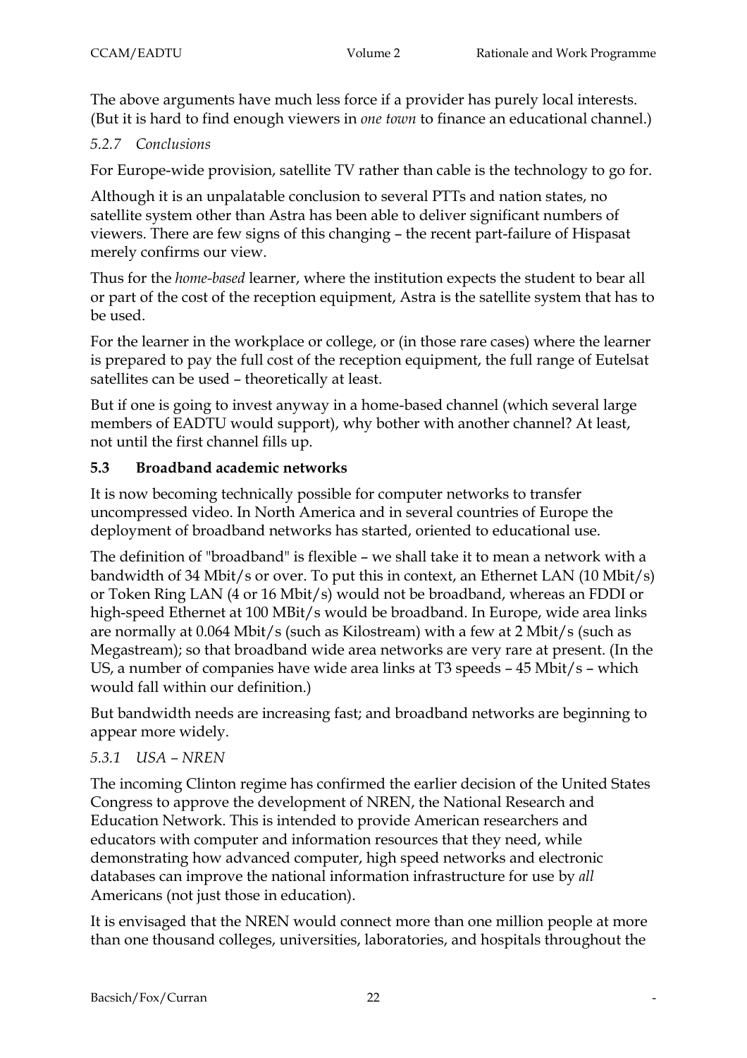The above arguments have much less force if a provider has purely local interests. (But it is hard to find enough viewers in *one town* to finance an educational channel.)

#### *5.2.7 Conclusions*

For Europe-wide provision, satellite TV rather than cable is the technology to go for.

Although it is an unpalatable conclusion to several PTTs and nation states, no satellite system other than Astra has been able to deliver significant numbers of viewers. There are few signs of this changing – the recent part-failure of Hispasat merely confirms our view.

Thus for the *home-based* learner, where the institution expects the student to bear all or part of the cost of the reception equipment, Astra is the satellite system that has to be used.

For the learner in the workplace or college, or (in those rare cases) where the learner is prepared to pay the full cost of the reception equipment, the full range of Eutelsat satellites can be used – theoretically at least.

But if one is going to invest anyway in a home-based channel (which several large members of EADTU would support), why bother with another channel? At least, not until the first channel fills up.

### 5.3 Broadband academic networks

It is now becoming technically possible for computer networks to transfer uncompressed video. In North America and in several countries of Europe the deployment of broadband networks has started, oriented to educational use.

The definition of "broadband" is flexible – we shall take it to mean a network with a bandwidth of 34 Mbit/s or over. To put this in context, an Ethernet LAN (10 Mbit/s) or Token Ring LAN (4 or 16 Mbit/s) would not be broadband, whereas an FDDI or high-speed Ethernet at 100 MBit/s would be broadband. In Europe, wide area links are normally at 0.064 Mbit/s (such as Kilostream) with a few at 2 Mbit/s (such as Megastream); so that broadband wide area networks are very rare at present. (In the US, a number of companies have wide area links at T3 speeds – 45 Mbit/s – which would fall within our definition.)

But bandwidth needs are increasing fast; and broadband networks are beginning to appear more widely.

#### *5.3.1 USA – NREN*

The incoming Clinton regime has confirmed the earlier decision of the United States Congress to approve the development of NREN, the National Research and Education Network. This is intended to provide American researchers and educators with computer and information resources that they need, while demonstrating how advanced computer, high speed networks and electronic databases can improve the national information infrastructure for use by *all* Americans (not just those in education).

It is envisaged that the NREN would connect more than one million people at more than one thousand colleges, universities, laboratories, and hospitals throughout the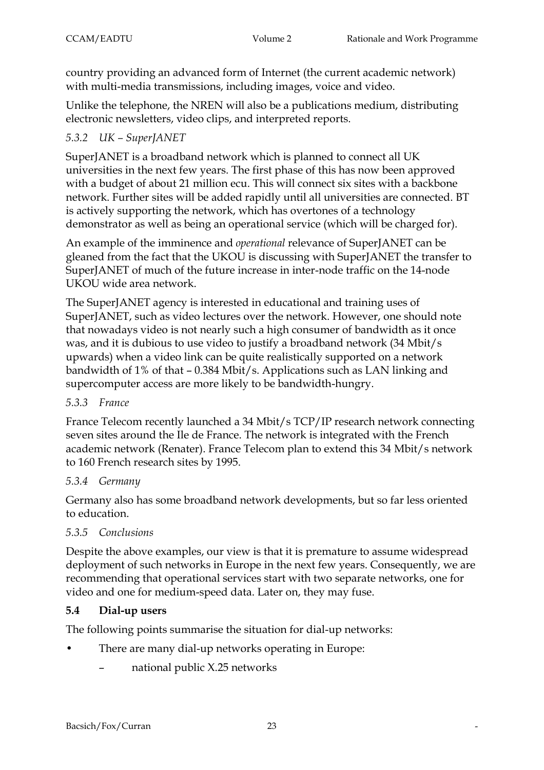country providing an advanced form of Internet (the current academic network) with multi-media transmissions, including images, voice and video.

Unlike the telephone, the NREN will also be a publications medium, distributing electronic newsletters, video clips, and interpreted reports.

### *5.3.2 UK – SuperJANET*

SuperJANET is a broadband network which is planned to connect all UK universities in the next few years. The first phase of this has now been approved with a budget of about 21 million ecu. This will connect six sites with a backbone network. Further sites will be added rapidly until all universities are connected. BT is actively supporting the network, which has overtones of a technology demonstrator as well as being an operational service (which will be charged for).

An example of the imminence and *operational* relevance of SuperJANET can be gleaned from the fact that the UKOU is discussing with SuperJANET the transfer to SuperJANET of much of the future increase in inter-node traffic on the 14-node UKOU wide area network.

The SuperJANET agency is interested in educational and training uses of SuperJANET, such as video lectures over the network. However, one should note that nowadays video is not nearly such a high consumer of bandwidth as it once was, and it is dubious to use video to justify a broadband network (34 Mbit/s upwards) when a video link can be quite realistically supported on a network bandwidth of 1% of that – 0.384 Mbit/s. Applications such as LAN linking and supercomputer access are more likely to be bandwidth-hungry.

### *5.3.3 France*

France Telecom recently launched a 34 Mbit/s TCP/IP research network connecting seven sites around the Ile de France. The network is integrated with the French academic network (Renater). France Telecom plan to extend this 34 Mbit/s network to 160 French research sites by 1995.

### *5.3.4 Germany*

Germany also has some broadband network developments, but so far less oriented to education.

### *5.3.5 Conclusions*

Despite the above examples, our view is that it is premature to assume widespread deployment of such networks in Europe in the next few years. Consequently, we are recommending that operational services start with two separate networks, one for video and one for medium-speed data. Later on, they may fuse.

## 5.4 Dial-up users

The following points summarise the situation for dial-up networks:

- There are many dial-up networks operating in Europe:
  - national public X.25 networks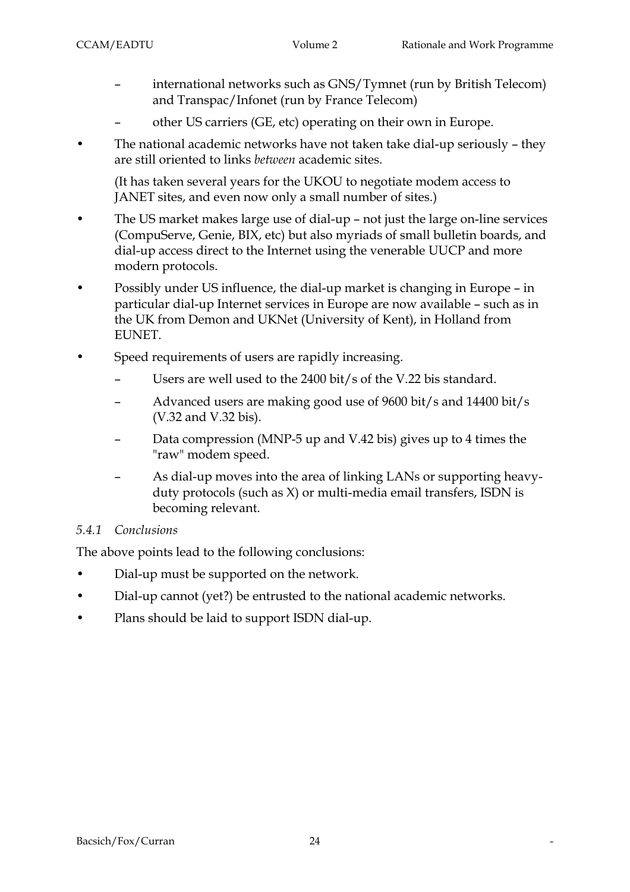- international networks such as GNS/Tymnet (run by British Telecom) and Transpac/Infonet (run by France Telecom)
- other US carriers (GE, etc) operating on their own in Europe.

- The national academic networks have not taken take dial-up seriously – they are still oriented to links *between* academic sites.

  (It has taken several years for the UKOU to negotiate modem access to JANET sites, and even now only a small number of sites.)

- The US market makes large use of dial-up – not just the large on-line services (CompuServe, Genie, BIX, etc) but also myriads of small bulletin boards, and dial-up access direct to the Internet using the venerable UUCP and more modern protocols.

- Possibly under US influence, the dial-up market is changing in Europe – in particular dial-up Internet services in Europe are now available – such as in the UK from Demon and UKNet (University of Kent), in Holland from EUNET.

- Speed requirements of users are rapidly increasing.
  - Users are well used to the 2400 bit/s of the V.22 bis standard.
  - Advanced users are making good use of 9600 bit/s and 14400 bit/s (V.32 and V.32 bis).
  - Data compression (MNP-5 up and V.42 bis) gives up to 4 times the "raw" modem speed.
  - As dial-up moves into the area of linking LANs or supporting heavy-duty protocols (such as X) or multi-media email transfers, ISDN is becoming relevant.

### *5.4.1 Conclusions*

The above points lead to the following conclusions:

- Dial-up must be supported on the network.
- Dial-up cannot (yet?) be entrusted to the national academic networks.
- Plans should be laid to support ISDN dial-up.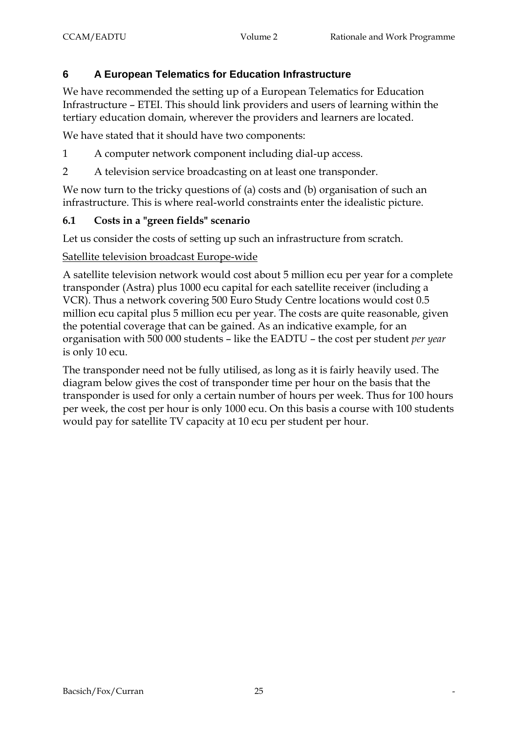## 6 A European Telematics for Education Infrastructure

We have recommended the setting up of a European Telematics for Education Infrastructure – ETEI. This should link providers and users of learning within the tertiary education domain, wherever the providers and learners are located.

We have stated that it should have two components:

1. A computer network component including dial-up access.
2. A television service broadcasting on at least one transponder.

We now turn to the tricky questions of (a) costs and (b) organisation of such an infrastructure. This is where real-world constraints enter the idealistic picture.

### 6.1 Costs in a "green fields" scenario

Let us consider the costs of setting up such an infrastructure from scratch.

<u>Satellite television broadcast Europe-wide</u>

A satellite television network would cost about 5 million ecu per year for a complete transponder (Astra) plus 1000 ecu capital for each satellite receiver (including a VCR). Thus a network covering 500 Euro Study Centre locations would cost 0.5 million ecu capital plus 5 million ecu per year. The costs are quite reasonable, given the potential coverage that can be gained. As an indicative example, for an organisation with 500 000 students – like the EADTU – the cost per student *per year* is only 10 ecu.

The transponder need not be fully utilised, as long as it is fairly heavily used. The diagram below gives the cost of transponder time per hour on the basis that the transponder is used for only a certain number of hours per week. Thus for 100 hours per week, the cost per hour is only 1000 ecu. On this basis a course with 100 students would pay for satellite TV capacity at 10 ecu per student per hour.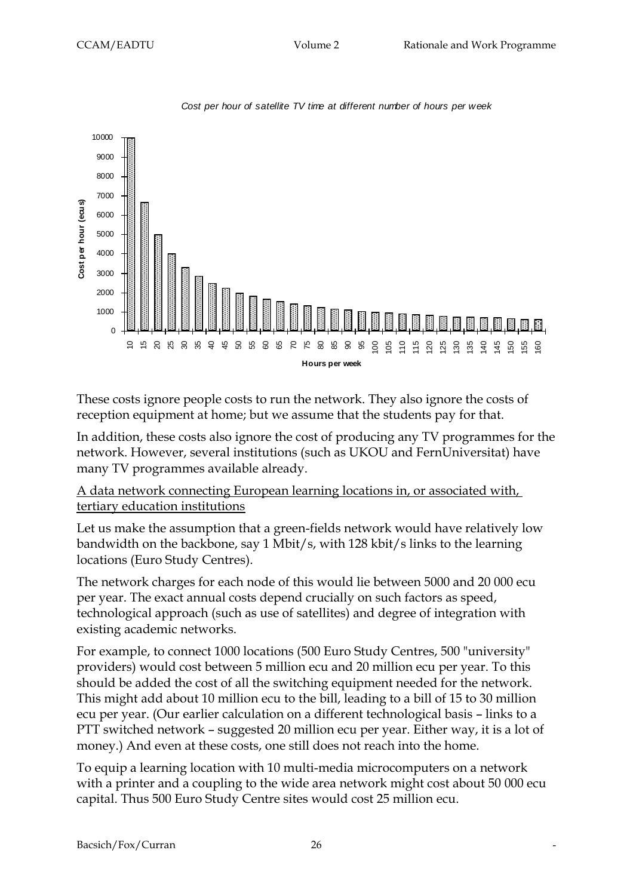*Cost per hour of satellite TV time at different number of hours per week*

These costs ignore people costs to run the network. They also ignore the costs of reception equipment at home; but we assume that the students pay for that.

In addition, these costs also ignore the cost of producing any TV programmes for the network. However, several institutions (such as UKOU and FernUniversitat) have many TV programmes available already.

<u>A data network connecting European learning locations in, or associated with, tertiary education institutions</u>

Let us make the assumption that a green-fields network would have relatively low bandwidth on the backbone, say 1 Mbit/s, with 128 kbit/s links to the learning locations (Euro Study Centres).

The network charges for each node of this would lie between 5000 and 20 000 ecu per year. The exact annual costs depend crucially on such factors as speed, technological approach (such as use of satellites) and degree of integration with existing academic networks.

For example, to connect 1000 locations (500 Euro Study Centres, 500 "university" providers) would cost between 5 million ecu and 20 million ecu per year. To this should be added the cost of all the switching equipment needed for the network. This might add about 10 million ecu to the bill, leading to a bill of 15 to 30 million ecu per year. (Our earlier calculation on a different technological basis – links to a PTT switched network – suggested 20 million ecu per year. Either way, it is a lot of money.) And even at these costs, one still does not reach into the home.

To equip a learning location with 10 multi-media microcomputers on a network with a printer and a coupling to the wide area network might cost about 50 000 ecu capital. Thus 500 Euro Study Centre sites would cost 25 million ecu.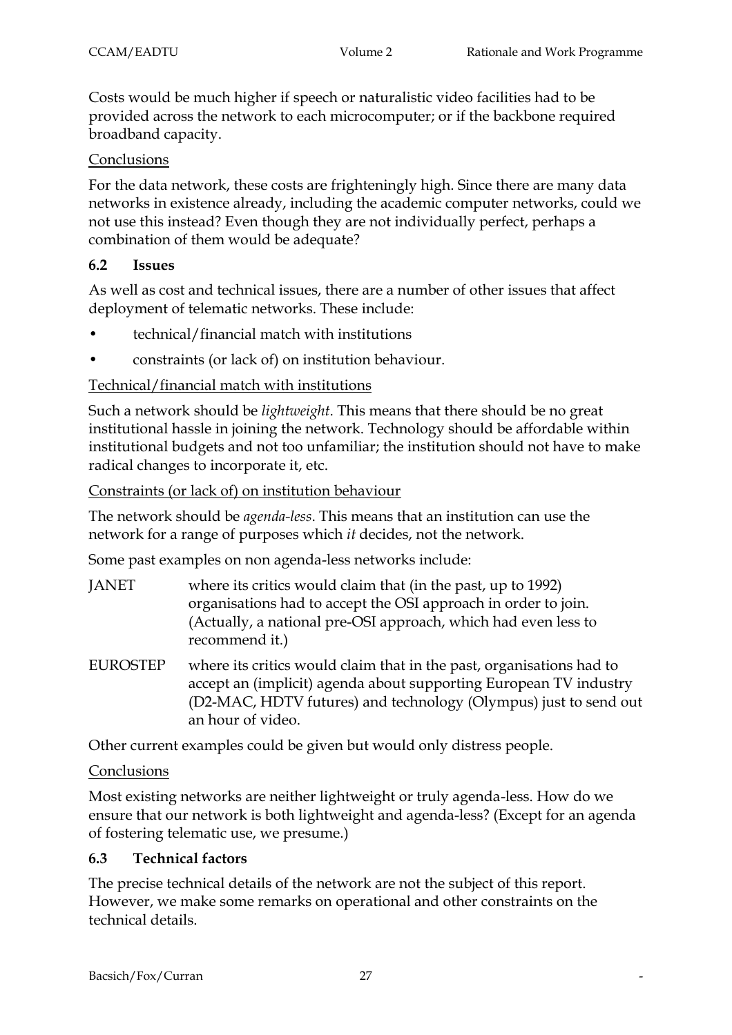Costs would be much higher if speech or naturalistic video facilities had to be provided across the network to each microcomputer; or if the backbone required broadband capacity.

<u>Conclusions</u>

For the data network, these costs are frighteningly high. Since there are many data networks in existence already, including the academic computer networks, could we not use this instead? Even though they are not individually perfect, perhaps a combination of them would be adequate?

### 6.2 Issues

As well as cost and technical issues, there are a number of other issues that affect deployment of telematic networks. These include:

- technical/financial match with institutions
- constraints (or lack of) on institution behaviour.

<u>Technical/financial match with institutions</u>

Such a network should be *lightweight*. This means that there should be no great institutional hassle in joining the network. Technology should be affordable within institutional budgets and not too unfamiliar; the institution should not have to make radical changes to incorporate it, etc.

<u>Constraints (or lack of) on institution behaviour</u>

The network should be *agenda-less*. This means that an institution can use the network for a range of purposes which *it* decides, not the network.

Some past examples on non agenda-less networks include:

JANET — where its critics would claim that (in the past, up to 1992) organisations had to accept the OSI approach in order to join. (Actually, a national pre-OSI approach, which had even less to recommend it.)

EUROSTEP — where its critics would claim that in the past, organisations had to accept an (implicit) agenda about supporting European TV industry (D2-MAC, HDTV futures) and technology (Olympus) just to send out an hour of video.

Other current examples could be given but would only distress people.

<u>Conclusions</u>

Most existing networks are neither lightweight or truly agenda-less. How do we ensure that our network is both lightweight and agenda-less? (Except for an agenda of fostering telematic use, we presume.)

### 6.3 Technical factors

The precise technical details of the network are not the subject of this report. However, we make some remarks on operational and other constraints on the technical details.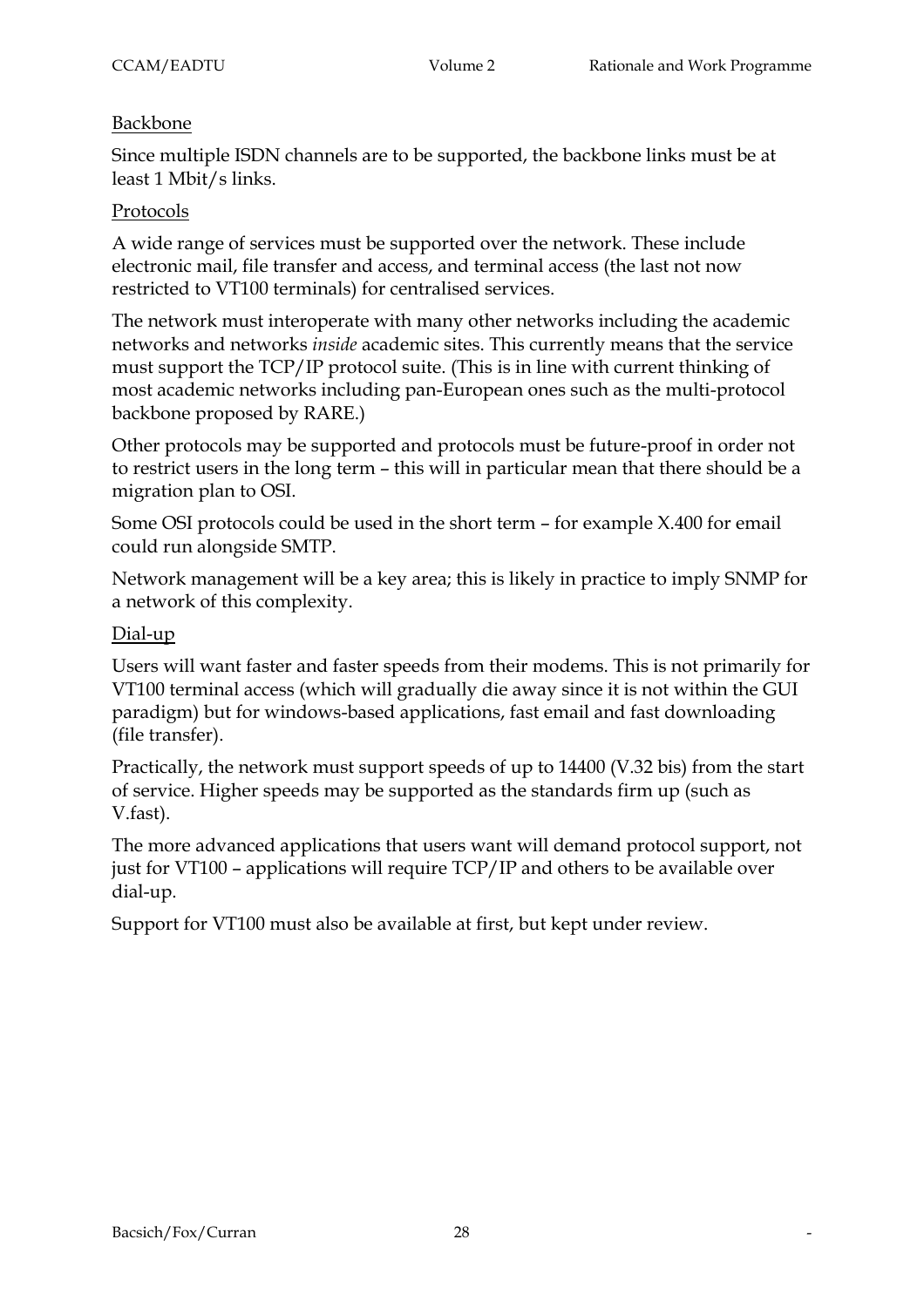<u>Backbone</u>

Since multiple ISDN channels are to be supported, the backbone links must be at least 1 Mbit/s links.

<u>Protocols</u>

A wide range of services must be supported over the network. These include electronic mail, file transfer and access, and terminal access (the last not now restricted to VT100 terminals) for centralised services.

The network must interoperate with many other networks including the academic networks and networks *inside* academic sites. This currently means that the service must support the TCP/IP protocol suite. (This is in line with current thinking of most academic networks including pan-European ones such as the multi-protocol backbone proposed by RARE.)

Other protocols may be supported and protocols must be future-proof in order not to restrict users in the long term – this will in particular mean that there should be a migration plan to OSI.

Some OSI protocols could be used in the short term – for example X.400 for email could run alongside SMTP.

Network management will be a key area; this is likely in practice to imply SNMP for a network of this complexity.

<u>Dial-up</u>

Users will want faster and faster speeds from their modems. This is not primarily for VT100 terminal access (which will gradually die away since it is not within the GUI paradigm) but for windows-based applications, fast email and fast downloading (file transfer).

Practically, the network must support speeds of up to 14400 (V.32 bis) from the start of service. Higher speeds may be supported as the standards firm up (such as V.fast).

The more advanced applications that users want will demand protocol support, not just for VT100 – applications will require TCP/IP and others to be available over dial-up.

Support for VT100 must also be available at first, but kept under review.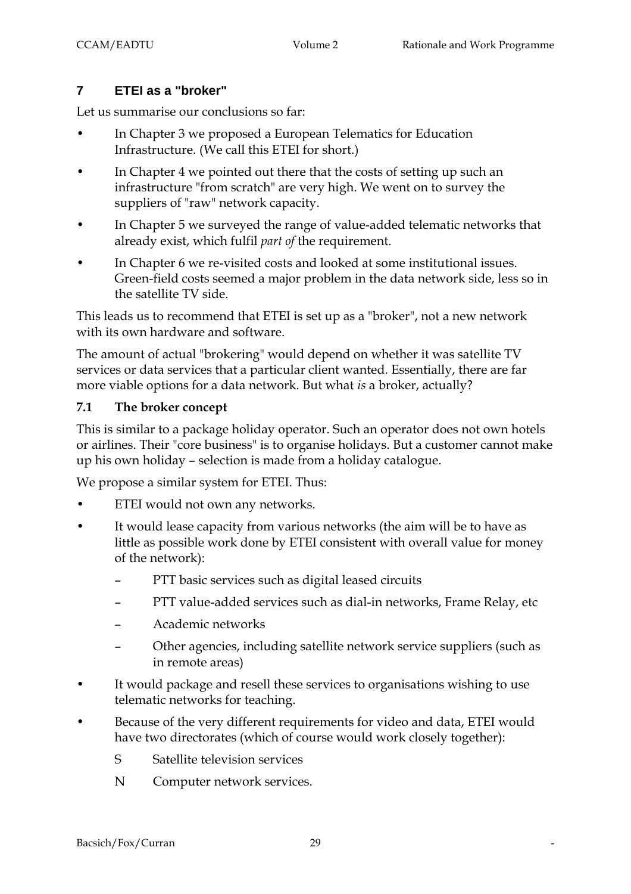## 7 ETEI as a "broker"

Let us summarise our conclusions so far:

- In Chapter 3 we proposed a European Telematics for Education Infrastructure. (We call this ETEI for short.)
- In Chapter 4 we pointed out there that the costs of setting up such an infrastructure "from scratch" are very high. We went on to survey the suppliers of "raw" network capacity.
- In Chapter 5 we surveyed the range of value-added telematic networks that already exist, which fulfil *part of* the requirement.
- In Chapter 6 we re-visited costs and looked at some institutional issues. Green-field costs seemed a major problem in the data network side, less so in the satellite TV side.

This leads us to recommend that ETEI is set up as a "broker", not a new network with its own hardware and software.

The amount of actual "brokering" would depend on whether it was satellite TV services or data services that a particular client wanted. Essentially, there are far more viable options for a data network. But what *is* a broker, actually?

### 7.1 The broker concept

This is similar to a package holiday operator. Such an operator does not own hotels or airlines. Their "core business" is to organise holidays. But a customer cannot make up his own holiday – selection is made from a holiday catalogue.

We propose a similar system for ETEI. Thus:

- ETEI would not own any networks.
- It would lease capacity from various networks (the aim will be to have as little as possible work done by ETEI consistent with overall value for money of the network):
  - PTT basic services such as digital leased circuits
  - PTT value-added services such as dial-in networks, Frame Relay, etc
  - Academic networks
  - Other agencies, including satellite network service suppliers (such as in remote areas)
- It would package and resell these services to organisations wishing to use telematic networks for teaching.
- Because of the very different requirements for video and data, ETEI would have two directorates (which of course would work closely together):
  - S Satellite television services
  - N Computer network services.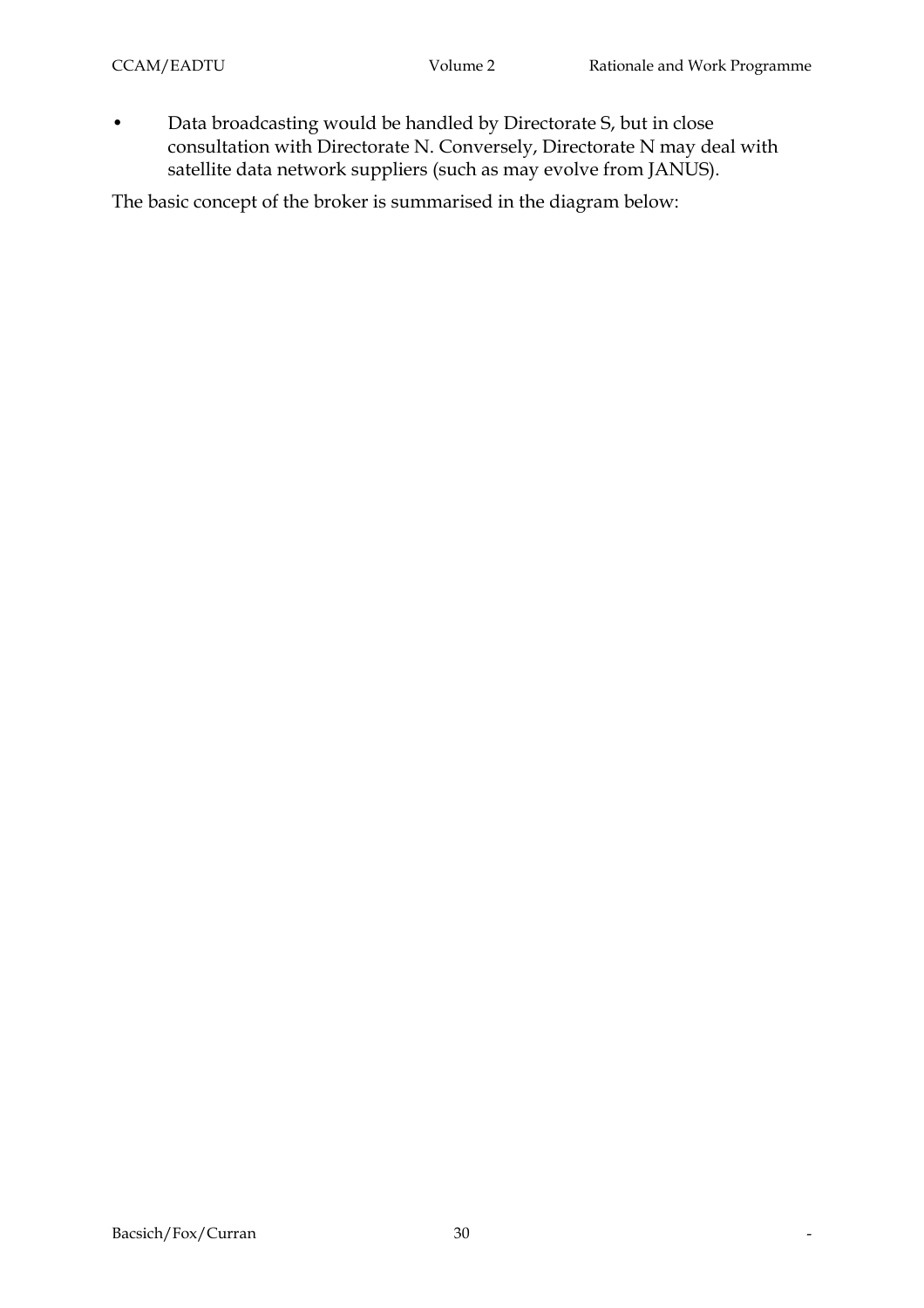- Data broadcasting would be handled by Directorate S, but in close consultation with Directorate N. Conversely, Directorate N may deal with satellite data network suppliers (such as may evolve from JANUS).

The basic concept of the broker is summarised in the diagram below: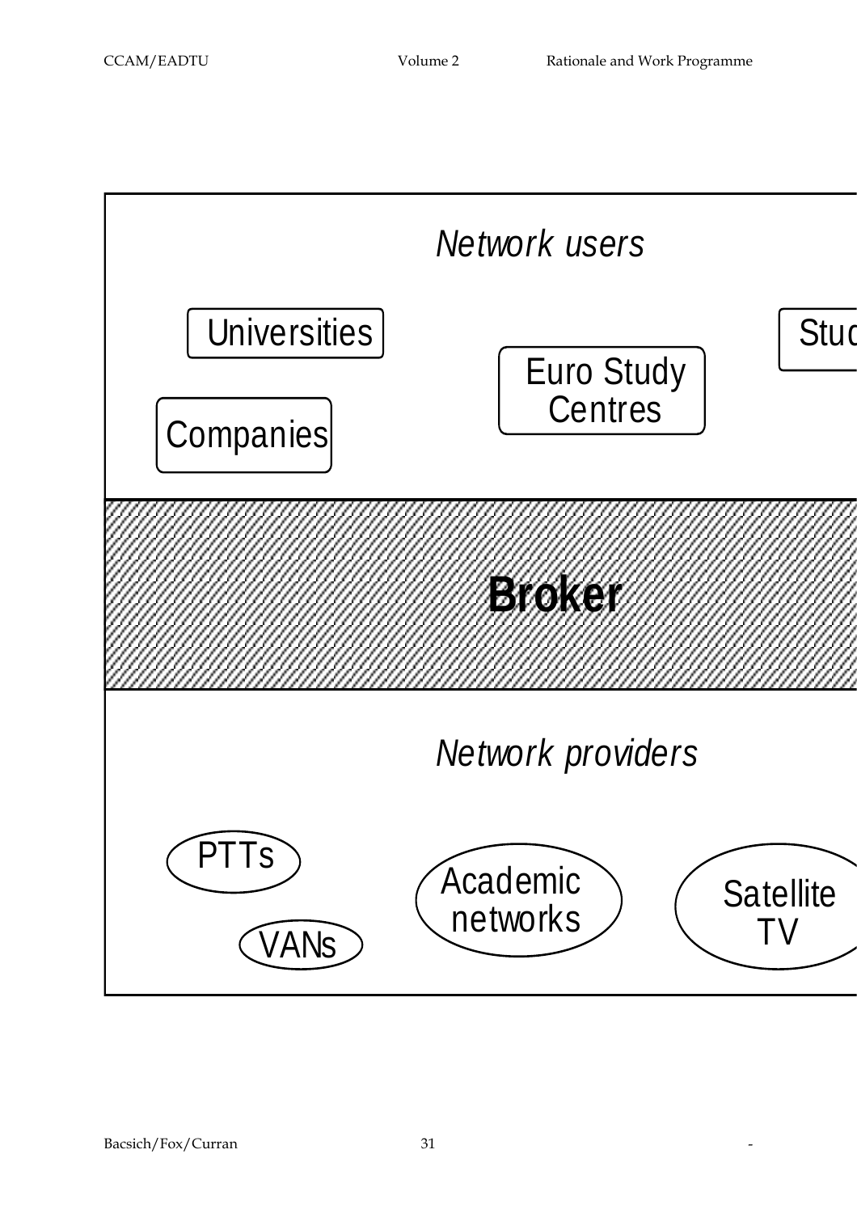*Network users*

Universities

Euro Study Centres

Stud

Companies

**Broker**

*Network providers*

PTTs

Academic networks

Satellite TV

VANs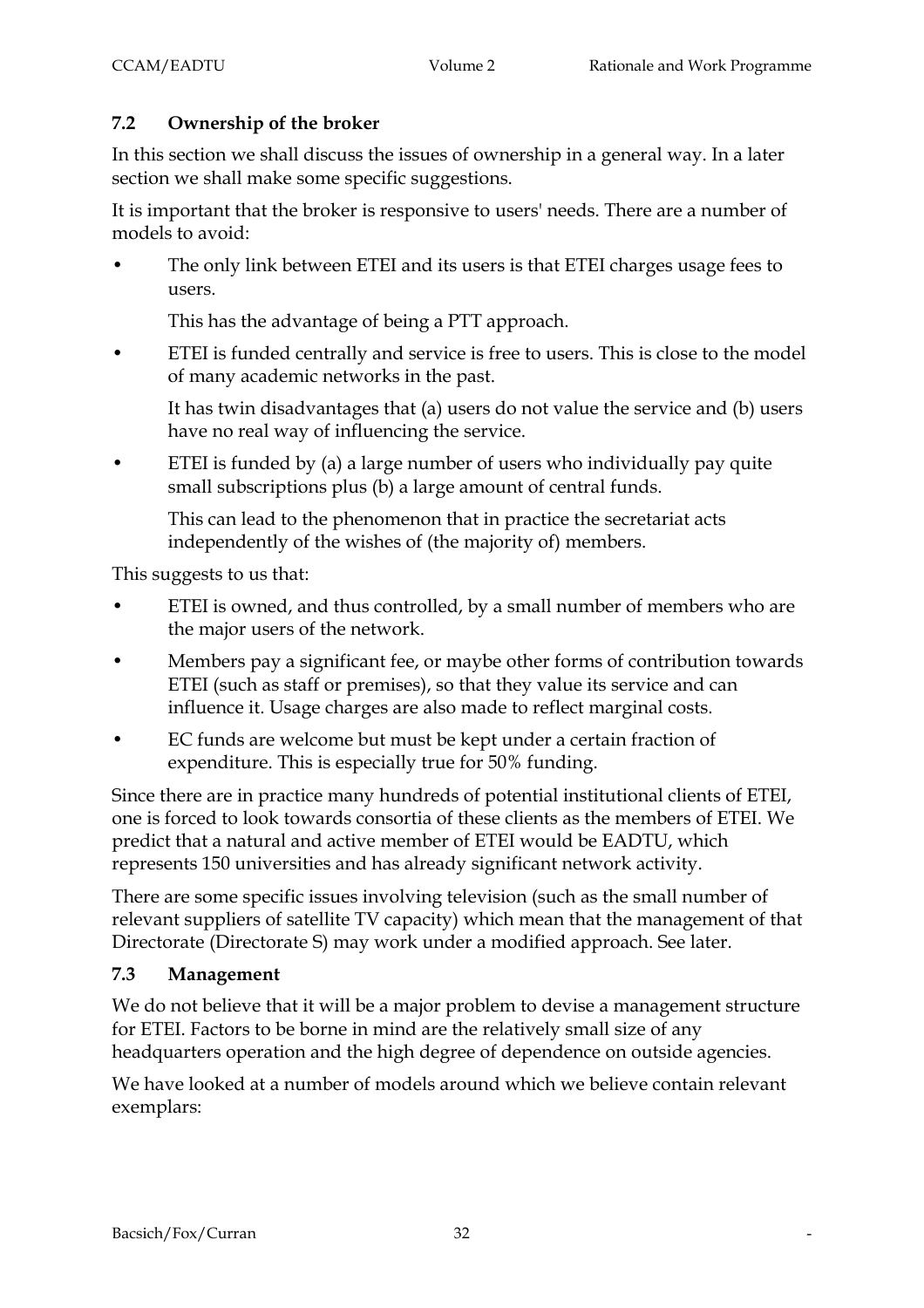## 7.2 Ownership of the broker

In this section we shall discuss the issues of ownership in a general way. In a later section we shall make some specific suggestions.

It is important that the broker is responsive to users' needs. There are a number of models to avoid:

- The only link between ETEI and its users is that ETEI charges usage fees to users.

  This has the advantage of being a PTT approach.

- ETEI is funded centrally and service is free to users. This is close to the model of many academic networks in the past.

  It has twin disadvantages that (a) users do not value the service and (b) users have no real way of influencing the service.

- ETEI is funded by (a) a large number of users who individually pay quite small subscriptions plus (b) a large amount of central funds.

  This can lead to the phenomenon that in practice the secretariat acts independently of the wishes of (the majority of) members.

This suggests to us that:

- ETEI is owned, and thus controlled, by a small number of members who are the major users of the network.
- Members pay a significant fee, or maybe other forms of contribution towards ETEI (such as staff or premises), so that they value its service and can influence it. Usage charges are also made to reflect marginal costs.
- EC funds are welcome but must be kept under a certain fraction of expenditure. This is especially true for 50% funding.

Since there are in practice many hundreds of potential institutional clients of ETEI, one is forced to look towards consortia of these clients as the members of ETEI. We predict that a natural and active member of ETEI would be EADTU, which represents 150 universities and has already significant network activity.

There are some specific issues involving television (such as the small number of relevant suppliers of satellite TV capacity) which mean that the management of that Directorate (Directorate S) may work under a modified approach. See later.

## 7.3 Management

We do not believe that it will be a major problem to devise a management structure for ETEI. Factors to be borne in mind are the relatively small size of any headquarters operation and the high degree of dependence on outside agencies.

We have looked at a number of models around which we believe contain relevant exemplars: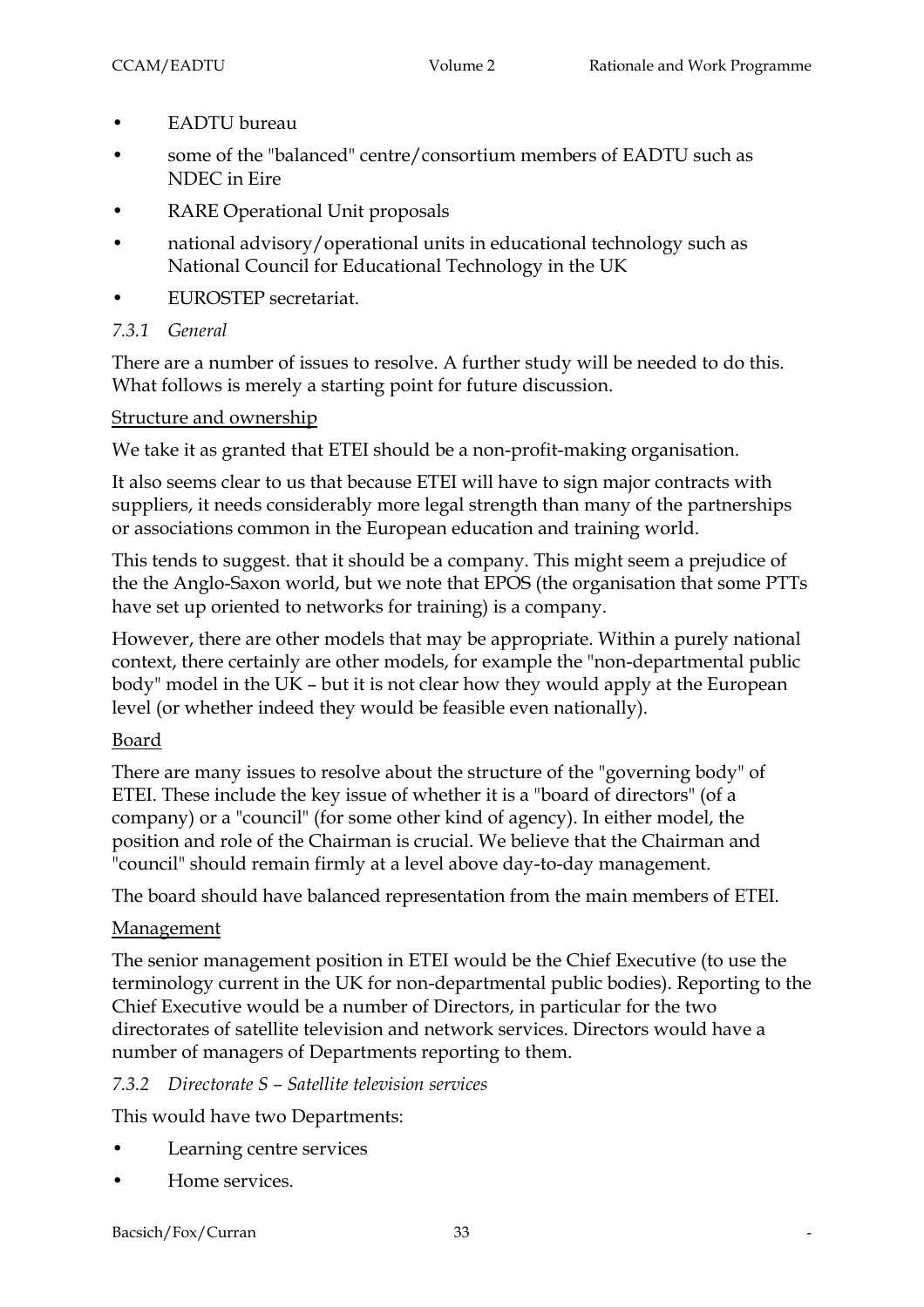- EADTU bureau
- some of the "balanced" centre/consortium members of EADTU such as NDEC in Eire
- RARE Operational Unit proposals
- national advisory/operational units in educational technology such as National Council for Educational Technology in the UK
- EUROSTEP secretariat.

### *7.3.1 General*

There are a number of issues to resolve. A further study will be needed to do this. What follows is merely a starting point for future discussion.

<u>Structure and ownership</u>

We take it as granted that ETEI should be a non-profit-making organisation.

It also seems clear to us that because ETEI will have to sign major contracts with suppliers, it needs considerably more legal strength than many of the partnerships or associations common in the European education and training world.

This tends to suggest. that it should be a company. This might seem a prejudice of the the Anglo-Saxon world, but we note that EPOS (the organisation that some PTTs have set up oriented to networks for training) is a company.

However, there are other models that may be appropriate. Within a purely national context, there certainly are other models, for example the "non-departmental public body" model in the UK – but it is not clear how they would apply at the European level (or whether indeed they would be feasible even nationally).

<u>Board</u>

There are many issues to resolve about the structure of the "governing body" of ETEI. These include the key issue of whether it is a "board of directors" (of a company) or a "council" (for some other kind of agency). In either model, the position and role of the Chairman is crucial. We believe that the Chairman and "council" should remain firmly at a level above day-to-day management.

The board should have balanced representation from the main members of ETEI.

<u>Management</u>

The senior management position in ETEI would be the Chief Executive (to use the terminology current in the UK for non-departmental public bodies). Reporting to the Chief Executive would be a number of Directors, in particular for the two directorates of satellite television and network services. Directors would have a number of managers of Departments reporting to them.

### *7.3.2 Directorate S – Satellite television services*

This would have two Departments:

- Learning centre services
- Home services.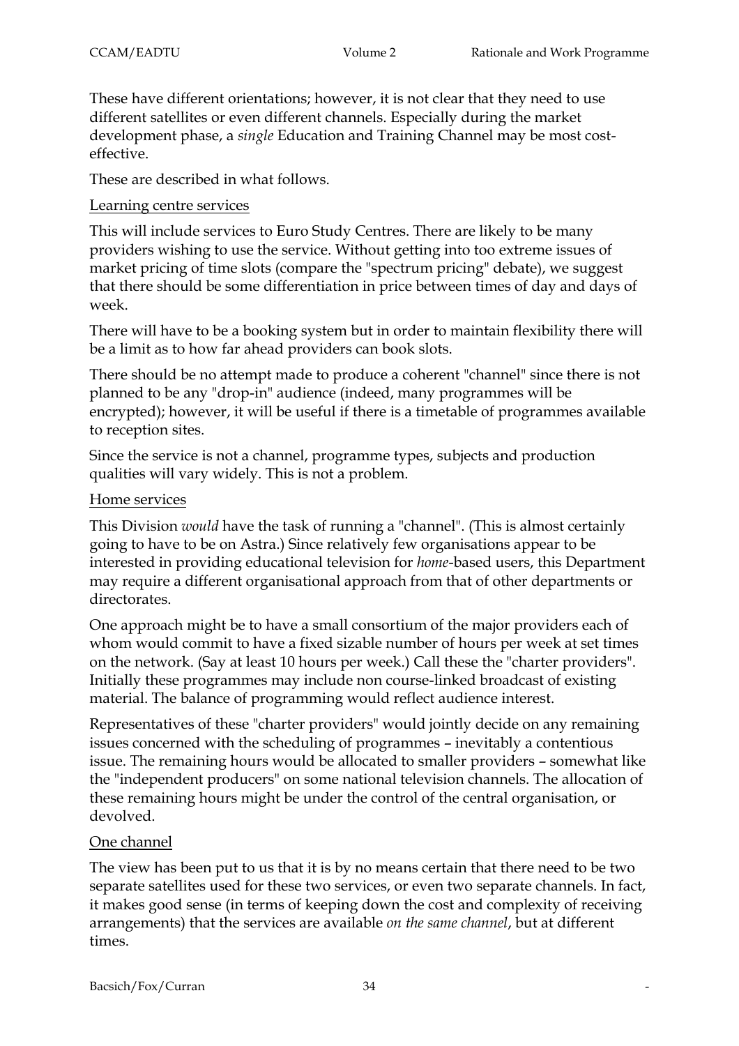These have different orientations; however, it is not clear that they need to use different satellites or even different channels. Especially during the market development phase, a *single* Education and Training Channel may be most cost-effective.

These are described in what follows.

Learning centre services

This will include services to Euro Study Centres. There are likely to be many providers wishing to use the service. Without getting into too extreme issues of market pricing of time slots (compare the "spectrum pricing" debate), we suggest that there should be some differentiation in price between times of day and days of week.

There will have to be a booking system but in order to maintain flexibility there will be a limit as to how far ahead providers can book slots.

There should be no attempt made to produce a coherent "channel" since there is not planned to be any "drop-in" audience (indeed, many programmes will be encrypted); however, it will be useful if there is a timetable of programmes available to reception sites.

Since the service is not a channel, programme types, subjects and production qualities will vary widely. This is not a problem.

Home services

This Division *would* have the task of running a "channel". (This is almost certainly going to have to be on Astra.) Since relatively few organisations appear to be interested in providing educational television for *home*-based users, this Department may require a different organisational approach from that of other departments or directorates.

One approach might be to have a small consortium of the major providers each of whom would commit to have a fixed sizable number of hours per week at set times on the network. (Say at least 10 hours per week.) Call these the "charter providers". Initially these programmes may include non course-linked broadcast of existing material. The balance of programming would reflect audience interest.

Representatives of these "charter providers" would jointly decide on any remaining issues concerned with the scheduling of programmes – inevitably a contentious issue. The remaining hours would be allocated to smaller providers – somewhat like the "independent producers" on some national television channels. The allocation of these remaining hours might be under the control of the central organisation, or devolved.

One channel

The view has been put to us that it is by no means certain that there need to be two separate satellites used for these two services, or even two separate channels. In fact, it makes good sense (in terms of keeping down the cost and complexity of receiving arrangements) that the services are available *on the same channel*, but at different times.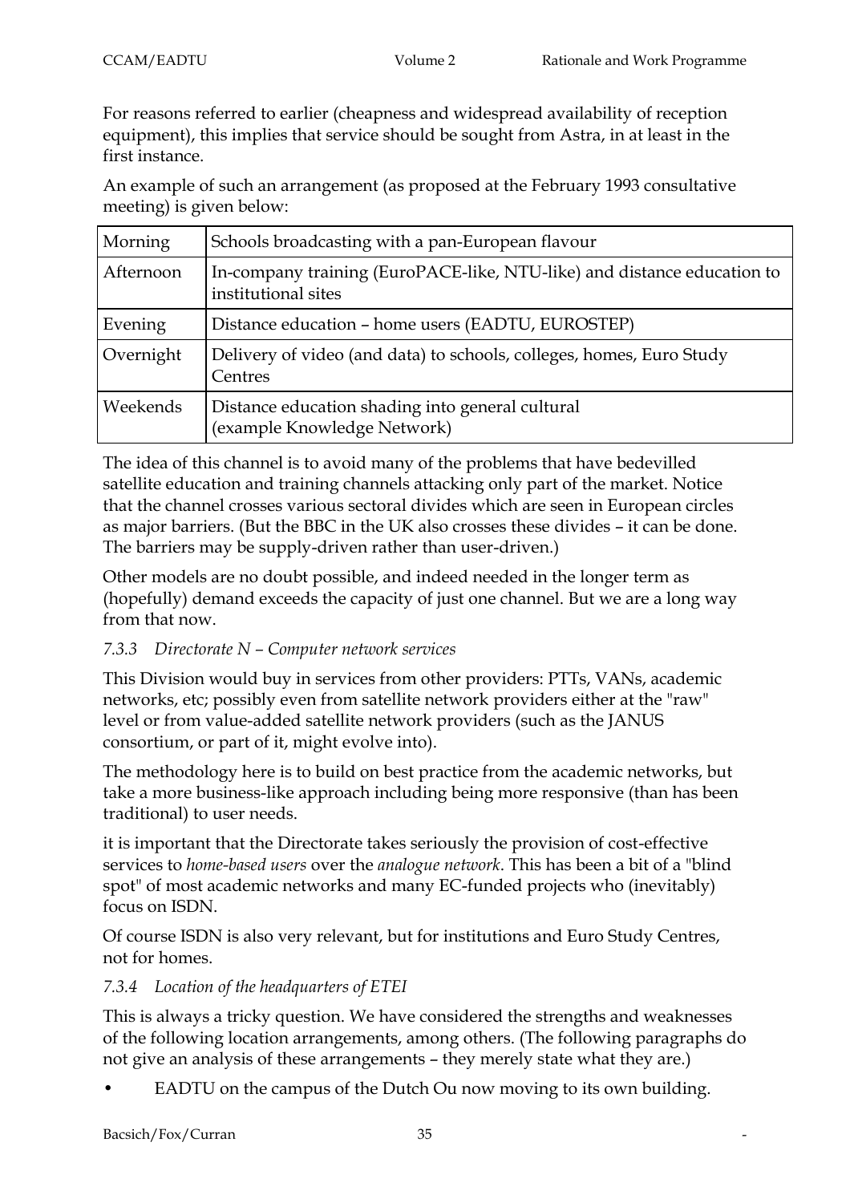For reasons referred to earlier (cheapness and widespread availability of reception equipment), this implies that service should be sought from Astra, in at least in the first instance.

An example of such an arrangement (as proposed at the February 1993 consultative meeting) is given below:

| | |
|---|---|
| Morning | Schools broadcasting with a pan-European flavour |
| Afternoon | In-company training (EuroPACE-like, NTU-like) and distance education to institutional sites |
| Evening | Distance education – home users (EADTU, EUROSTEP) |
| Overnight | Delivery of video (and data) to schools, colleges, homes, Euro Study Centres |
| Weekends | Distance education shading into general cultural (example Knowledge Network) |

The idea of this channel is to avoid many of the problems that have bedevilled satellite education and training channels attacking only part of the market. Notice that the channel crosses various sectoral divides which are seen in European circles as major barriers. (But the BBC in the UK also crosses these divides – it can be done. The barriers may be supply-driven rather than user-driven.)

Other models are no doubt possible, and indeed needed in the longer term as (hopefully) demand exceeds the capacity of just one channel. But we are a long way from that now.

### *7.3.3 Directorate N – Computer network services*

This Division would buy in services from other providers: PTTs, VANs, academic networks, etc; possibly even from satellite network providers either at the "raw" level or from value-added satellite network providers (such as the JANUS consortium, or part of it, might evolve into).

The methodology here is to build on best practice from the academic networks, but take a more business-like approach including being more responsive (than has been traditional) to user needs.

it is important that the Directorate takes seriously the provision of cost-effective services to *home-based users* over the *analogue network*. This has been a bit of a "blind spot" of most academic networks and many EC-funded projects who (inevitably) focus on ISDN.

Of course ISDN is also very relevant, but for institutions and Euro Study Centres, not for homes.

### *7.3.4 Location of the headquarters of ETEI*

This is always a tricky question. We have considered the strengths and weaknesses of the following location arrangements, among others. (The following paragraphs do not give an analysis of these arrangements – they merely state what they are.)

- EADTU on the campus of the Dutch Ou now moving to its own building.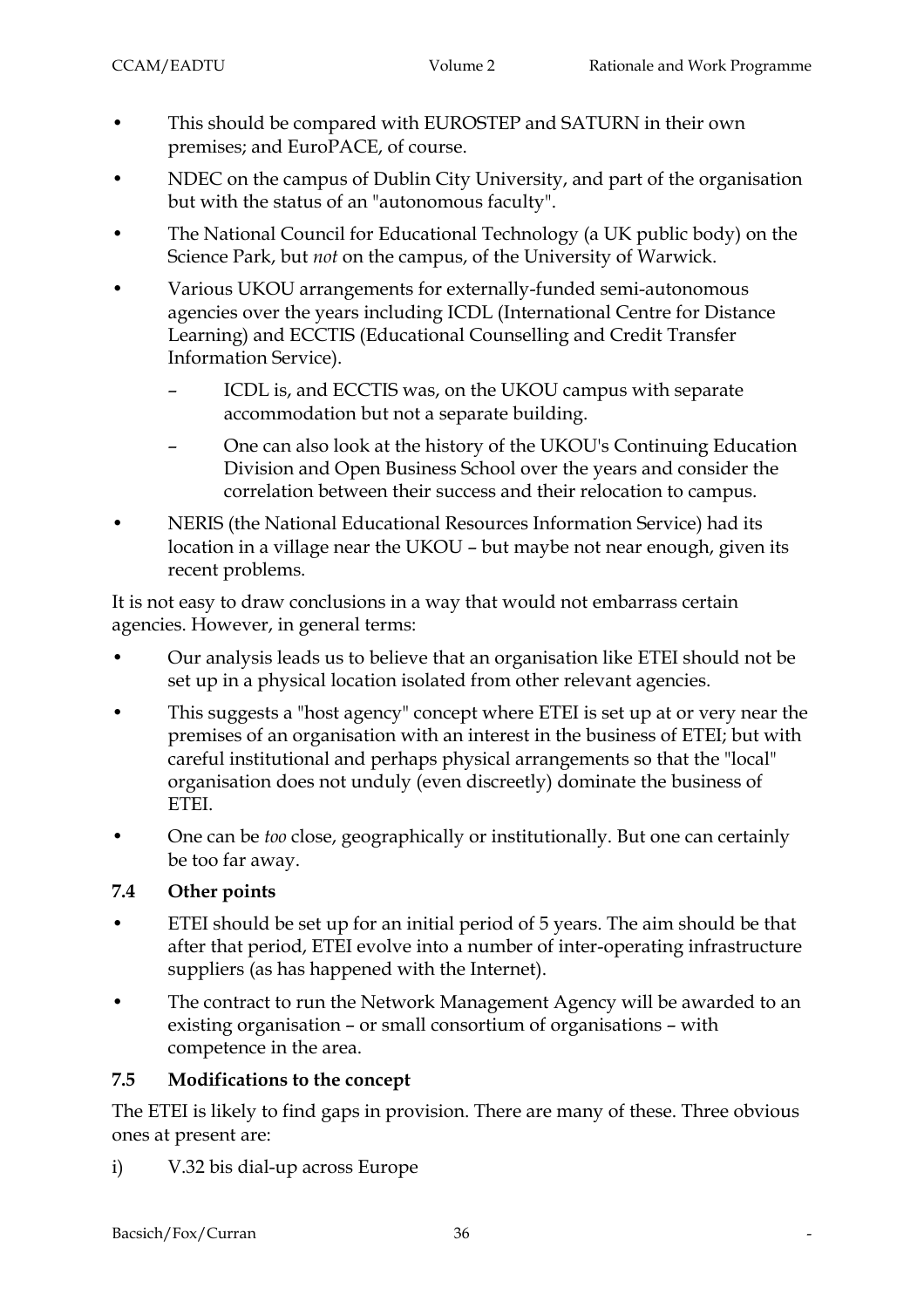- This should be compared with EUROSTEP and SATURN in their own premises; and EuroPACE, of course.
- NDEC on the campus of Dublin City University, and part of the organisation but with the status of an "autonomous faculty".
- The National Council for Educational Technology (a UK public body) on the Science Park, but *not* on the campus, of the University of Warwick.
- Various UKOU arrangements for externally-funded semi-autonomous agencies over the years including ICDL (International Centre for Distance Learning) and ECCTIS (Educational Counselling and Credit Transfer Information Service).
  - ICDL is, and ECCTIS was, on the UKOU campus with separate accommodation but not a separate building.
  - One can also look at the history of the UKOU's Continuing Education Division and Open Business School over the years and consider the correlation between their success and their relocation to campus.
- NERIS (the National Educational Resources Information Service) had its location in a village near the UKOU – but maybe not near enough, given its recent problems.

It is not easy to draw conclusions in a way that would not embarrass certain agencies. However, in general terms:

- Our analysis leads us to believe that an organisation like ETEI should not be set up in a physical location isolated from other relevant agencies.
- This suggests a "host agency" concept where ETEI is set up at or very near the premises of an organisation with an interest in the business of ETEI; but with careful institutional and perhaps physical arrangements so that the "local" organisation does not unduly (even discreetly) dominate the business of ETEI.
- One can be *too* close, geographically or institutionally. But one can certainly be too far away.

### 7.4 Other points

- ETEI should be set up for an initial period of 5 years. The aim should be that after that period, ETEI evolve into a number of inter-operating infrastructure suppliers (as has happened with the Internet).
- The contract to run the Network Management Agency will be awarded to an existing organisation – or small consortium of organisations – with competence in the area.

### 7.5 Modifications to the concept

The ETEI is likely to find gaps in provision. There are many of these. Three obvious ones at present are:

i) V.32 bis dial-up across Europe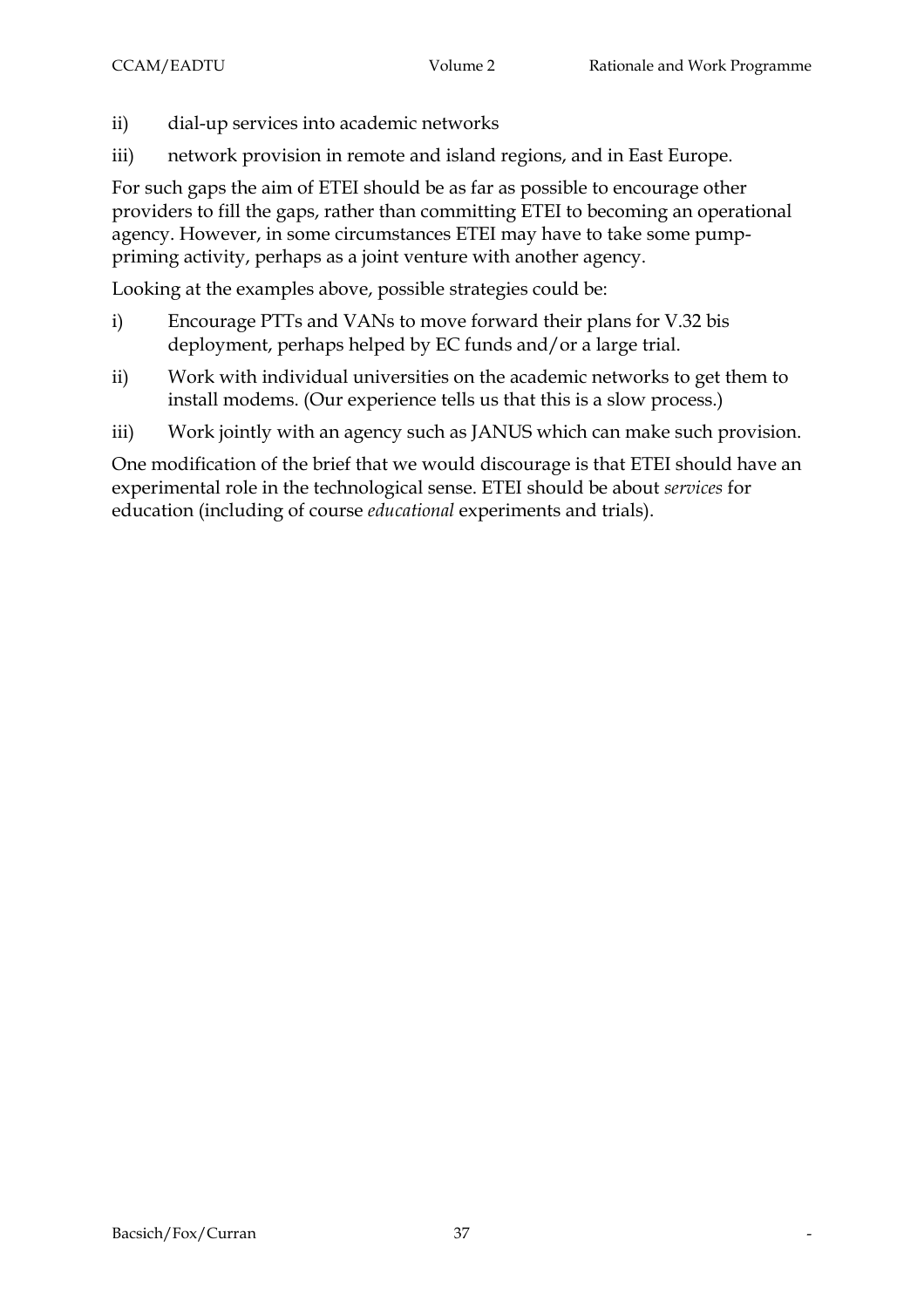ii) dial-up services into academic networks

iii) network provision in remote and island regions, and in East Europe.

For such gaps the aim of ETEI should be as far as possible to encourage other providers to fill the gaps, rather than committing ETEI to becoming an operational agency. However, in some circumstances ETEI may have to take some pump-priming activity, perhaps as a joint venture with another agency.

Looking at the examples above, possible strategies could be:

i) Encourage PTTs and VANs to move forward their plans for V.32 bis deployment, perhaps helped by EC funds and/or a large trial.

ii) Work with individual universities on the academic networks to get them to install modems. (Our experience tells us that this is a slow process.)

iii) Work jointly with an agency such as JANUS which can make such provision.

One modification of the brief that we would discourage is that ETEI should have an experimental role in the technological sense. ETEI should be about *services* for education (including of course *educational* experiments and trials).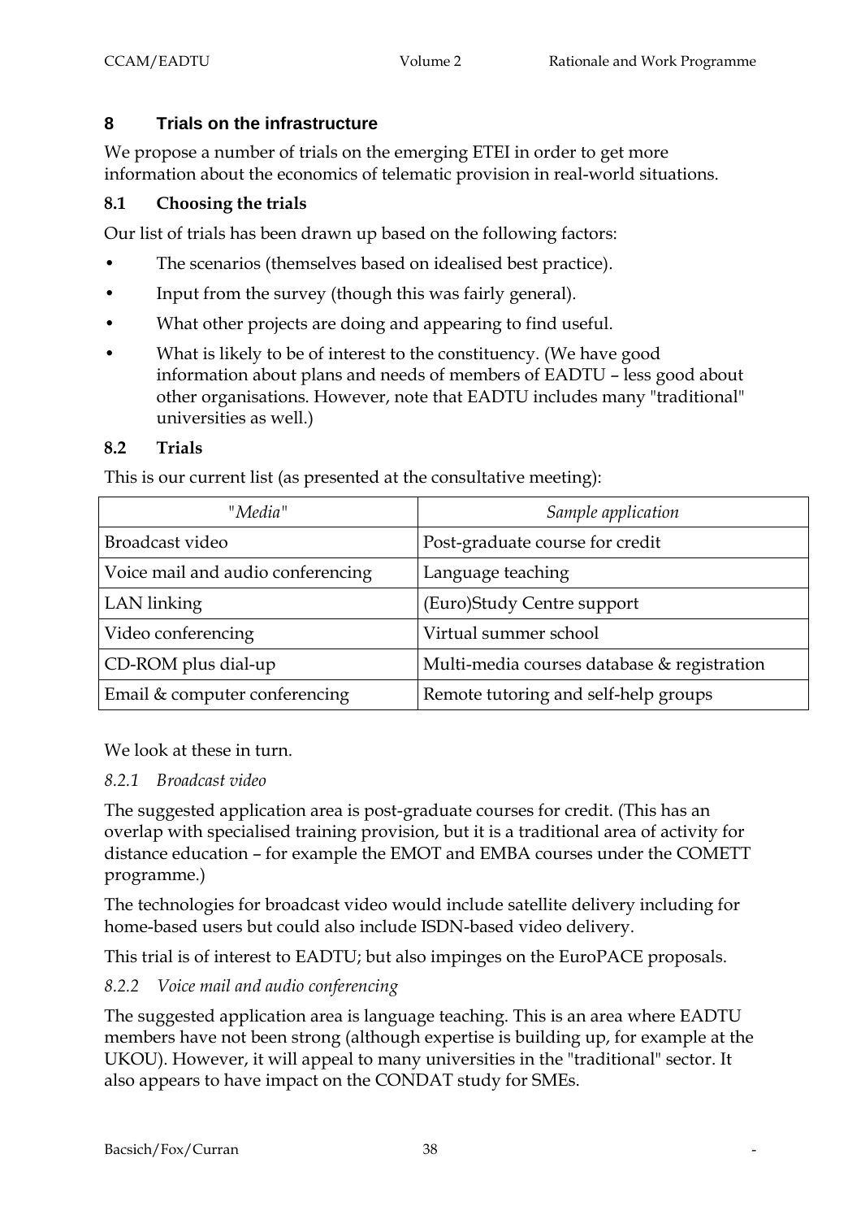## 8 Trials on the infrastructure

We propose a number of trials on the emerging ETEI in order to get more information about the economics of telematic provision in real-world situations.

### 8.1 Choosing the trials

Our list of trials has been drawn up based on the following factors:

- The scenarios (themselves based on idealised best practice).
- Input from the survey (though this was fairly general).
- What other projects are doing and appearing to find useful.
- What is likely to be of interest to the constituency. (We have good information about plans and needs of members of EADTU – less good about other organisations. However, note that EADTU includes many "traditional" universities as well.)

### 8.2 Trials

This is our current list (as presented at the consultative meeting):

| *"Media"* | *Sample application* |
|---|---|
| Broadcast video | Post-graduate course for credit |
| Voice mail and audio conferencing | Language teaching |
| LAN linking | (Euro)Study Centre support |
| Video conferencing | Virtual summer school |
| CD-ROM plus dial-up | Multi-media courses database & registration |
| Email & computer conferencing | Remote tutoring and self-help groups |

We look at these in turn.

#### *8.2.1 Broadcast video*

The suggested application area is post-graduate courses for credit. (This has an overlap with specialised training provision, but it is a traditional area of activity for distance education – for example the EMOT and EMBA courses under the COMETT programme.)

The technologies for broadcast video would include satellite delivery including for home-based users but could also include ISDN-based video delivery.

This trial is of interest to EADTU; but also impinges on the EuroPACE proposals.

#### *8.2.2 Voice mail and audio conferencing*

The suggested application area is language teaching. This is an area where EADTU members have not been strong (although expertise is building up, for example at the UKOU). However, it will appeal to many universities in the "traditional" sector. It also appears to have impact on the CONDAT study for SMEs.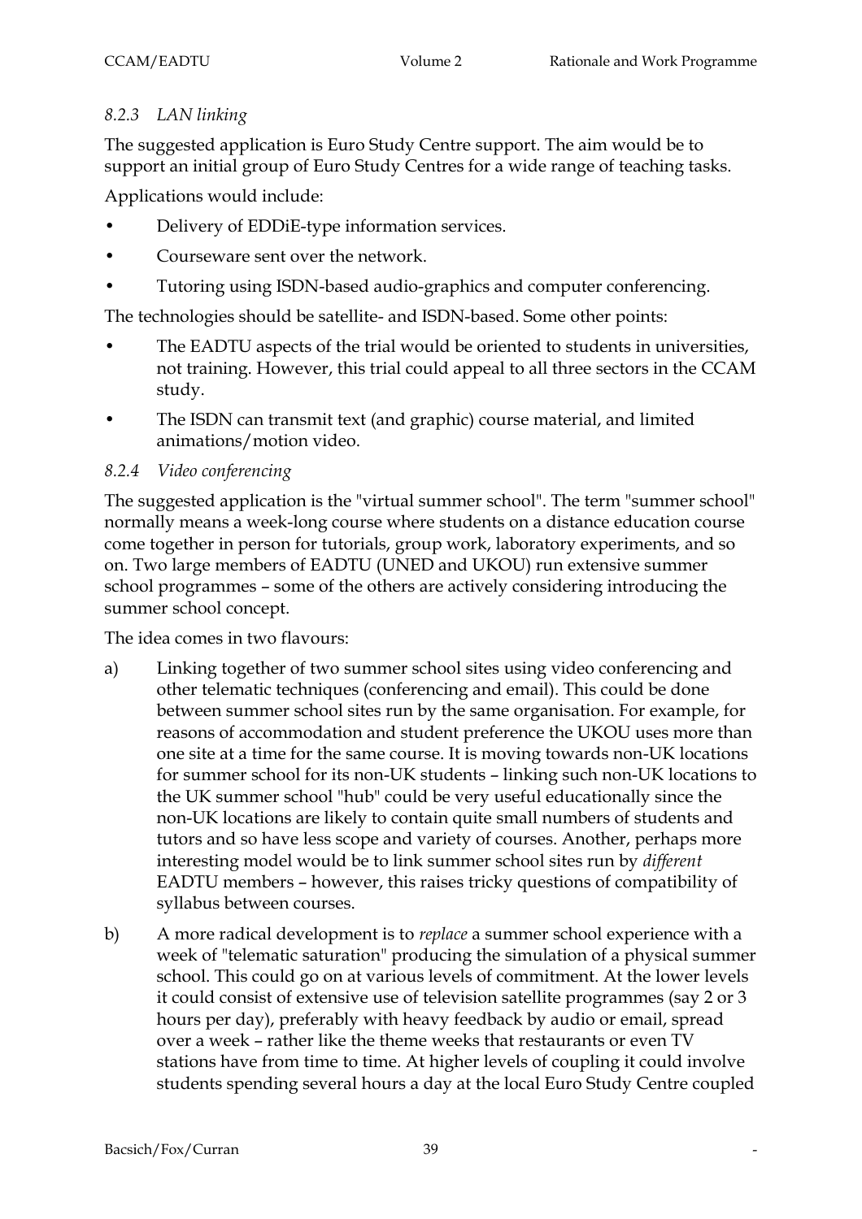### *8.2.3 LAN linking*

The suggested application is Euro Study Centre support. The aim would be to support an initial group of Euro Study Centres for a wide range of teaching tasks.

Applications would include:

- Delivery of EDDiE-type information services.
- Courseware sent over the network.
- Tutoring using ISDN-based audio-graphics and computer conferencing.

The technologies should be satellite- and ISDN-based. Some other points:

- The EADTU aspects of the trial would be oriented to students in universities, not training. However, this trial could appeal to all three sectors in the CCAM study.
- The ISDN can transmit text (and graphic) course material, and limited animations/motion video.

### *8.2.4 Video conferencing*

The suggested application is the "virtual summer school". The term "summer school" normally means a week-long course where students on a distance education course come together in person for tutorials, group work, laboratory experiments, and so on. Two large members of EADTU (UNED and UKOU) run extensive summer school programmes – some of the others are actively considering introducing the summer school concept.

The idea comes in two flavours:

a) Linking together of two summer school sites using video conferencing and other telematic techniques (conferencing and email). This could be done between summer school sites run by the same organisation. For example, for reasons of accommodation and student preference the UKOU uses more than one site at a time for the same course. It is moving towards non-UK locations for summer school for its non-UK students – linking such non-UK locations to the UK summer school "hub" could be very useful educationally since the non-UK locations are likely to contain quite small numbers of students and tutors and so have less scope and variety of courses. Another, perhaps more interesting model would be to link summer school sites run by *different* EADTU members – however, this raises tricky questions of compatibility of syllabus between courses.

b) A more radical development is to *replace* a summer school experience with a week of "telematic saturation" producing the simulation of a physical summer school. This could go on at various levels of commitment. At the lower levels it could consist of extensive use of television satellite programmes (say 2 or 3 hours per day), preferably with heavy feedback by audio or email, spread over a week – rather like the theme weeks that restaurants or even TV stations have from time to time. At higher levels of coupling it could involve students spending several hours a day at the local Euro Study Centre coupled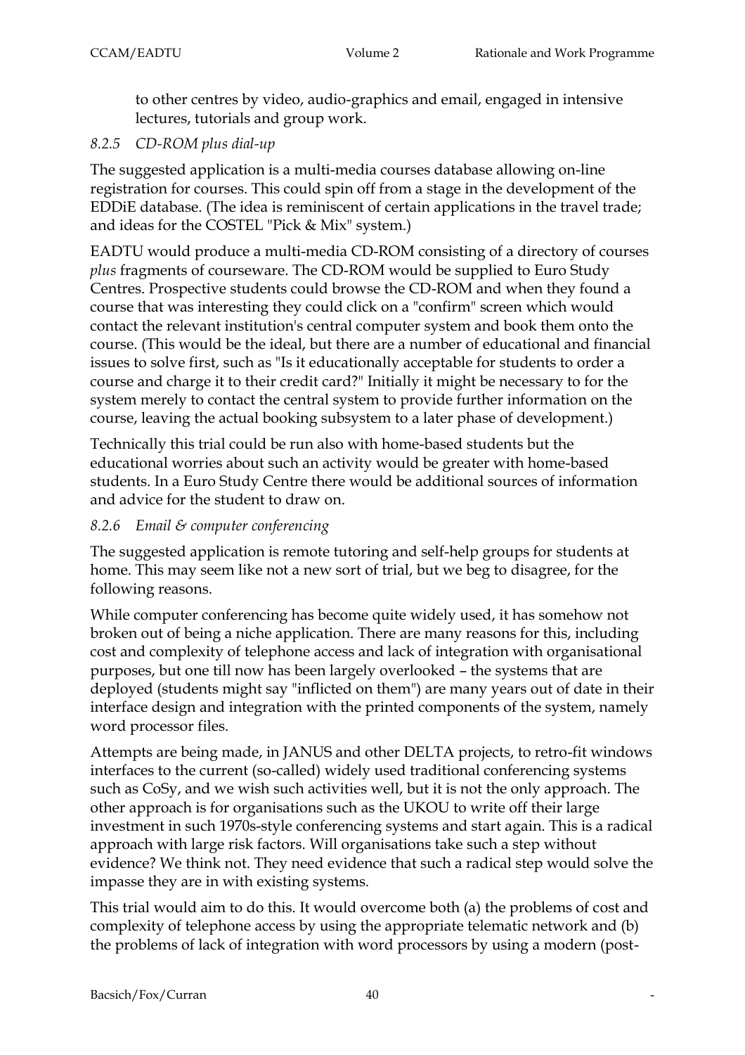to other centres by video, audio-graphics and email, engaged in intensive lectures, tutorials and group work.

### *8.2.5 CD-ROM plus dial-up*

The suggested application is a multi-media courses database allowing on-line registration for courses. This could spin off from a stage in the development of the EDDiE database. (The idea is reminiscent of certain applications in the travel trade; and ideas for the COSTEL "Pick & Mix" system.)

EADTU would produce a multi-media CD-ROM consisting of a directory of courses *plus* fragments of courseware. The CD-ROM would be supplied to Euro Study Centres. Prospective students could browse the CD-ROM and when they found a course that was interesting they could click on a "confirm" screen which would contact the relevant institution's central computer system and book them onto the course. (This would be the ideal, but there are a number of educational and financial issues to solve first, such as "Is it educationally acceptable for students to order a course and charge it to their credit card?" Initially it might be necessary to for the system merely to contact the central system to provide further information on the course, leaving the actual booking subsystem to a later phase of development.)

Technically this trial could be run also with home-based students but the educational worries about such an activity would be greater with home-based students. In a Euro Study Centre there would be additional sources of information and advice for the student to draw on.

### *8.2.6 Email & computer conferencing*

The suggested application is remote tutoring and self-help groups for students at home. This may seem like not a new sort of trial, but we beg to disagree, for the following reasons.

While computer conferencing has become quite widely used, it has somehow not broken out of being a niche application. There are many reasons for this, including cost and complexity of telephone access and lack of integration with organisational purposes, but one till now has been largely overlooked – the systems that are deployed (students might say "inflicted on them") are many years out of date in their interface design and integration with the printed components of the system, namely word processor files.

Attempts are being made, in JANUS and other DELTA projects, to retro-fit windows interfaces to the current (so-called) widely used traditional conferencing systems such as CoSy, and we wish such activities well, but it is not the only approach. The other approach is for organisations such as the UKOU to write off their large investment in such 1970s-style conferencing systems and start again. This is a radical approach with large risk factors. Will organisations take such a step without evidence? We think not. They need evidence that such a radical step would solve the impasse they are in with existing systems.

This trial would aim to do this. It would overcome both (a) the problems of cost and complexity of telephone access by using the appropriate telematic network and (b) the problems of lack of integration with word processors by using a modern (post-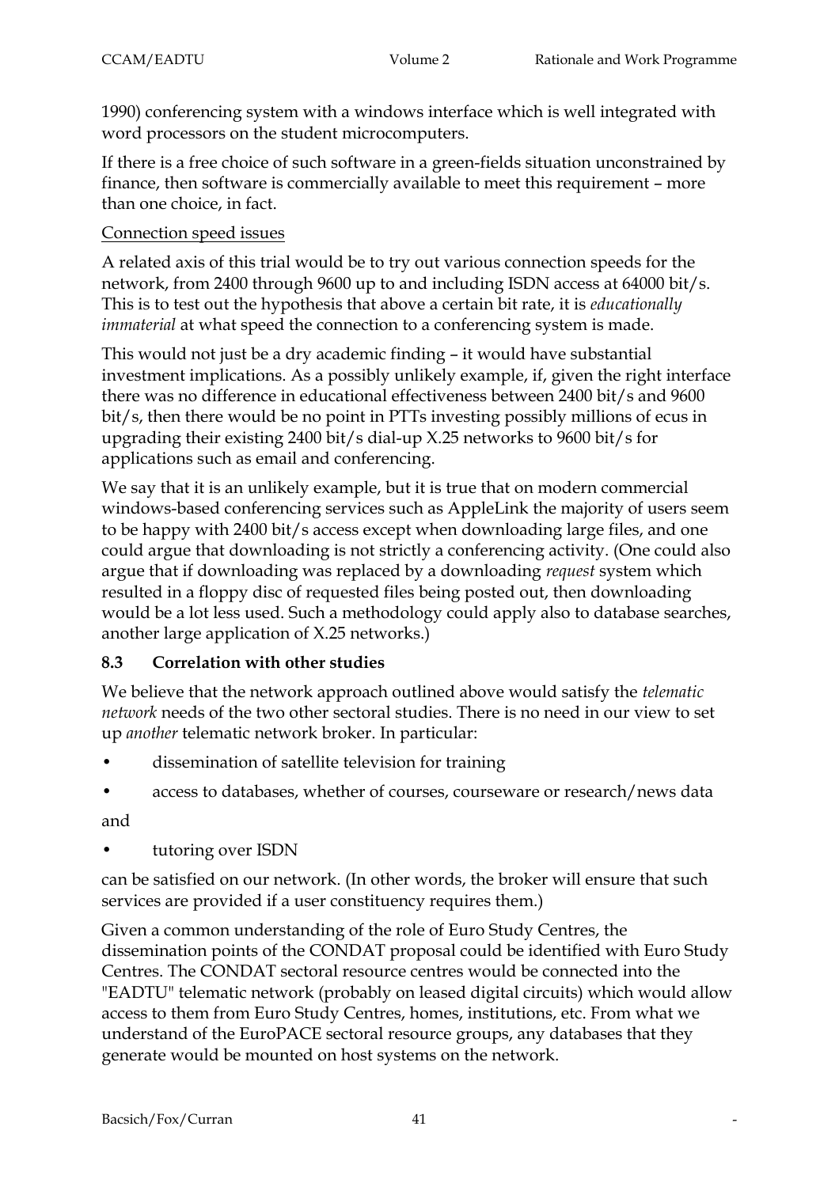1990) conferencing system with a windows interface which is well integrated with word processors on the student microcomputers.

If there is a free choice of such software in a green-fields situation unconstrained by finance, then software is commercially available to meet this requirement – more than one choice, in fact.

Connection speed issues

A related axis of this trial would be to try out various connection speeds for the network, from 2400 through 9600 up to and including ISDN access at 64000 bit/s. This is to test out the hypothesis that above a certain bit rate, it is *educationally immaterial* at what speed the connection to a conferencing system is made.

This would not just be a dry academic finding – it would have substantial investment implications. As a possibly unlikely example, if, given the right interface there was no difference in educational effectiveness between 2400 bit/s and 9600 bit/s, then there would be no point in PTTs investing possibly millions of ecus in upgrading their existing 2400 bit/s dial-up X.25 networks to 9600 bit/s for applications such as email and conferencing.

We say that it is an unlikely example, but it is true that on modern commercial windows-based conferencing services such as AppleLink the majority of users seem to be happy with 2400 bit/s access except when downloading large files, and one could argue that downloading is not strictly a conferencing activity. (One could also argue that if downloading was replaced by a downloading *request* system which resulted in a floppy disc of requested files being posted out, then downloading would be a lot less used. Such a methodology could apply also to database searches, another large application of X.25 networks.)

### 8.3 Correlation with other studies

We believe that the network approach outlined above would satisfy the *telematic network* needs of the two other sectoral studies. There is no need in our view to set up *another* telematic network broker. In particular:

- dissemination of satellite television for training
- access to databases, whether of courses, courseware or research/news data

and

- tutoring over ISDN

can be satisfied on our network. (In other words, the broker will ensure that such services are provided if a user constituency requires them.)

Given a common understanding of the role of Euro Study Centres, the dissemination points of the CONDAT proposal could be identified with Euro Study Centres. The CONDAT sectoral resource centres would be connected into the "EADTU" telematic network (probably on leased digital circuits) which would allow access to them from Euro Study Centres, homes, institutions, etc. From what we understand of the EuroPACE sectoral resource groups, any databases that they generate would be mounted on host systems on the network.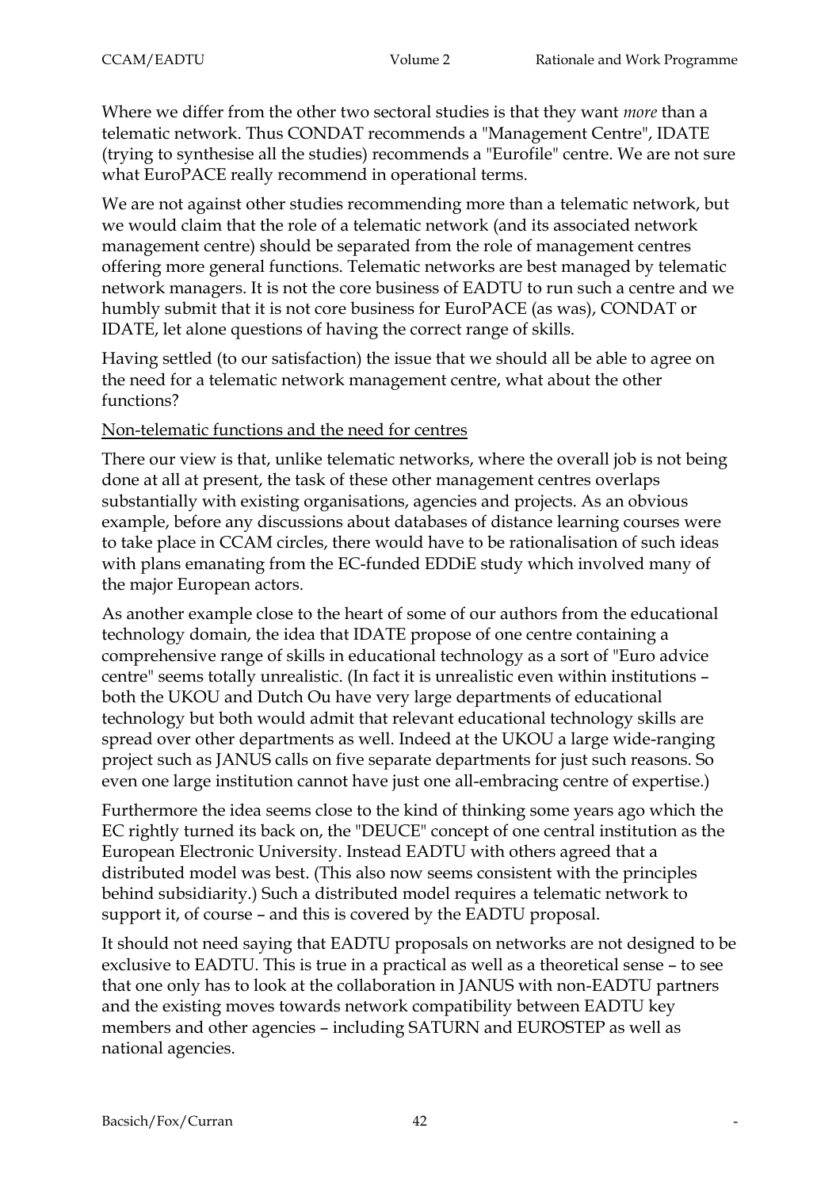Where we differ from the other two sectoral studies is that they want *more* than a telematic network. Thus CONDAT recommends a "Management Centre", IDATE (trying to synthesise all the studies) recommends a "Eurofile" centre. We are not sure what EuroPACE really recommend in operational terms.

We are not against other studies recommending more than a telematic network, but we would claim that the role of a telematic network (and its associated network management centre) should be separated from the role of management centres offering more general functions. Telematic networks are best managed by telematic network managers. It is not the core business of EADTU to run such a centre and we humbly submit that it is not core business for EuroPACE (as was), CONDAT or IDATE, let alone questions of having the correct range of skills.

Having settled (to our satisfaction) the issue that we should all be able to agree on the need for a telematic network management centre, what about the other functions?

<u>Non-telematic functions and the need for centres</u>

There our view is that, unlike telematic networks, where the overall job is not being done at all at present, the task of these other management centres overlaps substantially with existing organisations, agencies and projects. As an obvious example, before any discussions about databases of distance learning courses were to take place in CCAM circles, there would have to be rationalisation of such ideas with plans emanating from the EC-funded EDDiE study which involved many of the major European actors.

As another example close to the heart of some of our authors from the educational technology domain, the idea that IDATE propose of one centre containing a comprehensive range of skills in educational technology as a sort of "Euro advice centre" seems totally unrealistic. (In fact it is unrealistic even within institutions – both the UKOU and Dutch Ou have very large departments of educational technology but both would admit that relevant educational technology skills are spread over other departments as well. Indeed at the UKOU a large wide-ranging project such as JANUS calls on five separate departments for just such reasons. So even one large institution cannot have just one all-embracing centre of expertise.)

Furthermore the idea seems close to the kind of thinking some years ago which the EC rightly turned its back on, the "DEUCE" concept of one central institution as the European Electronic University. Instead EADTU with others agreed that a distributed model was best. (This also now seems consistent with the principles behind subsidiarity.) Such a distributed model requires a telematic network to support it, of course – and this is covered by the EADTU proposal.

It should not need saying that EADTU proposals on networks are not designed to be exclusive to EADTU. This is true in a practical as well as a theoretical sense – to see that one only has to look at the collaboration in JANUS with non-EADTU partners and the existing moves towards network compatibility between EADTU key members and other agencies – including SATURN and EUROSTEP as well as national agencies.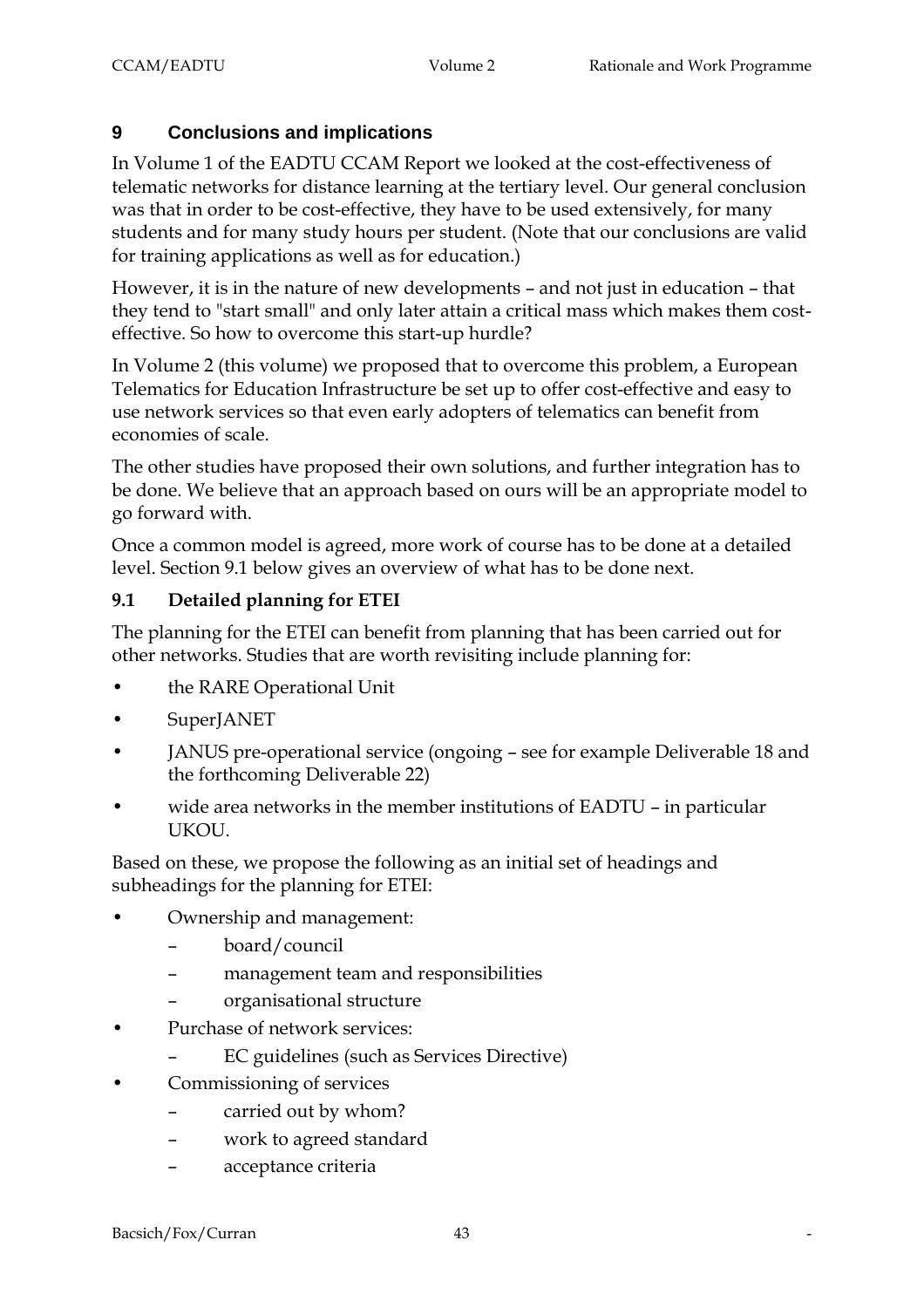## 9 Conclusions and implications

In Volume 1 of the EADTU CCAM Report we looked at the cost-effectiveness of telematic networks for distance learning at the tertiary level. Our general conclusion was that in order to be cost-effective, they have to be used extensively, for many students and for many study hours per student. (Note that our conclusions are valid for training applications as well as for education.)

However, it is in the nature of new developments – and not just in education – that they tend to "start small" and only later attain a critical mass which makes them cost-effective. So how to overcome this start-up hurdle?

In Volume 2 (this volume) we proposed that to overcome this problem, a European Telematics for Education Infrastructure be set up to offer cost-effective and easy to use network services so that even early adopters of telematics can benefit from economies of scale.

The other studies have proposed their own solutions, and further integration has to be done. We believe that an approach based on ours will be an appropriate model to go forward with.

Once a common model is agreed, more work of course has to be done at a detailed level. Section 9.1 below gives an overview of what has to be done next.

### 9.1 Detailed planning for ETEI

The planning for the ETEI can benefit from planning that has been carried out for other networks. Studies that are worth revisiting include planning for:

- the RARE Operational Unit
- SuperJANET
- JANUS pre-operational service (ongoing – see for example Deliverable 18 and the forthcoming Deliverable 22)
- wide area networks in the member institutions of EADTU – in particular UKOU.

Based on these, we propose the following as an initial set of headings and subheadings for the planning for ETEI:

- Ownership and management:
  - board/council
  - management team and responsibilities
  - organisational structure
- Purchase of network services:
  - EC guidelines (such as Services Directive)
- Commissioning of services
  - carried out by whom?
  - work to agreed standard
  - acceptance criteria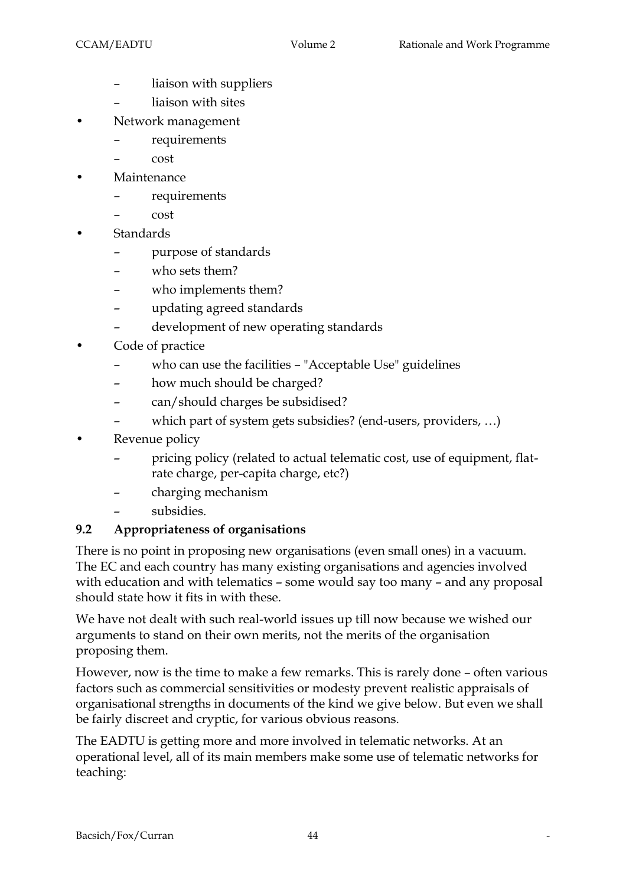- liaison with suppliers
  - liaison with sites
- Network management
  - requirements
  - cost
- Maintenance
  - requirements
  - cost
- Standards
  - purpose of standards
  - who sets them?
  - who implements them?
  - updating agreed standards
  - development of new operating standards
- Code of practice
  - who can use the facilities – "Acceptable Use" guidelines
  - how much should be charged?
  - can/should charges be subsidised?
  - which part of system gets subsidies? (end-users, providers, …)
- Revenue policy
  - pricing policy (related to actual telematic cost, use of equipment, flat-rate charge, per-capita charge, etc?)
  - charging mechanism
  - subsidies.

### 9.2 Appropriateness of organisations

There is no point in proposing new organisations (even small ones) in a vacuum. The EC and each country has many existing organisations and agencies involved with education and with telematics – some would say too many – and any proposal should state how it fits in with these.

We have not dealt with such real-world issues up till now because we wished our arguments to stand on their own merits, not the merits of the organisation proposing them.

However, now is the time to make a few remarks. This is rarely done – often various factors such as commercial sensitivities or modesty prevent realistic appraisals of organisational strengths in documents of the kind we give below. But even we shall be fairly discreet and cryptic, for various obvious reasons.

The EADTU is getting more and more involved in telematic networks. At an operational level, all of its main members make some use of telematic networks for teaching: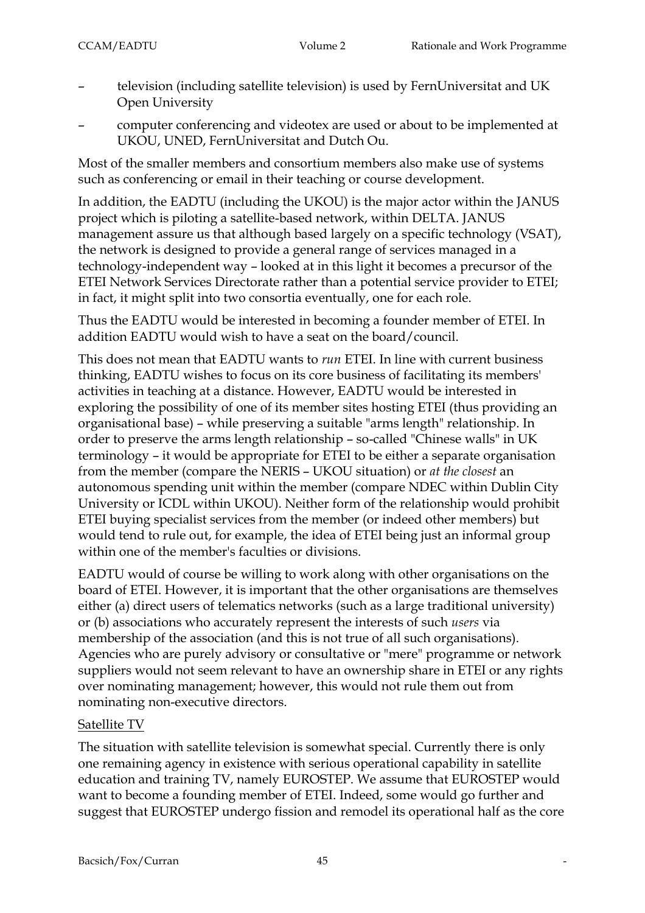– television (including satellite television) is used by FernUniversitat and UK Open University

– computer conferencing and videotex are used or about to be implemented at UKOU, UNED, FernUniversitat and Dutch Ou.

Most of the smaller members and consortium members also make use of systems such as conferencing or email in their teaching or course development.

In addition, the EADTU (including the UKOU) is the major actor within the JANUS project which is piloting a satellite-based network, within DELTA. JANUS management assure us that although based largely on a specific technology (VSAT), the network is designed to provide a general range of services managed in a technology-independent way – looked at in this light it becomes a precursor of the ETEI Network Services Directorate rather than a potential service provider to ETEI; in fact, it might split into two consortia eventually, one for each role.

Thus the EADTU would be interested in becoming a founder member of ETEI. In addition EADTU would wish to have a seat on the board/council.

This does not mean that EADTU wants to *run* ETEI. In line with current business thinking, EADTU wishes to focus on its core business of facilitating its members' activities in teaching at a distance. However, EADTU would be interested in exploring the possibility of one of its member sites hosting ETEI (thus providing an organisational base) – while preserving a suitable "arms length" relationship. In order to preserve the arms length relationship – so-called "Chinese walls" in UK terminology – it would be appropriate for ETEI to be either a separate organisation from the member (compare the NERIS – UKOU situation) or *at the closest* an autonomous spending unit within the member (compare NDEC within Dublin City University or ICDL within UKOU). Neither form of the relationship would prohibit ETEI buying specialist services from the member (or indeed other members) but would tend to rule out, for example, the idea of ETEI being just an informal group within one of the member's faculties or divisions.

EADTU would of course be willing to work along with other organisations on the board of ETEI. However, it is important that the other organisations are themselves either (a) direct users of telematics networks (such as a large traditional university) or (b) associations who accurately represent the interests of such *users* via membership of the association (and this is not true of all such organisations). Agencies who are purely advisory or consultative or "mere" programme or network suppliers would not seem relevant to have an ownership share in ETEI or any rights over nominating management; however, this would not rule them out from nominating non-executive directors.

Satellite TV

The situation with satellite television is somewhat special. Currently there is only one remaining agency in existence with serious operational capability in satellite education and training TV, namely EUROSTEP. We assume that EUROSTEP would want to become a founding member of ETEI. Indeed, some would go further and suggest that EUROSTEP undergo fission and remodel its operational half as the core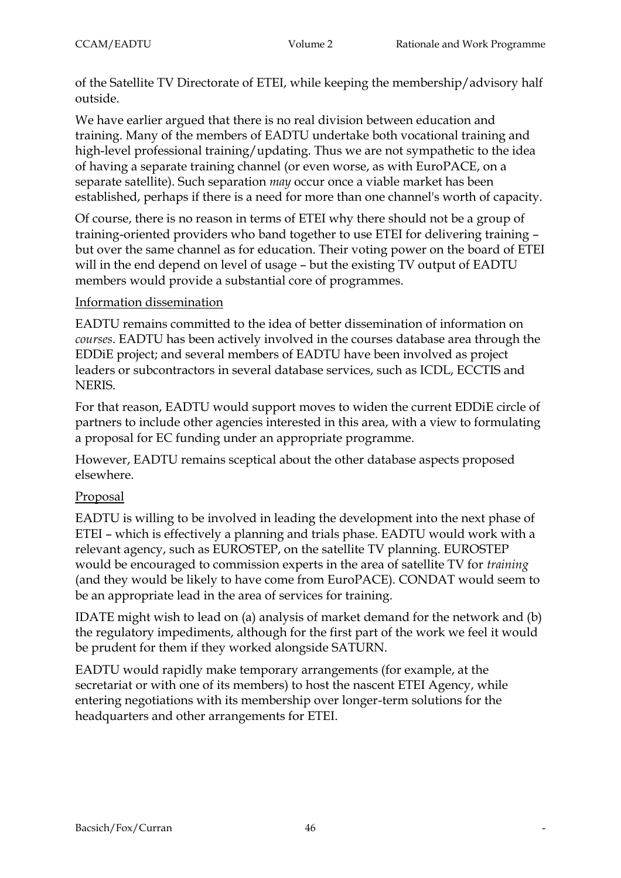of the Satellite TV Directorate of ETEI, while keeping the membership/advisory half outside.

We have earlier argued that there is no real division between education and training. Many of the members of EADTU undertake both vocational training and high-level professional training/updating. Thus we are not sympathetic to the idea of having a separate training channel (or even worse, as with EuroPACE, on a separate satellite). Such separation *may* occur once a viable market has been established, perhaps if there is a need for more than one channel's worth of capacity.

Of course, there is no reason in terms of ETEI why there should not be a group of training-oriented providers who band together to use ETEI for delivering training – but over the same channel as for education. Their voting power on the board of ETEI will in the end depend on level of usage – but the existing TV output of EADTU members would provide a substantial core of programmes.

<u>Information dissemination</u>

EADTU remains committed to the idea of better dissemination of information on *courses*. EADTU has been actively involved in the courses database area through the EDDiE project; and several members of EADTU have been involved as project leaders or subcontractors in several database services, such as ICDL, ECCTIS and NERIS.

For that reason, EADTU would support moves to widen the current EDDiE circle of partners to include other agencies interested in this area, with a view to formulating a proposal for EC funding under an appropriate programme.

However, EADTU remains sceptical about the other database aspects proposed elsewhere.

<u>Proposal</u>

EADTU is willing to be involved in leading the development into the next phase of ETEI – which is effectively a planning and trials phase. EADTU would work with a relevant agency, such as EUROSTEP, on the satellite TV planning. EUROSTEP would be encouraged to commission experts in the area of satellite TV for *training* (and they would be likely to have come from EuroPACE). CONDAT would seem to be an appropriate lead in the area of services for training.

IDATE might wish to lead on (a) analysis of market demand for the network and (b) the regulatory impediments, although for the first part of the work we feel it would be prudent for them if they worked alongside SATURN.

EADTU would rapidly make temporary arrangements (for example, at the secretariat or with one of its members) to host the nascent ETEI Agency, while entering negotiations with its membership over longer-term solutions for the headquarters and other arrangements for ETEI.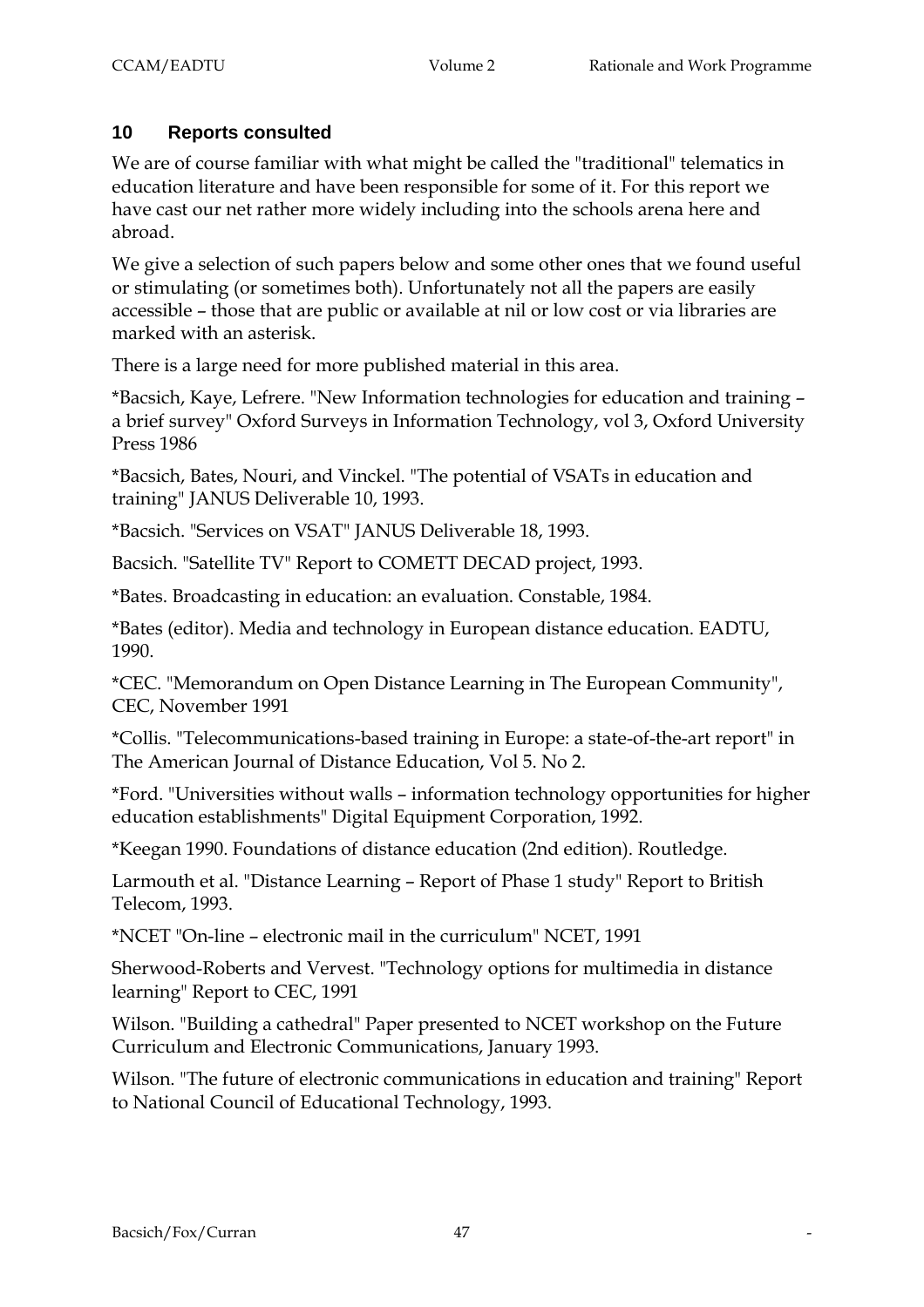## 10 Reports consulted

We are of course familiar with what might be called the "traditional" telematics in education literature and have been responsible for some of it. For this report we have cast our net rather more widely including into the schools arena here and abroad.

We give a selection of such papers below and some other ones that we found useful or stimulating (or sometimes both). Unfortunately not all the papers are easily accessible – those that are public or available at nil or low cost or via libraries are marked with an asterisk.

There is a large need for more published material in this area.

*Bacsich, Kaye, Lefrere. "New Information technologies for education and training – a brief survey" Oxford Surveys in Information Technology, vol 3, Oxford University Press 1986

*Bacsich, Bates, Nouri, and Vinckel. "The potential of VSATs in education and training" JANUS Deliverable 10, 1993.

*Bacsich. "Services on VSAT" JANUS Deliverable 18, 1993.

Bacsich. "Satellite TV" Report to COMETT DECAD project, 1993.

*Bates. Broadcasting in education: an evaluation. Constable, 1984.

*Bates (editor). Media and technology in European distance education. EADTU, 1990.

*CEC. "Memorandum on Open Distance Learning in The European Community", CEC, November 1991

*Collis. "Telecommunications-based training in Europe: a state-of-the-art report" in The American Journal of Distance Education, Vol 5. No 2.

*Ford. "Universities without walls – information technology opportunities for higher education establishments" Digital Equipment Corporation, 1992.

*Keegan 1990. Foundations of distance education (2nd edition). Routledge.

Larmouth et al. "Distance Learning – Report of Phase 1 study" Report to British Telecom, 1993.

*NCET "On-line – electronic mail in the curriculum" NCET, 1991

Sherwood-Roberts and Vervest. "Technology options for multimedia in distance learning" Report to CEC, 1991

Wilson. "Building a cathedral" Paper presented to NCET workshop on the Future Curriculum and Electronic Communications, January 1993.

Wilson. "The future of electronic communications in education and training" Report to National Council of Educational Technology, 1993.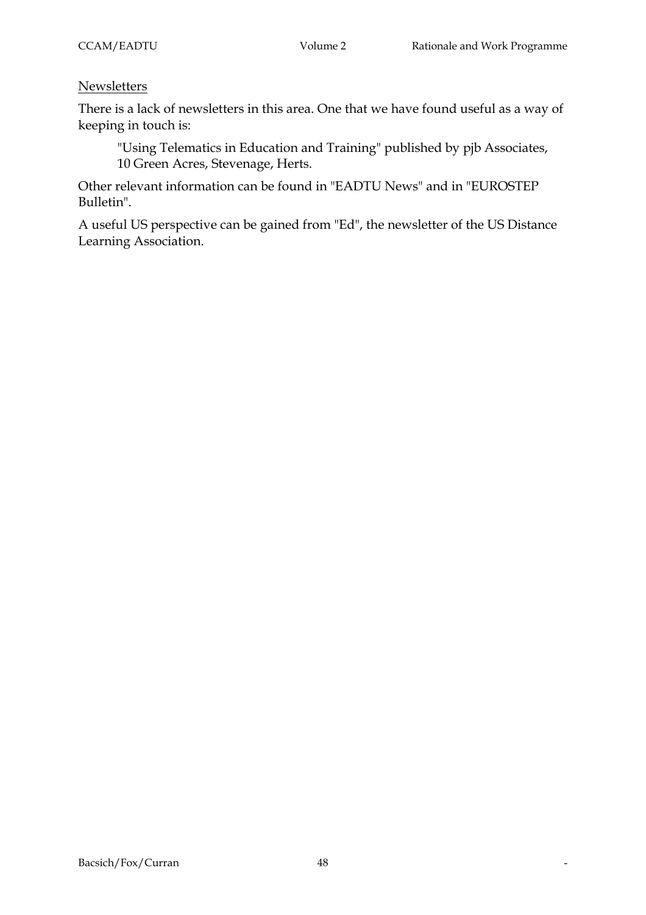Newsletters

There is a lack of newsletters in this area. One that we have found useful as a way of keeping in touch is:

> "Using Telematics in Education and Training" published by pjb Associates, 10 Green Acres, Stevenage, Herts.

Other relevant information can be found in "EADTU News" and in "EUROSTEP Bulletin".

A useful US perspective can be gained from "Ed", the newsletter of the US Distance Learning Association.